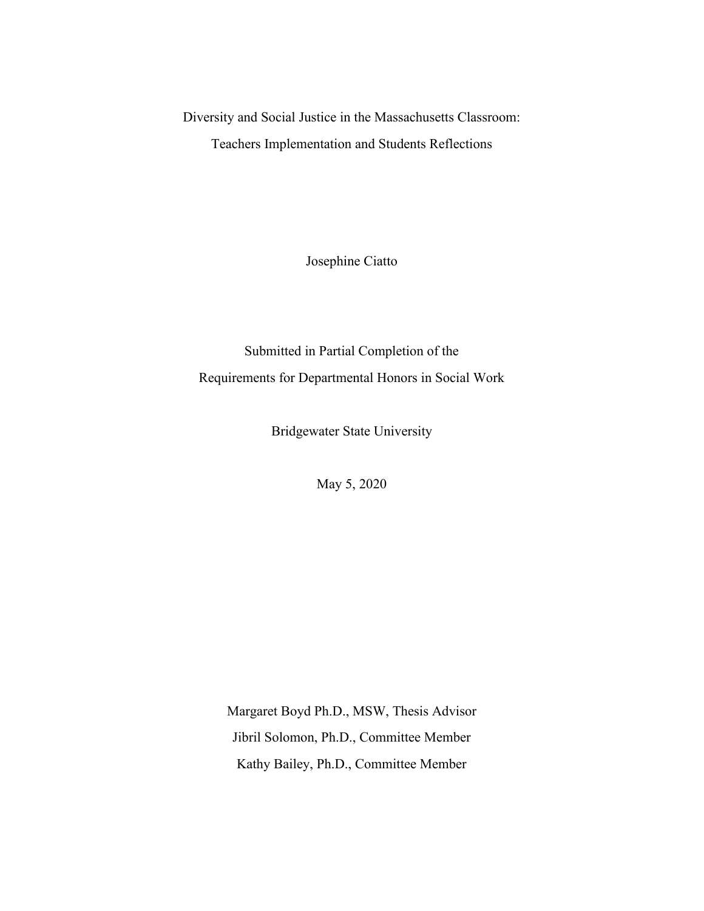# Diversity and Social Justice in the Massachusetts Classroom: Teachers Implementation and Students Reflections

Josephine Ciatto

Submitted in Partial Completion of the
Requirements for Departmental Honors in Social Work

Bridgewater State University

May 5, 2020

Margaret Boyd Ph.D., MSW, Thesis Advisor
Jibril Solomon, Ph.D., Committee Member
Kathy Bailey, Ph.D., Committee Member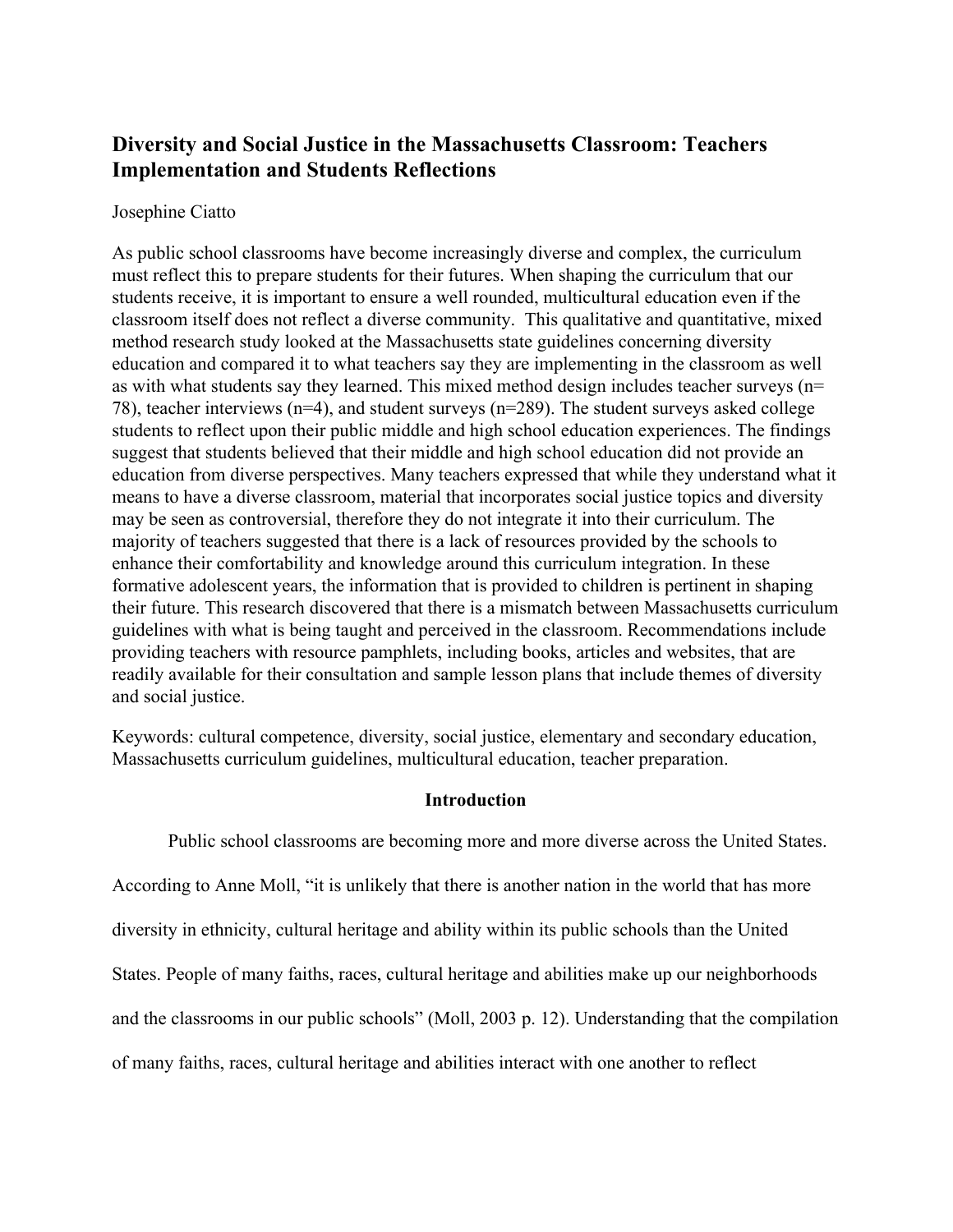## Diversity and Social Justice in the Massachusetts Classroom: Teachers Implementation and Students Reflections

Josephine Ciatto

As public school classrooms have become increasingly diverse and complex, the curriculum must reflect this to prepare students for their futures. When shaping the curriculum that our students receive, it is important to ensure a well rounded, multicultural education even if the classroom itself does not reflect a diverse community. This qualitative and quantitative, mixed method research study looked at the Massachusetts state guidelines concerning diversity education and compared it to what teachers say they are implementing in the classroom as well as with what students say they learned. This mixed method design includes teacher surveys (n= 78), teacher interviews (n=4), and student surveys (n=289). The student surveys asked college students to reflect upon their public middle and high school education experiences. The findings suggest that students believed that their middle and high school education did not provide an education from diverse perspectives. Many teachers expressed that while they understand what it means to have a diverse classroom, material that incorporates social justice topics and diversity may be seen as controversial, therefore they do not integrate it into their curriculum. The majority of teachers suggested that there is a lack of resources provided by the schools to enhance their comfortability and knowledge around this curriculum integration. In these formative adolescent years, the information that is provided to children is pertinent in shaping their future. This research discovered that there is a mismatch between Massachusetts curriculum guidelines with what is being taught and perceived in the classroom. Recommendations include providing teachers with resource pamphlets, including books, articles and websites, that are readily available for their consultation and sample lesson plans that include themes of diversity and social justice.

Keywords: cultural competence, diversity, social justice, elementary and secondary education, Massachusetts curriculum guidelines, multicultural education, teacher preparation.

### Introduction

Public school classrooms are becoming more and more diverse across the United States. According to Anne Moll, "it is unlikely that there is another nation in the world that has more diversity in ethnicity, cultural heritage and ability within its public schools than the United States. People of many faiths, races, cultural heritage and abilities make up our neighborhoods and the classrooms in our public schools" (Moll, 2003 p. 12). Understanding that the compilation of many faiths, races, cultural heritage and abilities interact with one another to reflect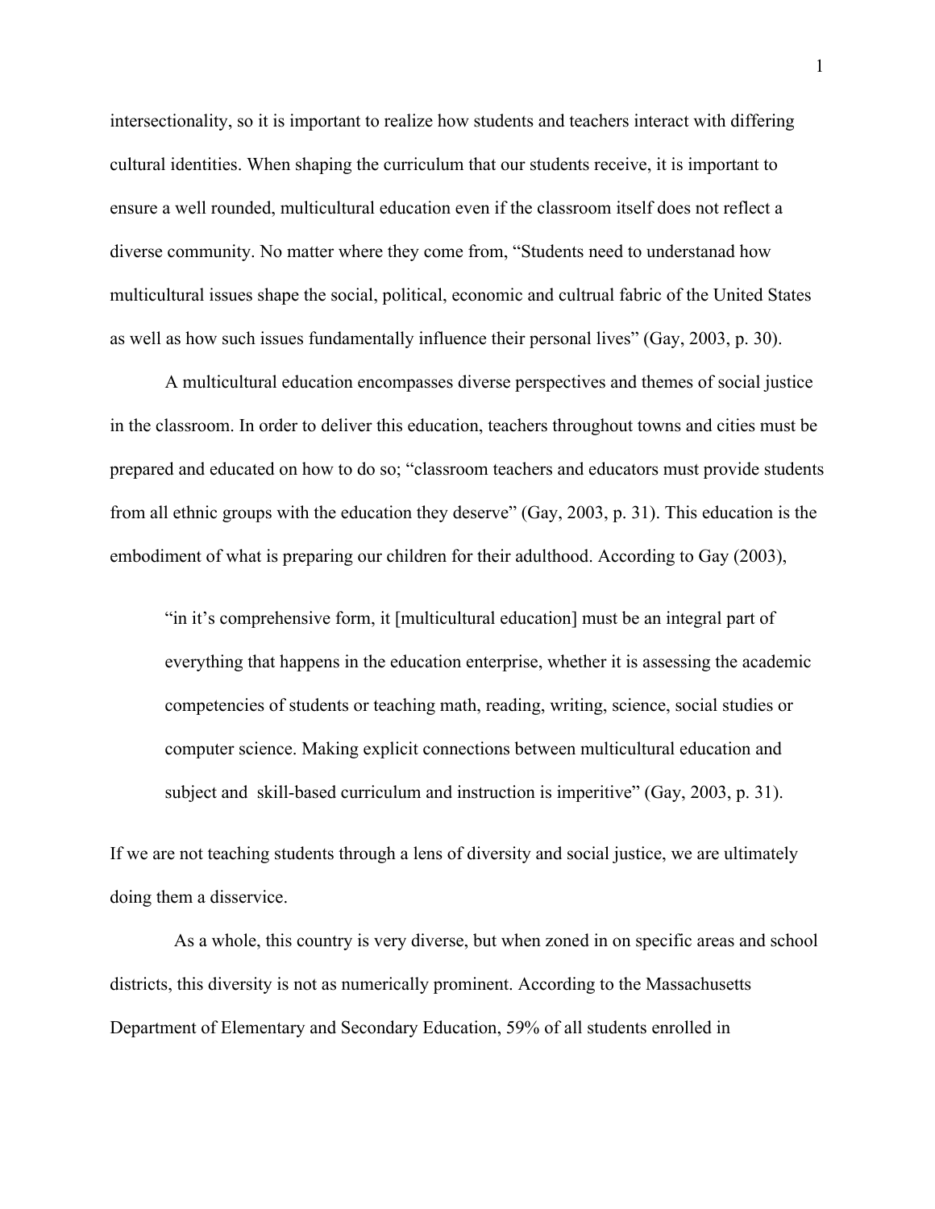intersectionality, so it is important to realize how students and teachers interact with differing cultural identities. When shaping the curriculum that our students receive, it is important to ensure a well rounded, multicultural education even if the classroom itself does not reflect a diverse community. No matter where they come from, "Students need to understanad how multicultural issues shape the social, political, economic and cultrual fabric of the United States as well as how such issues fundamentally influence their personal lives" (Gay, 2003, p. 30).

A multicultural education encompasses diverse perspectives and themes of social justice in the classroom. In order to deliver this education, teachers throughout towns and cities must be prepared and educated on how to do so; "classroom teachers and educators must provide students from all ethnic groups with the education they deserve" (Gay, 2003, p. 31). This education is the embodiment of what is preparing our children for their adulthood. According to Gay (2003),

> "in it's comprehensive form, it [multicultural education] must be an integral part of everything that happens in the education enterprise, whether it is assessing the academic competencies of students or teaching math, reading, writing, science, social studies or computer science. Making explicit connections between multicultural education and subject and skill-based curriculum and instruction is imperitive" (Gay, 2003, p. 31).

If we are not teaching students through a lens of diversity and social justice, we are ultimately doing them a disservice.

As a whole, this country is very diverse, but when zoned in on specific areas and school districts, this diversity is not as numerically prominent. According to the Massachusetts Department of Elementary and Secondary Education, 59% of all students enrolled in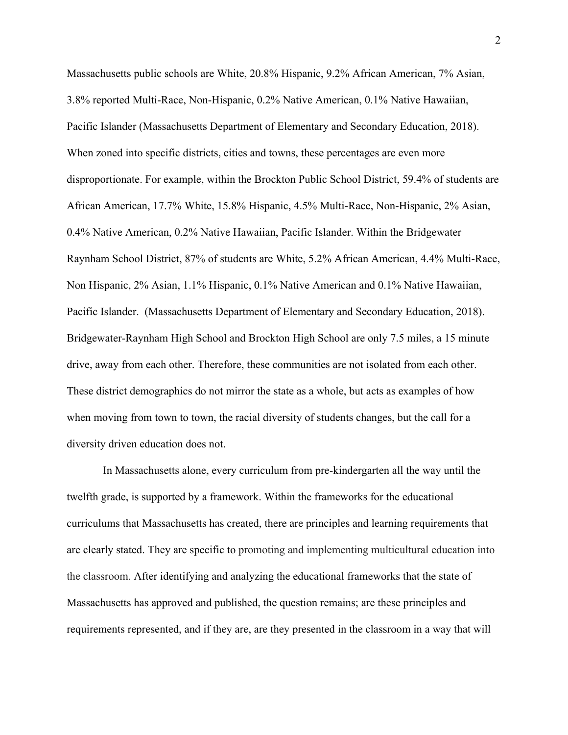Massachusetts public schools are White, 20.8% Hispanic, 9.2% African American, 7% Asian, 3.8% reported Multi-Race, Non-Hispanic, 0.2% Native American, 0.1% Native Hawaiian, Pacific Islander (Massachusetts Department of Elementary and Secondary Education, 2018). When zoned into specific districts, cities and towns, these percentages are even more disproportionate. For example, within the Brockton Public School District, 59.4% of students are African American, 17.7% White, 15.8% Hispanic, 4.5% Multi-Race, Non-Hispanic, 2% Asian, 0.4% Native American, 0.2% Native Hawaiian, Pacific Islander. Within the Bridgewater Raynham School District, 87% of students are White, 5.2% African American, 4.4% Multi-Race, Non Hispanic, 2% Asian, 1.1% Hispanic, 0.1% Native American and 0.1% Native Hawaiian, Pacific Islander. (Massachusetts Department of Elementary and Secondary Education, 2018). Bridgewater-Raynham High School and Brockton High School are only 7.5 miles, a 15 minute drive, away from each other. Therefore, these communities are not isolated from each other. These district demographics do not mirror the state as a whole, but acts as examples of how when moving from town to town, the racial diversity of students changes, but the call for a diversity driven education does not.

In Massachusetts alone, every curriculum from pre-kindergarten all the way until the twelfth grade, is supported by a framework. Within the frameworks for the educational curriculums that Massachusetts has created, there are principles and learning requirements that are clearly stated. They are specific to promoting and implementing multicultural education into the classroom. After identifying and analyzing the educational frameworks that the state of Massachusetts has approved and published, the question remains; are these principles and requirements represented, and if they are, are they presented in the classroom in a way that will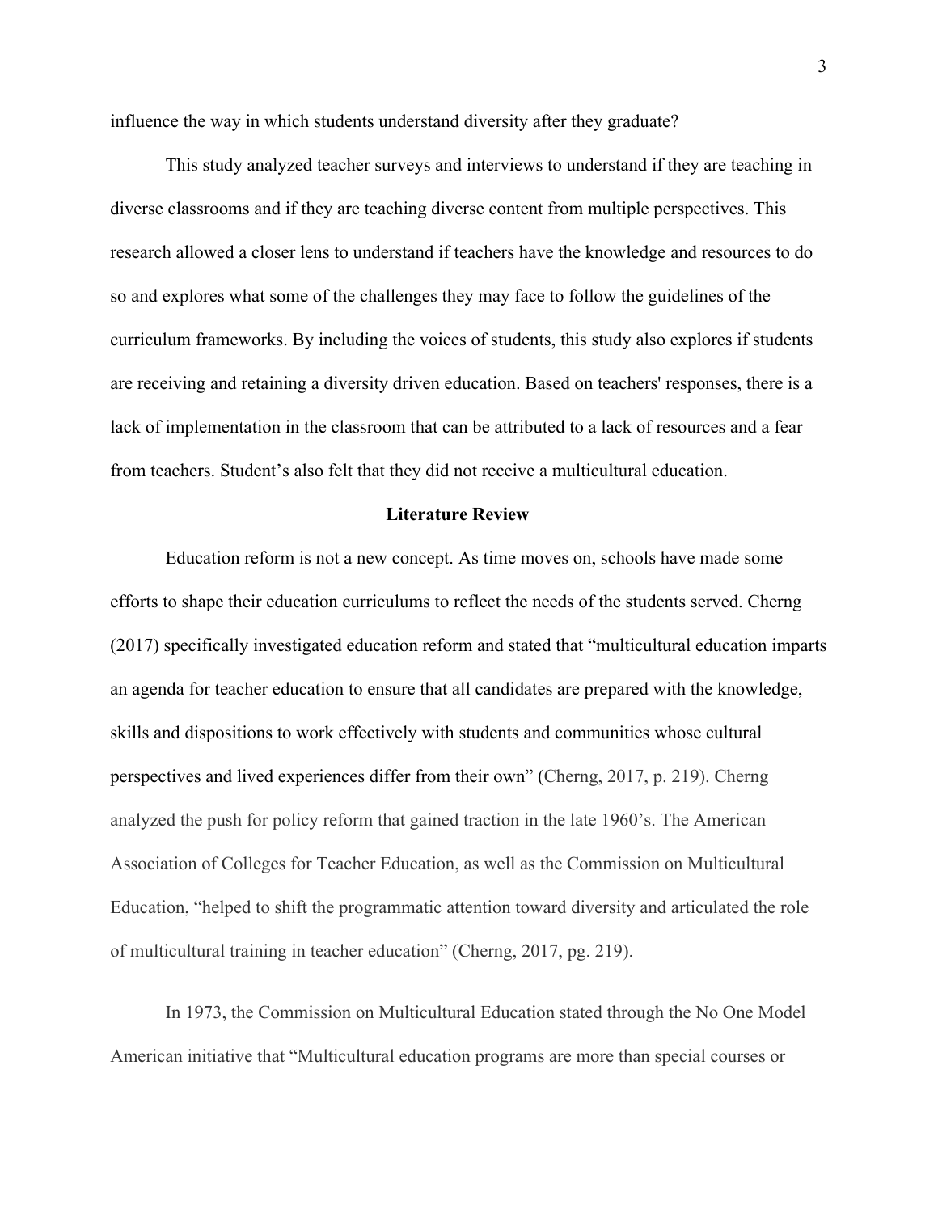influence the way in which students understand diversity after they graduate?

This study analyzed teacher surveys and interviews to understand if they are teaching in diverse classrooms and if they are teaching diverse content from multiple perspectives. This research allowed a closer lens to understand if teachers have the knowledge and resources to do so and explores what some of the challenges they may face to follow the guidelines of the curriculum frameworks. By including the voices of students, this study also explores if students are receiving and retaining a diversity driven education. Based on teachers' responses, there is a lack of implementation in the classroom that can be attributed to a lack of resources and a fear from teachers. Student's also felt that they did not receive a multicultural education.

## Literature Review

Education reform is not a new concept. As time moves on, schools have made some efforts to shape their education curriculums to reflect the needs of the students served. Cherng (2017) specifically investigated education reform and stated that "multicultural education imparts an agenda for teacher education to ensure that all candidates are prepared with the knowledge, skills and dispositions to work effectively with students and communities whose cultural perspectives and lived experiences differ from their own" (Cherng, 2017, p. 219). Cherng analyzed the push for policy reform that gained traction in the late 1960's. The American Association of Colleges for Teacher Education, as well as the Commission on Multicultural Education, "helped to shift the programmatic attention toward diversity and articulated the role of multicultural training in teacher education" (Cherng, 2017, pg. 219).

In 1973, the Commission on Multicultural Education stated through the No One Model American initiative that "Multicultural education programs are more than special courses or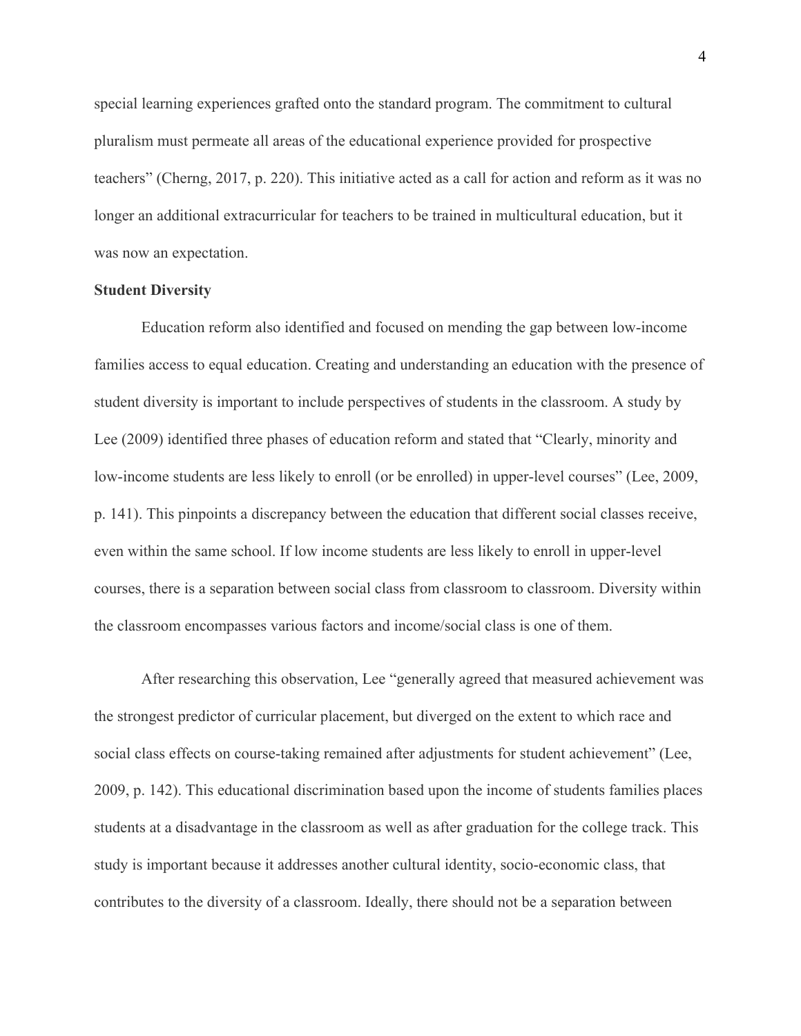special learning experiences grafted onto the standard program. The commitment to cultural pluralism must permeate all areas of the educational experience provided for prospective teachers" (Cherng, 2017, p. 220). This initiative acted as a call for action and reform as it was no longer an additional extracurricular for teachers to be trained in multicultural education, but it was now an expectation.

**Student Diversity**

Education reform also identified and focused on mending the gap between low-income families access to equal education. Creating and understanding an education with the presence of student diversity is important to include perspectives of students in the classroom. A study by Lee (2009) identified three phases of education reform and stated that "Clearly, minority and low-income students are less likely to enroll (or be enrolled) in upper-level courses" (Lee, 2009, p. 141). This pinpoints a discrepancy between the education that different social classes receive, even within the same school. If low income students are less likely to enroll in upper-level courses, there is a separation between social class from classroom to classroom. Diversity within the classroom encompasses various factors and income/social class is one of them.

After researching this observation, Lee "generally agreed that measured achievement was the strongest predictor of curricular placement, but diverged on the extent to which race and social class effects on course-taking remained after adjustments for student achievement" (Lee, 2009, p. 142). This educational discrimination based upon the income of students families places students at a disadvantage in the classroom as well as after graduation for the college track. This study is important because it addresses another cultural identity, socio-economic class, that contributes to the diversity of a classroom. Ideally, there should not be a separation between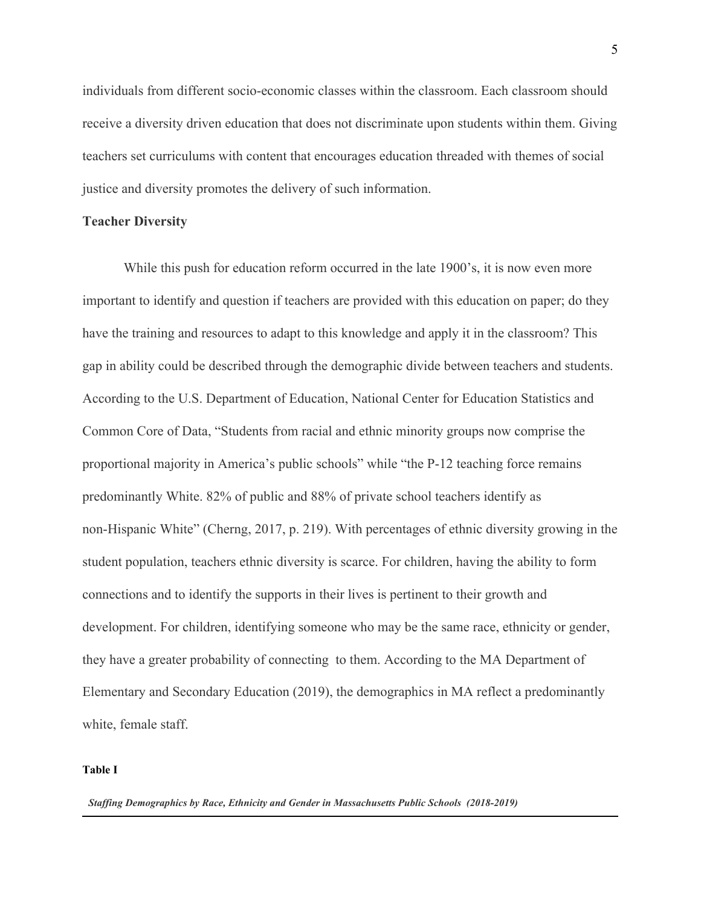individuals from different socio-economic classes within the classroom. Each classroom should receive a diversity driven education that does not discriminate upon students within them. Giving teachers set curriculums with content that encourages education threaded with themes of social justice and diversity promotes the delivery of such information.

**Teacher Diversity**

While this push for education reform occurred in the late 1900's, it is now even more important to identify and question if teachers are provided with this education on paper; do they have the training and resources to adapt to this knowledge and apply it in the classroom? This gap in ability could be described through the demographic divide between teachers and students. According to the U.S. Department of Education, National Center for Education Statistics and Common Core of Data, "Students from racial and ethnic minority groups now comprise the proportional majority in America's public schools" while "the P-12 teaching force remains predominantly White. 82% of public and 88% of private school teachers identify as non-Hispanic White" (Cherng, 2017, p. 219). With percentages of ethnic diversity growing in the student population, teachers ethnic diversity is scarce. For children, having the ability to form connections and to identify the supports in their lives is pertinent to their growth and development. For children, identifying someone who may be the same race, ethnicity or gender, they have a greater probability of connecting to them. According to the MA Department of Elementary and Secondary Education (2019), the demographics in MA reflect a predominantly white, female staff.

**Table I**

***Staffing Demographics by Race, Ethnicity and Gender in Massachusetts Public Schools (2018-2019)***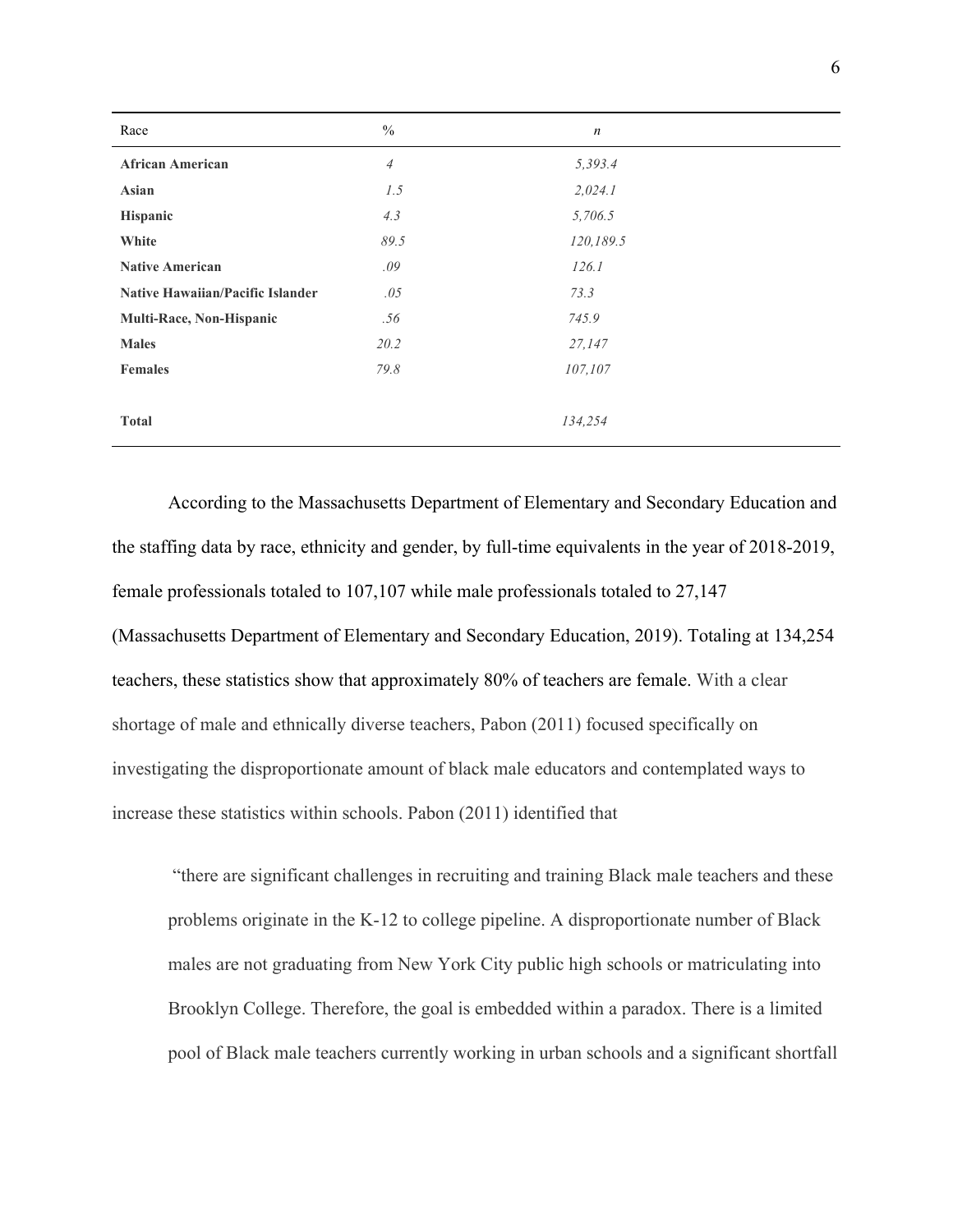| Race | % | *n* |
|---|---|---|
| **African American** | *4* | *5,393.4* |
| **Asian** | *1.5* | *2,024.1* |
| **Hispanic** | *4.3* | *5,706.5* |
| **White** | *89.5* | *120,189.5* |
| **Native American** | *.09* | *126.1* |
| **Native Hawaiian/Pacific Islander** | *.05* | *73.3* |
| **Multi-Race, Non-Hispanic** | *.56* | *745.9* |
| **Males** | *20.2* | *27,147* |
| **Females** | *79.8* | *107,107* |
| | | |
| **Total** | | *134,254* |

According to the Massachusetts Department of Elementary and Secondary Education and the staffing data by race, ethnicity and gender, by full-time equivalents in the year of 2018-2019, female professionals totaled to 107,107 while male professionals totaled to 27,147 (Massachusetts Department of Elementary and Secondary Education, 2019). Totaling at 134,254 teachers, these statistics show that approximately 80% of teachers are female. With a clear shortage of male and ethnically diverse teachers, Pabon (2011) focused specifically on investigating the disproportionate amount of black male educators and contemplated ways to increase these statistics within schools. Pabon (2011) identified that

> "there are significant challenges in recruiting and training Black male teachers and these problems originate in the K-12 to college pipeline. A disproportionate number of Black males are not graduating from New York City public high schools or matriculating into Brooklyn College. Therefore, the goal is embedded within a paradox. There is a limited pool of Black male teachers currently working in urban schools and a significant shortfall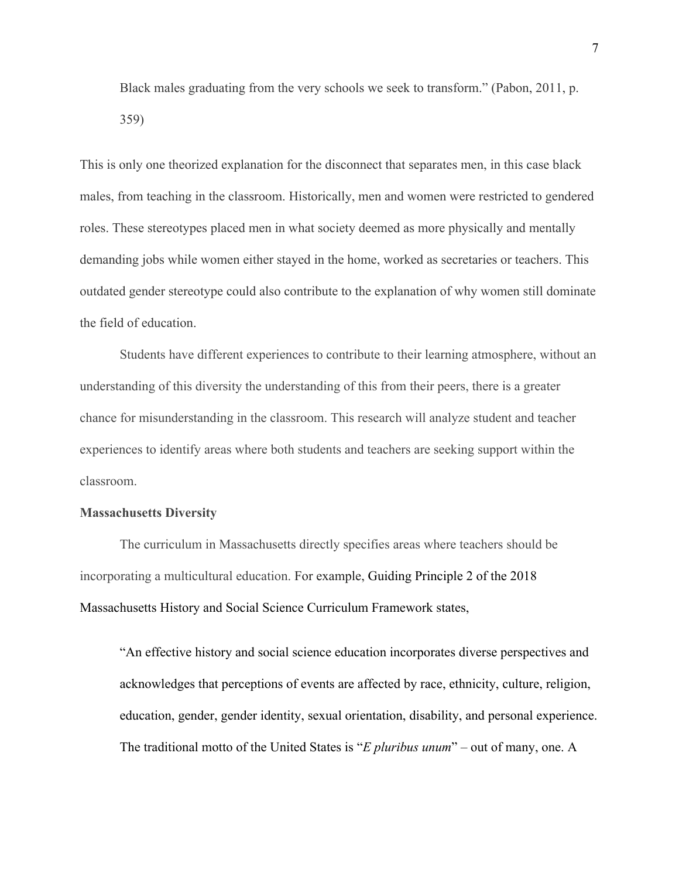Black males graduating from the very schools we seek to transform." (Pabon, 2011, p. 359)

This is only one theorized explanation for the disconnect that separates men, in this case black males, from teaching in the classroom. Historically, men and women were restricted to gendered roles. These stereotypes placed men in what society deemed as more physically and mentally demanding jobs while women either stayed in the home, worked as secretaries or teachers. This outdated gender stereotype could also contribute to the explanation of why women still dominate the field of education.

Students have different experiences to contribute to their learning atmosphere, without an understanding of this diversity the understanding of this from their peers, there is a greater chance for misunderstanding in the classroom. This research will analyze student and teacher experiences to identify areas where both students and teachers are seeking support within the classroom.

**Massachusetts Diversity**

The curriculum in Massachusetts directly specifies areas where teachers should be incorporating a multicultural education. For example, Guiding Principle 2 of the 2018 Massachusetts History and Social Science Curriculum Framework states,

> "An effective history and social science education incorporates diverse perspectives and acknowledges that perceptions of events are affected by race, ethnicity, culture, religion, education, gender, gender identity, sexual orientation, disability, and personal experience. The traditional motto of the United States is "*E pluribus unum*" – out of many, one. A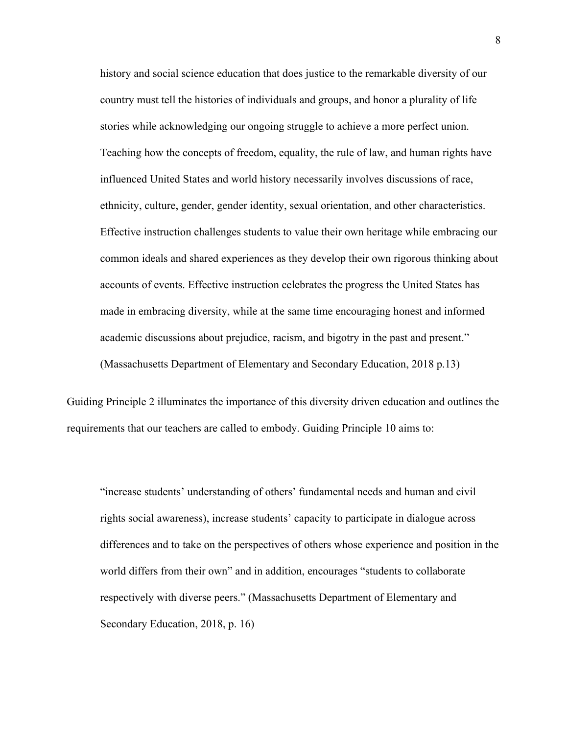> history and social science education that does justice to the remarkable diversity of our country must tell the histories of individuals and groups, and honor a plurality of life stories while acknowledging our ongoing struggle to achieve a more perfect union. Teaching how the concepts of freedom, equality, the rule of law, and human rights have influenced United States and world history necessarily involves discussions of race, ethnicity, culture, gender, gender identity, sexual orientation, and other characteristics. Effective instruction challenges students to value their own heritage while embracing our common ideals and shared experiences as they develop their own rigorous thinking about accounts of events. Effective instruction celebrates the progress the United States has made in embracing diversity, while at the same time encouraging honest and informed academic discussions about prejudice, racism, and bigotry in the past and present." (Massachusetts Department of Elementary and Secondary Education, 2018 p.13)

Guiding Principle 2 illuminates the importance of this diversity driven education and outlines the requirements that our teachers are called to embody. Guiding Principle 10 aims to:

> "increase students' understanding of others' fundamental needs and human and civil rights social awareness), increase students' capacity to participate in dialogue across differences and to take on the perspectives of others whose experience and position in the world differs from their own" and in addition, encourages "students to collaborate respectively with diverse peers." (Massachusetts Department of Elementary and Secondary Education, 2018, p. 16)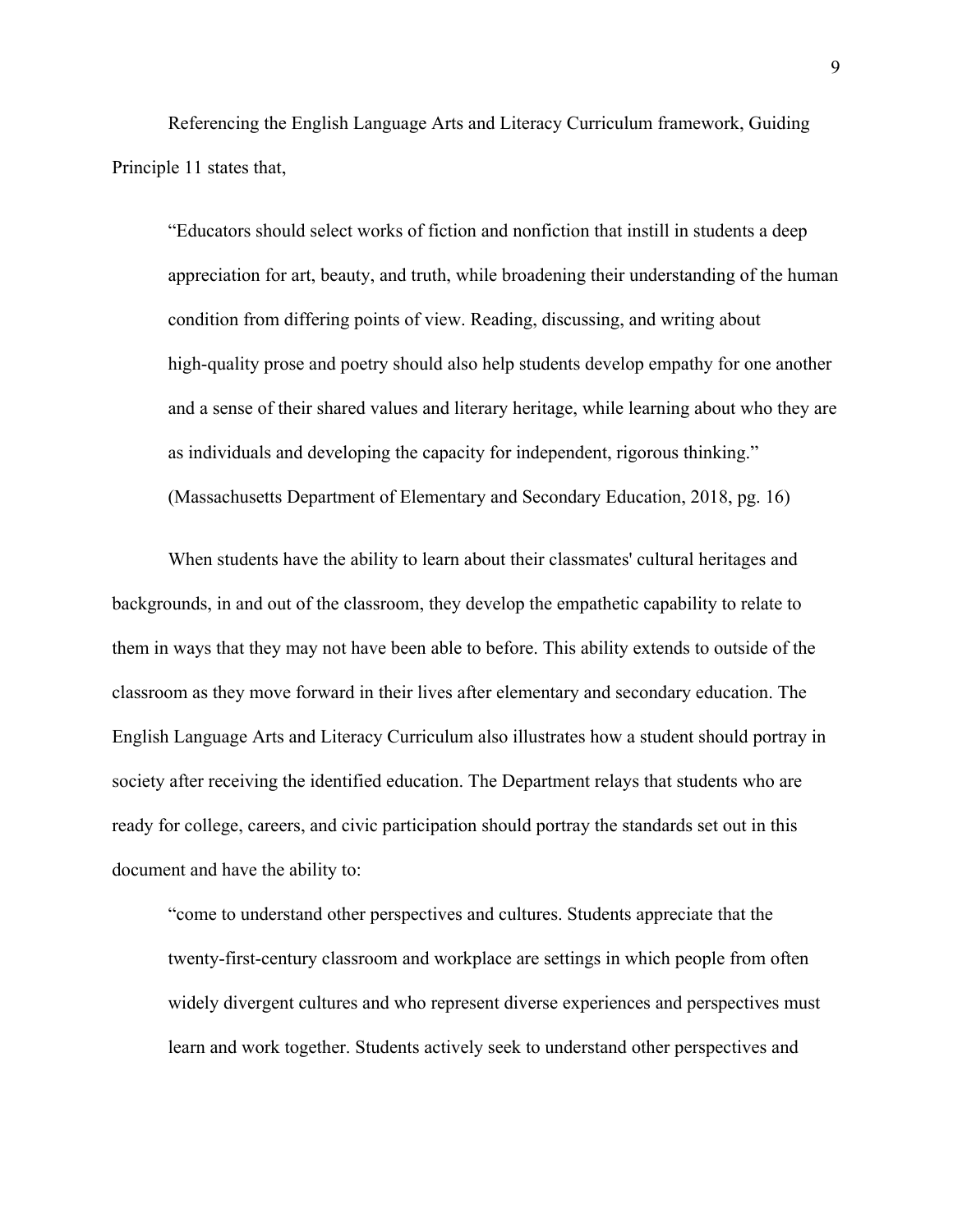Referencing the English Language Arts and Literacy Curriculum framework, Guiding Principle 11 states that,

> "Educators should select works of fiction and nonfiction that instill in students a deep appreciation for art, beauty, and truth, while broadening their understanding of the human condition from differing points of view. Reading, discussing, and writing about high-quality prose and poetry should also help students develop empathy for one another and a sense of their shared values and literary heritage, while learning about who they are as individuals and developing the capacity for independent, rigorous thinking." (Massachusetts Department of Elementary and Secondary Education, 2018, pg. 16)

When students have the ability to learn about their classmates' cultural heritages and backgrounds, in and out of the classroom, they develop the empathetic capability to relate to them in ways that they may not have been able to before. This ability extends to outside of the classroom as they move forward in their lives after elementary and secondary education. The English Language Arts and Literacy Curriculum also illustrates how a student should portray in society after receiving the identified education. The Department relays that students who are ready for college, careers, and civic participation should portray the standards set out in this document and have the ability to:

> "come to understand other perspectives and cultures. Students appreciate that the twenty-first-century classroom and workplace are settings in which people from often widely divergent cultures and who represent diverse experiences and perspectives must learn and work together. Students actively seek to understand other perspectives and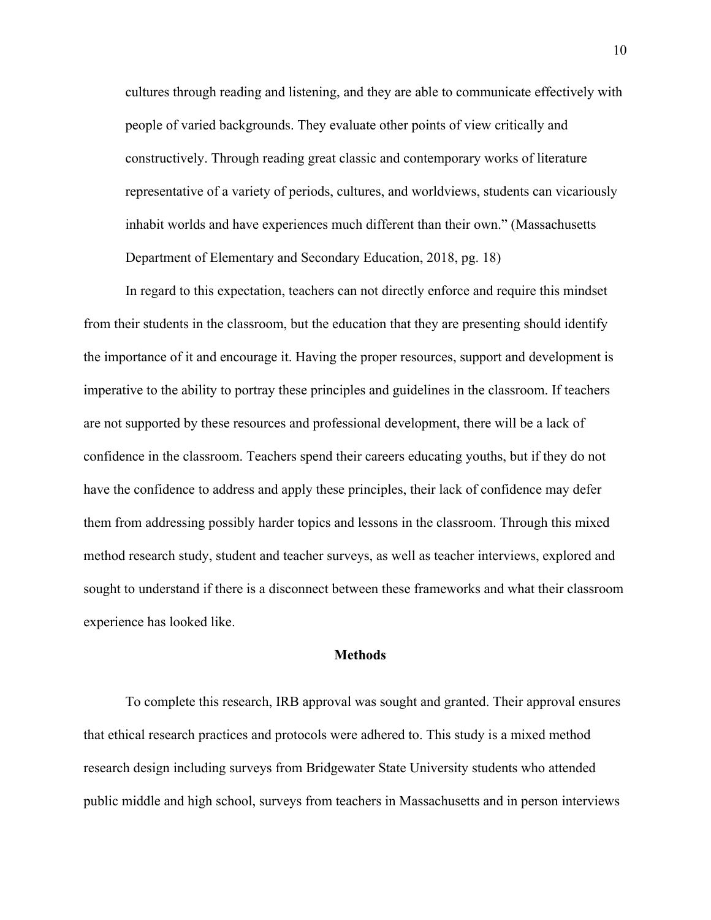cultures through reading and listening, and they are able to communicate effectively with people of varied backgrounds. They evaluate other points of view critically and constructively. Through reading great classic and contemporary works of literature representative of a variety of periods, cultures, and worldviews, students can vicariously inhabit worlds and have experiences much different than their own." (Massachusetts Department of Elementary and Secondary Education, 2018, pg. 18)

In regard to this expectation, teachers can not directly enforce and require this mindset from their students in the classroom, but the education that they are presenting should identify the importance of it and encourage it. Having the proper resources, support and development is imperative to the ability to portray these principles and guidelines in the classroom. If teachers are not supported by these resources and professional development, there will be a lack of confidence in the classroom. Teachers spend their careers educating youths, but if they do not have the confidence to address and apply these principles, their lack of confidence may defer them from addressing possibly harder topics and lessons in the classroom. Through this mixed method research study, student and teacher surveys, as well as teacher interviews, explored and sought to understand if there is a disconnect between these frameworks and what their classroom experience has looked like.

## Methods

To complete this research, IRB approval was sought and granted. Their approval ensures that ethical research practices and protocols were adhered to. This study is a mixed method research design including surveys from Bridgewater State University students who attended public middle and high school, surveys from teachers in Massachusetts and in person interviews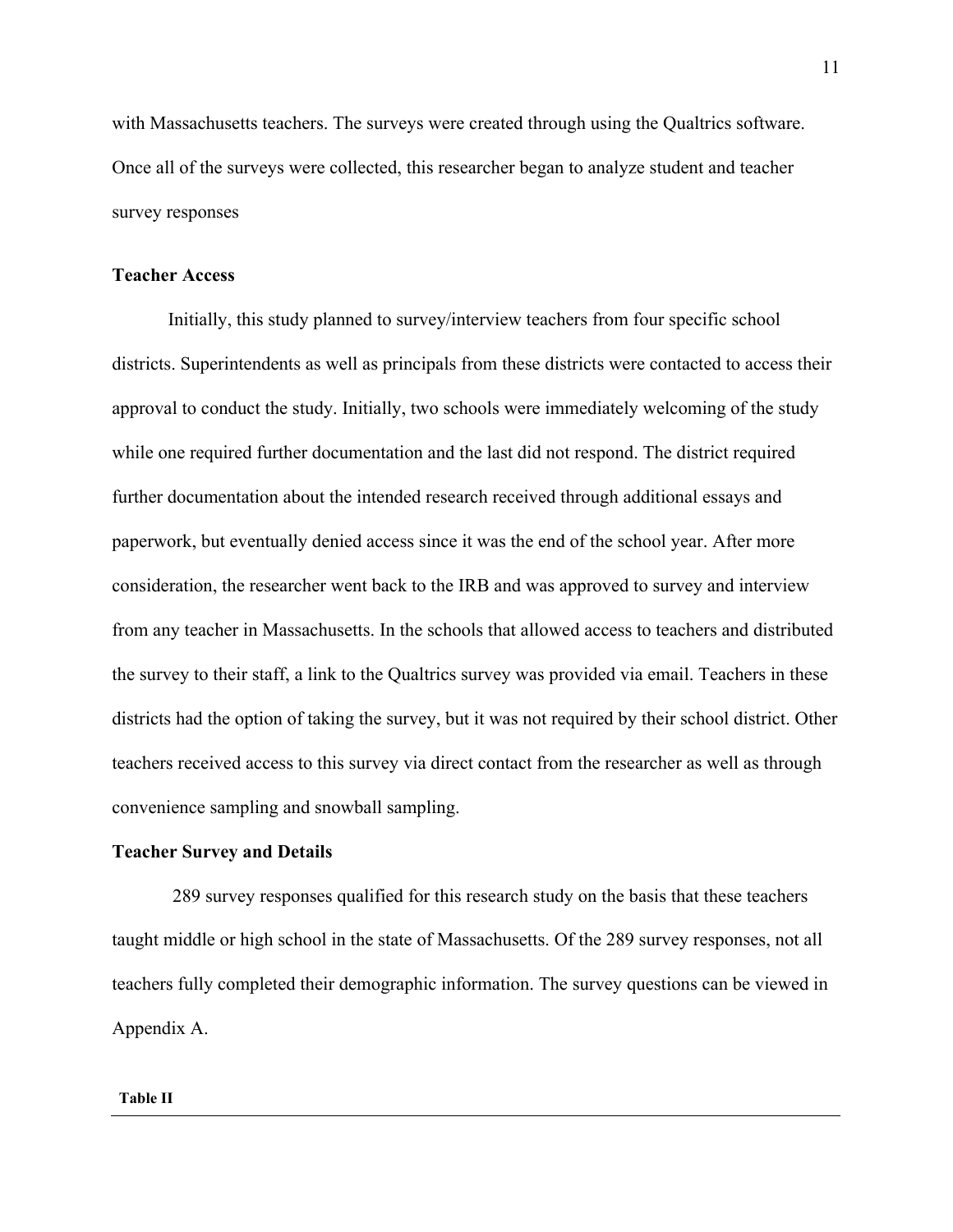with Massachusetts teachers. The surveys were created through using the Qualtrics software. Once all of the surveys were collected, this researcher began to analyze student and teacher survey responses

**Teacher Access**

Initially, this study planned to survey/interview teachers from four specific school districts. Superintendents as well as principals from these districts were contacted to access their approval to conduct the study. Initially, two schools were immediately welcoming of the study while one required further documentation and the last did not respond. The district required further documentation about the intended research received through additional essays and paperwork, but eventually denied access since it was the end of the school year. After more consideration, the researcher went back to the IRB and was approved to survey and interview from any teacher in Massachusetts. In the schools that allowed access to teachers and distributed the survey to their staff, a link to the Qualtrics survey was provided via email. Teachers in these districts had the option of taking the survey, but it was not required by their school district. Other teachers received access to this survey via direct contact from the researcher as well as through convenience sampling and snowball sampling.

**Teacher Survey and Details**

289 survey responses qualified for this research study on the basis that these teachers taught middle or high school in the state of Massachusetts. Of the 289 survey responses, not all teachers fully completed their demographic information. The survey questions can be viewed in Appendix A.

**Table II**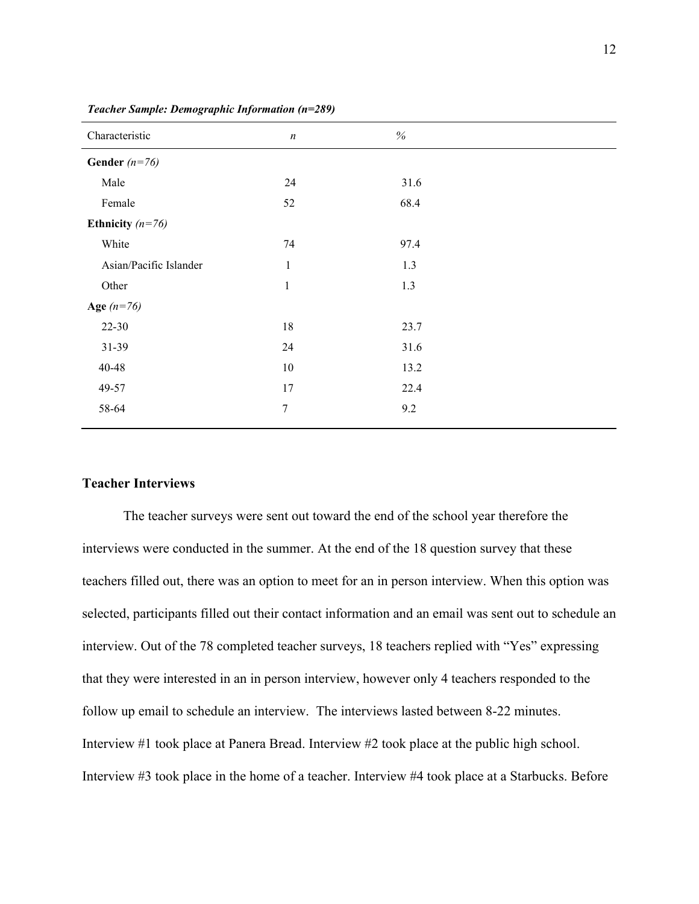***Teacher Sample: Demographic Information (n=289)***

| Characteristic | *n* | *%* |
|---|---|---|
| **Gender** *(n=76)* | | |
| Male | 24 | 31.6 |
| Female | 52 | 68.4 |
| **Ethnicity** *(n=76)* | | |
| White | 74 | 97.4 |
| Asian/Pacific Islander | 1 | 1.3 |
| Other | 1 | 1.3 |
| **Age** *(n=76)* | | |
| 22-30 | 18 | 23.7 |
| 31-39 | 24 | 31.6 |
| 40-48 | 10 | 13.2 |
| 49-57 | 17 | 22.4 |
| 58-64 | 7 | 9.2 |

### Teacher Interviews

The teacher surveys were sent out toward the end of the school year therefore the interviews were conducted in the summer. At the end of the 18 question survey that these teachers filled out, there was an option to meet for an in person interview. When this option was selected, participants filled out their contact information and an email was sent out to schedule an interview. Out of the 78 completed teacher surveys, 18 teachers replied with "Yes" expressing that they were interested in an in person interview, however only 4 teachers responded to the follow up email to schedule an interview. The interviews lasted between 8-22 minutes. Interview #1 took place at Panera Bread. Interview #2 took place at the public high school. Interview #3 took place in the home of a teacher. Interview #4 took place at a Starbucks. Before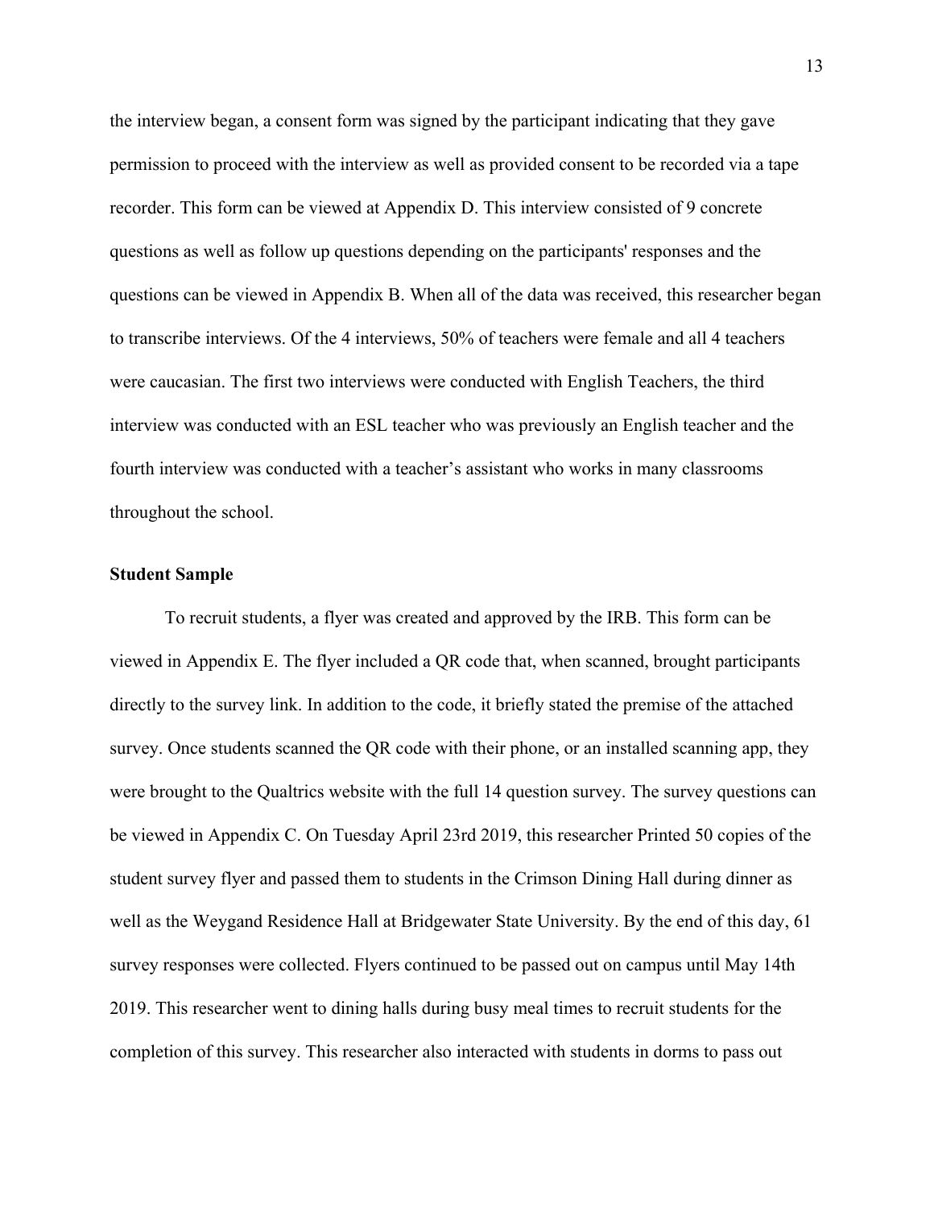the interview began, a consent form was signed by the participant indicating that they gave permission to proceed with the interview as well as provided consent to be recorded via a tape recorder. This form can be viewed at Appendix D. This interview consisted of 9 concrete questions as well as follow up questions depending on the participants' responses and the questions can be viewed in Appendix B. When all of the data was received, this researcher began to transcribe interviews. Of the 4 interviews, 50% of teachers were female and all 4 teachers were caucasian. The first two interviews were conducted with English Teachers, the third interview was conducted with an ESL teacher who was previously an English teacher and the fourth interview was conducted with a teacher's assistant who works in many classrooms throughout the school.

**Student Sample**

To recruit students, a flyer was created and approved by the IRB. This form can be viewed in Appendix E. The flyer included a QR code that, when scanned, brought participants directly to the survey link. In addition to the code, it briefly stated the premise of the attached survey. Once students scanned the QR code with their phone, or an installed scanning app, they were brought to the Qualtrics website with the full 14 question survey. The survey questions can be viewed in Appendix C. On Tuesday April 23rd 2019, this researcher Printed 50 copies of the student survey flyer and passed them to students in the Crimson Dining Hall during dinner as well as the Weygand Residence Hall at Bridgewater State University. By the end of this day, 61 survey responses were collected. Flyers continued to be passed out on campus until May 14th 2019. This researcher went to dining halls during busy meal times to recruit students for the completion of this survey. This researcher also interacted with students in dorms to pass out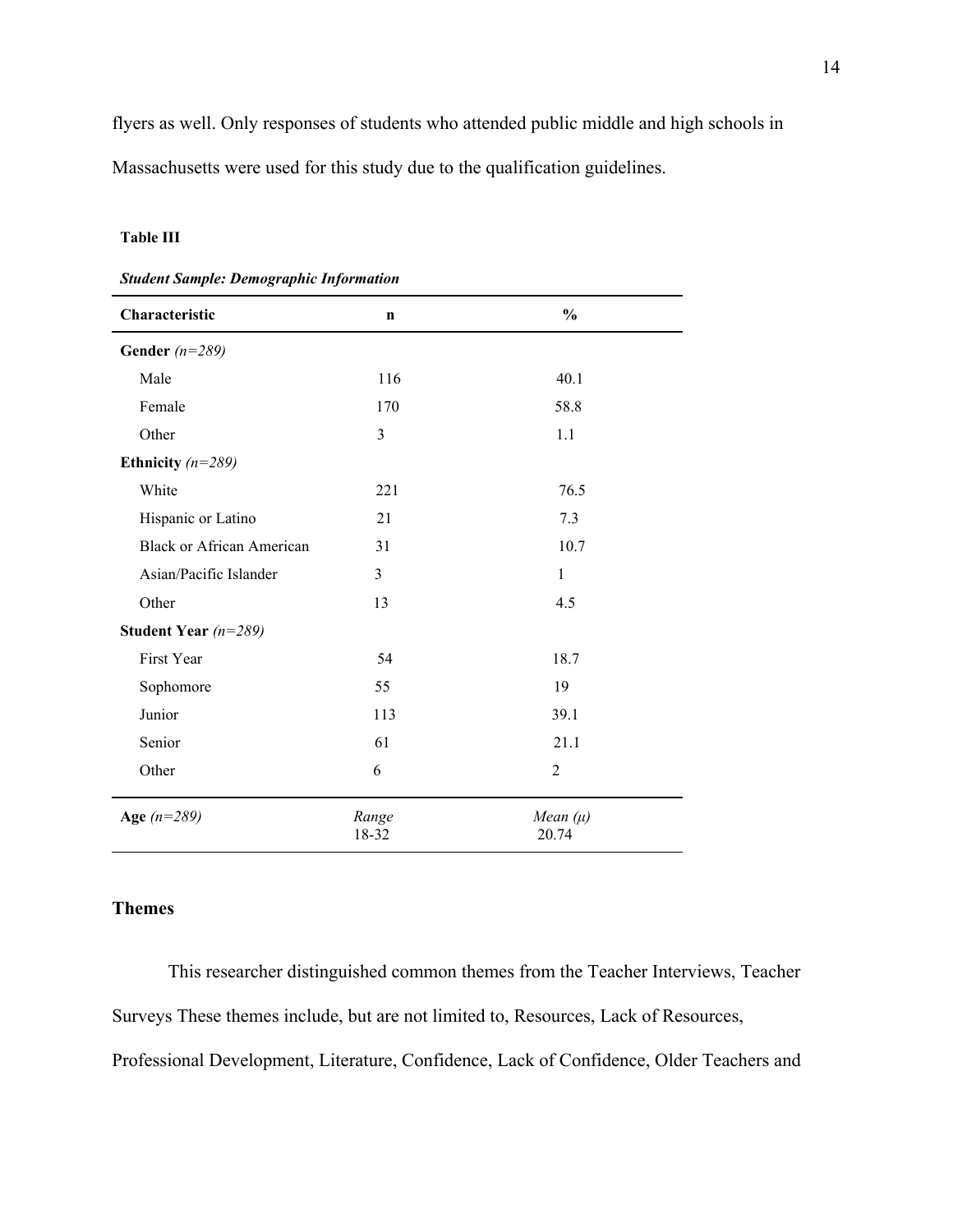flyers as well. Only responses of students who attended public middle and high schools in Massachusetts were used for this study due to the qualification guidelines.

**Table III**

***Student Sample: Demographic Information***

| Characteristic | n | % |
|---|---|---|
| **Gender** *(n=289)* | | |
| Male | 116 | 40.1 |
| Female | 170 | 58.8 |
| Other | 3 | 1.1 |
| **Ethnicity** *(n=289)* | | |
| White | 221 | 76.5 |
| Hispanic or Latino | 21 | 7.3 |
| Black or African American | 31 | 10.7 |
| Asian/Pacific Islander | 3 | 1 |
| Other | 13 | 4.5 |
| **Student Year** *(n=289)* | | |
| First Year | 54 | 18.7 |
| Sophomore | 55 | 19 |
| Junior | 113 | 39.1 |
| Senior | 61 | 21.1 |
| Other | 6 | 2 |
| **Age** *(n=289)* | *Range* 18-32 | *Mean (μ)* 20.74 |

## Themes

This researcher distinguished common themes from the Teacher Interviews, Teacher Surveys These themes include, but are not limited to, Resources, Lack of Resources, Professional Development, Literature, Confidence, Lack of Confidence, Older Teachers and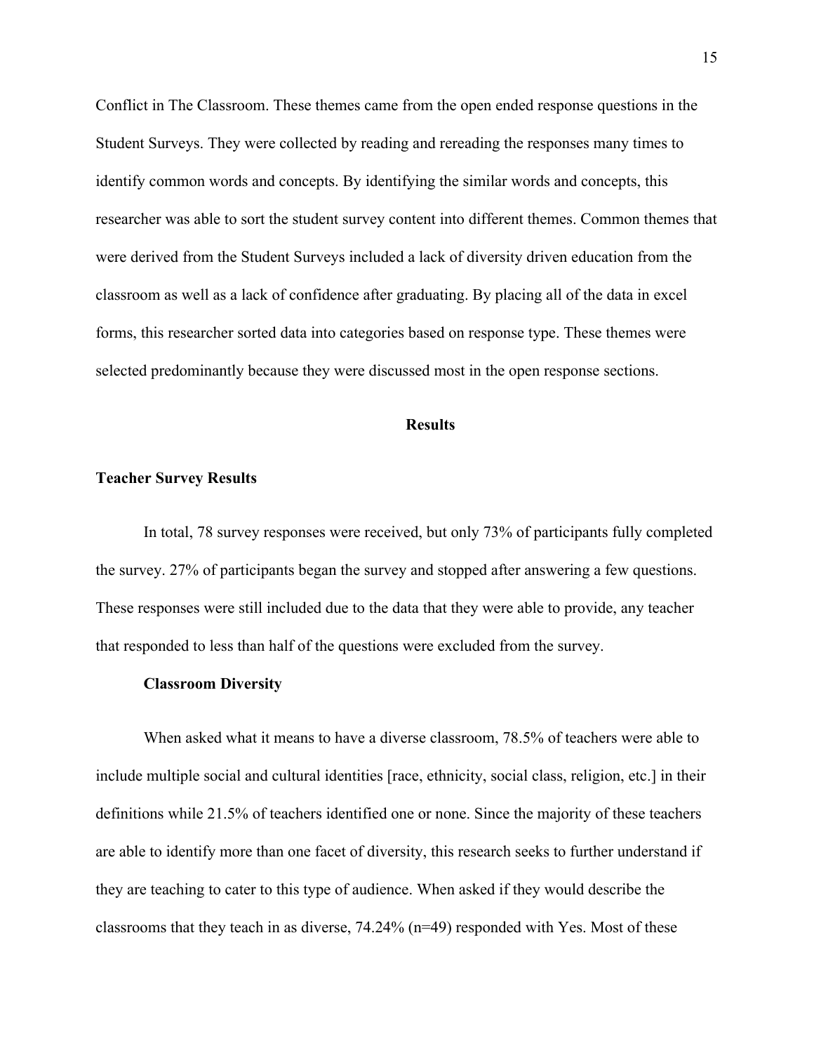Conflict in The Classroom. These themes came from the open ended response questions in the Student Surveys. They were collected by reading and rereading the responses many times to identify common words and concepts. By identifying the similar words and concepts, this researcher was able to sort the student survey content into different themes. Common themes that were derived from the Student Surveys included a lack of diversity driven education from the classroom as well as a lack of confidence after graduating. By placing all of the data in excel forms, this researcher sorted data into categories based on response type. These themes were selected predominantly because they were discussed most in the open response sections.

## Results

### Teacher Survey Results

In total, 78 survey responses were received, but only 73% of participants fully completed the survey. 27% of participants began the survey and stopped after answering a few questions. These responses were still included due to the data that they were able to provide, any teacher that responded to less than half of the questions were excluded from the survey.

#### Classroom Diversity

When asked what it means to have a diverse classroom, 78.5% of teachers were able to include multiple social and cultural identities [race, ethnicity, social class, religion, etc.] in their definitions while 21.5% of teachers identified one or none. Since the majority of these teachers are able to identify more than one facet of diversity, this research seeks to further understand if they are teaching to cater to this type of audience. When asked if they would describe the classrooms that they teach in as diverse, 74.24% (n=49) responded with Yes. Most of these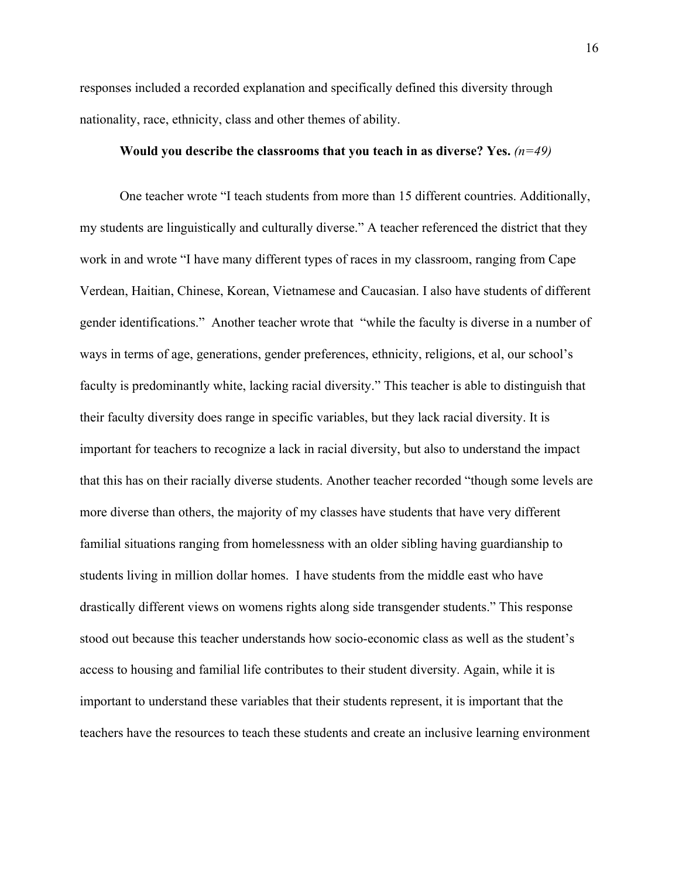responses included a recorded explanation and specifically defined this diversity through nationality, race, ethnicity, class and other themes of ability.

**Would you describe the classrooms that you teach in as diverse? Yes.** *(n=49)*

One teacher wrote "I teach students from more than 15 different countries. Additionally, my students are linguistically and culturally diverse." A teacher referenced the district that they work in and wrote "I have many different types of races in my classroom, ranging from Cape Verdean, Haitian, Chinese, Korean, Vietnamese and Caucasian. I also have students of different gender identifications." Another teacher wrote that "while the faculty is diverse in a number of ways in terms of age, generations, gender preferences, ethnicity, religions, et al, our school's faculty is predominantly white, lacking racial diversity." This teacher is able to distinguish that their faculty diversity does range in specific variables, but they lack racial diversity. It is important for teachers to recognize a lack in racial diversity, but also to understand the impact that this has on their racially diverse students. Another teacher recorded "though some levels are more diverse than others, the majority of my classes have students that have very different familial situations ranging from homelessness with an older sibling having guardianship to students living in million dollar homes. I have students from the middle east who have drastically different views on womens rights along side transgender students." This response stood out because this teacher understands how socio-economic class as well as the student's access to housing and familial life contributes to their student diversity. Again, while it is important to understand these variables that their students represent, it is important that the teachers have the resources to teach these students and create an inclusive learning environment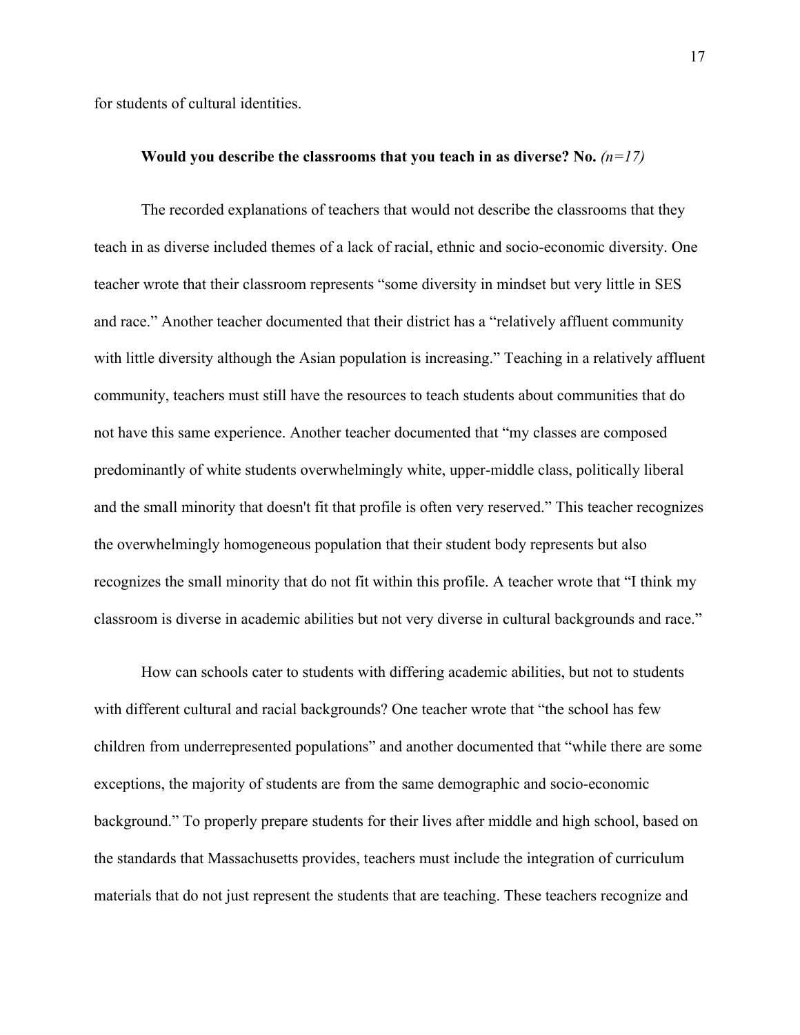for students of cultural identities.

**Would you describe the classrooms that you teach in as diverse? No.** *(n=17)*

The recorded explanations of teachers that would not describe the classrooms that they teach in as diverse included themes of a lack of racial, ethnic and socio-economic diversity. One teacher wrote that their classroom represents "some diversity in mindset but very little in SES and race." Another teacher documented that their district has a "relatively affluent community with little diversity although the Asian population is increasing." Teaching in a relatively affluent community, teachers must still have the resources to teach students about communities that do not have this same experience. Another teacher documented that "my classes are composed predominantly of white students overwhelmingly white, upper-middle class, politically liberal and the small minority that doesn't fit that profile is often very reserved." This teacher recognizes the overwhelmingly homogeneous population that their student body represents but also recognizes the small minority that do not fit within this profile. A teacher wrote that "I think my classroom is diverse in academic abilities but not very diverse in cultural backgrounds and race."

How can schools cater to students with differing academic abilities, but not to students with different cultural and racial backgrounds? One teacher wrote that "the school has few children from underrepresented populations" and another documented that "while there are some exceptions, the majority of students are from the same demographic and socio-economic background." To properly prepare students for their lives after middle and high school, based on the standards that Massachusetts provides, teachers must include the integration of curriculum materials that do not just represent the students that are teaching. These teachers recognize and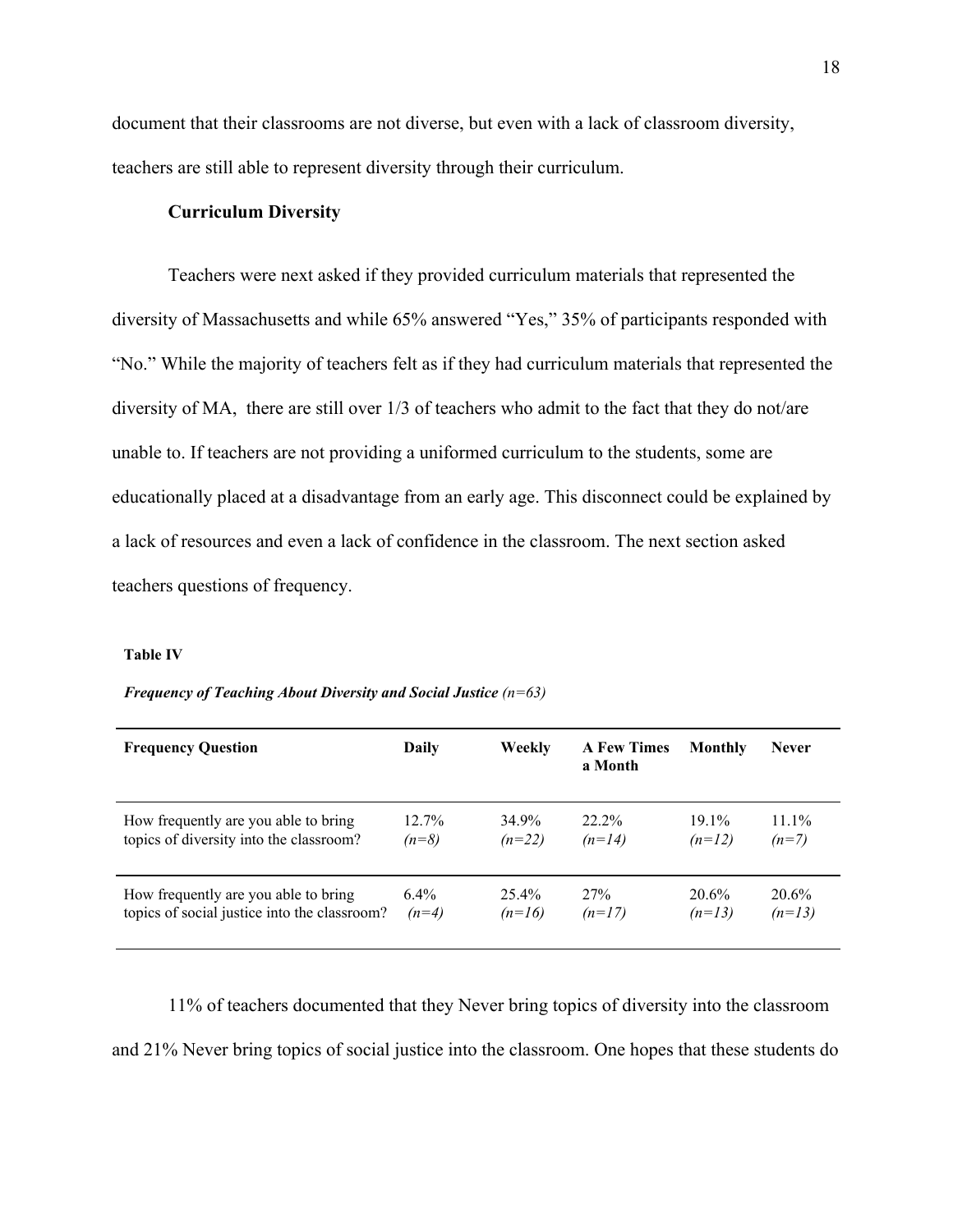document that their classrooms are not diverse, but even with a lack of classroom diversity, teachers are still able to represent diversity through their curriculum.

### Curriculum Diversity

Teachers were next asked if they provided curriculum materials that represented the diversity of Massachusetts and while 65% answered "Yes," 35% of participants responded with "No." While the majority of teachers felt as if they had curriculum materials that represented the diversity of MA, there are still over 1/3 of teachers who admit to the fact that they do not/are unable to. If teachers are not providing a uniformed curriculum to the students, some are educationally placed at a disadvantage from an early age. This disconnect could be explained by a lack of resources and even a lack of confidence in the classroom. The next section asked teachers questions of frequency.

**Table IV**

***Frequency of Teaching About Diversity and Social Justice*** *(n=63)*

| Frequency Question | Daily | Weekly | A Few Times a Month | Monthly | Never |
|---|---|---|---|---|---|
| How frequently are you able to bring topics of diversity into the classroom? | 12.7% *(n=8)* | 34.9% *(n=22)* | 22.2% *(n=14)* | 19.1% *(n=12)* | 11.1% *(n=7)* |
| How frequently are you able to bring topics of social justice into the classroom? | 6.4% *(n=4)* | 25.4% *(n=16)* | 27% *(n=17)* | 20.6% *(n=13)* | 20.6% *(n=13)* |

11% of teachers documented that they Never bring topics of diversity into the classroom and 21% Never bring topics of social justice into the classroom. One hopes that these students do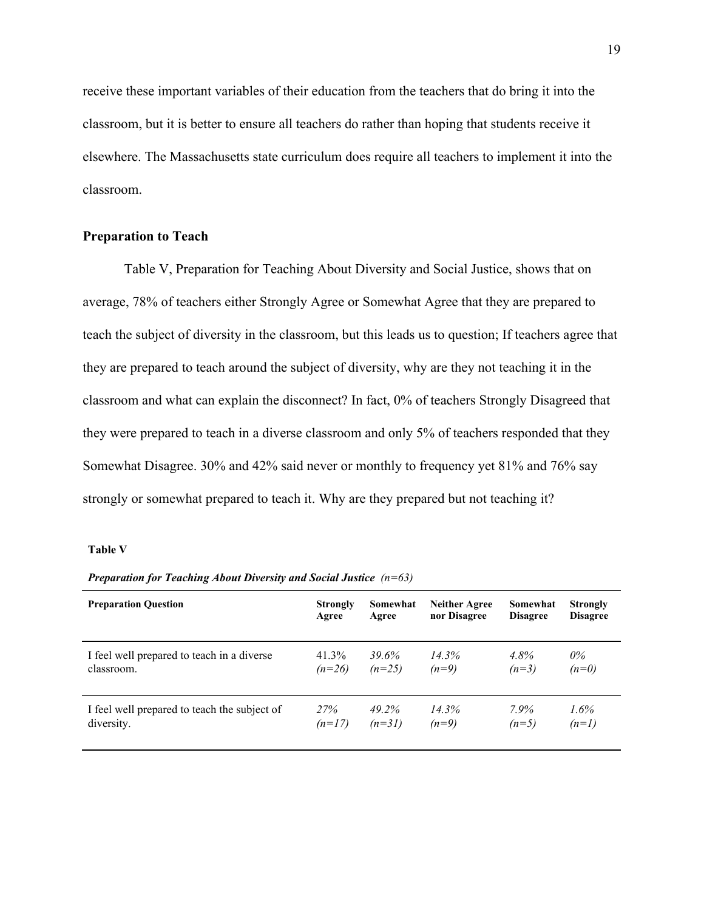receive these important variables of their education from the teachers that do bring it into the classroom, but it is better to ensure all teachers do rather than hoping that students receive it elsewhere. The Massachusetts state curriculum does require all teachers to implement it into the classroom.

## Preparation to Teach

Table V, Preparation for Teaching About Diversity and Social Justice, shows that on average, 78% of teachers either Strongly Agree or Somewhat Agree that they are prepared to teach the subject of diversity in the classroom, but this leads us to question; If teachers agree that they are prepared to teach around the subject of diversity, why are they not teaching it in the classroom and what can explain the disconnect? In fact, 0% of teachers Strongly Disagreed that they were prepared to teach in a diverse classroom and only 5% of teachers responded that they Somewhat Disagree. 30% and 42% said never or monthly to frequency yet 81% and 76% say strongly or somewhat prepared to teach it. Why are they prepared but not teaching it?

**Table V**

***Preparation for Teaching About Diversity and Social Justice*** *(n=63)*

| Preparation Question | Strongly Agree | Somewhat Agree | Neither Agree nor Disagree | Somewhat Disagree | Strongly Disagree |
|---|---|---|---|---|---|
| I feel well prepared to teach in a diverse classroom. | 41.3% (n=26) | *39.6% (n=25)* | *14.3% (n=9)* | *4.8% (n=3)* | *0% (n=0)* |
| I feel well prepared to teach the subject of diversity. | *27% (n=17)* | *49.2% (n=31)* | *14.3% (n=9)* | *7.9% (n=5)* | *1.6% (n=1)* |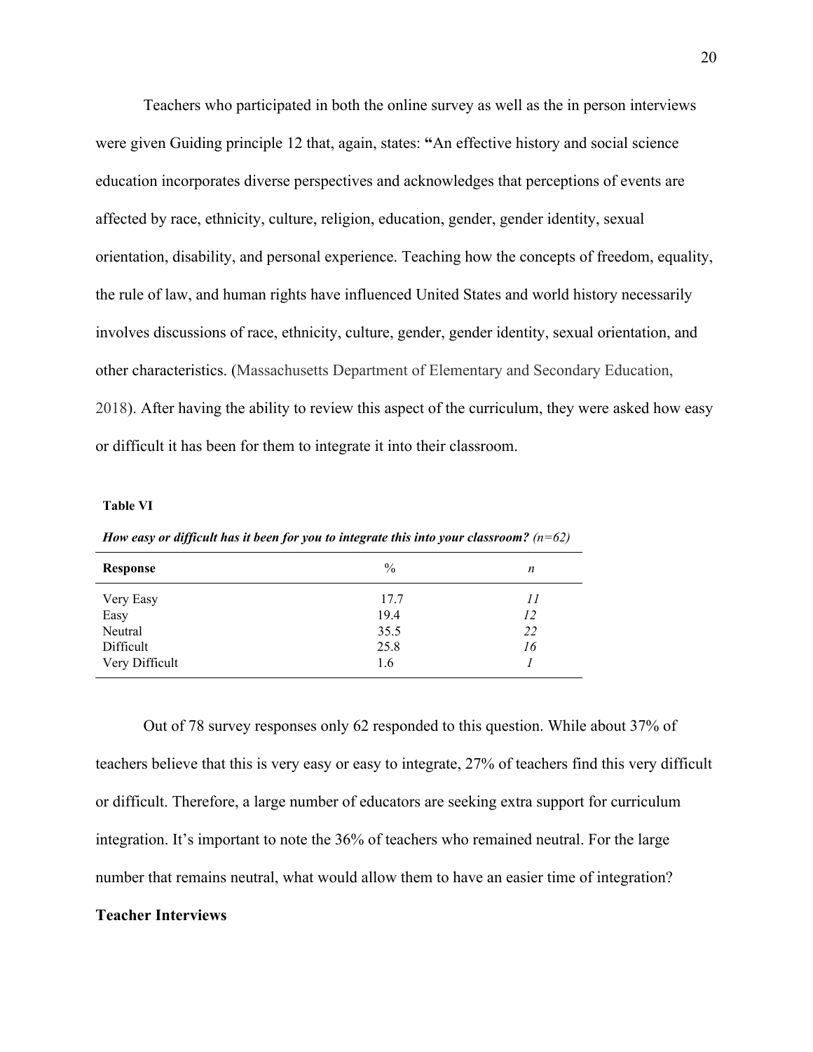Teachers who participated in both the online survey as well as the in person interviews were given Guiding principle 12 that, again, states: **"**An effective history and social science education incorporates diverse perspectives and acknowledges that perceptions of events are affected by race, ethnicity, culture, religion, education, gender, gender identity, sexual orientation, disability, and personal experience. Teaching how the concepts of freedom, equality, the rule of law, and human rights have influenced United States and world history necessarily involves discussions of race, ethnicity, culture, gender, gender identity, sexual orientation, and other characteristics. (Massachusetts Department of Elementary and Secondary Education, 2018). After having the ability to review this aspect of the curriculum, they were asked how easy or difficult it has been for them to integrate it into their classroom.

**Table VI**

***How easy or difficult has it been for you to integrate this into your classroom?*** *(n=62)*

| Response | % | *n* |
|---|---|---|
| Very Easy | 17.7 | *11* |
| Easy | 19.4 | *12* |
| Neutral | 35.5 | *22* |
| Difficult | 25.8 | *16* |
| Very Difficult | 1.6 | *1* |

Out of 78 survey responses only 62 responded to this question. While about 37% of teachers believe that this is very easy or easy to integrate, 27% of teachers find this very difficult or difficult. Therefore, a large number of educators are seeking extra support for curriculum integration. It's important to note the 36% of teachers who remained neutral. For the large number that remains neutral, what would allow them to have an easier time of integration?

## Teacher Interviews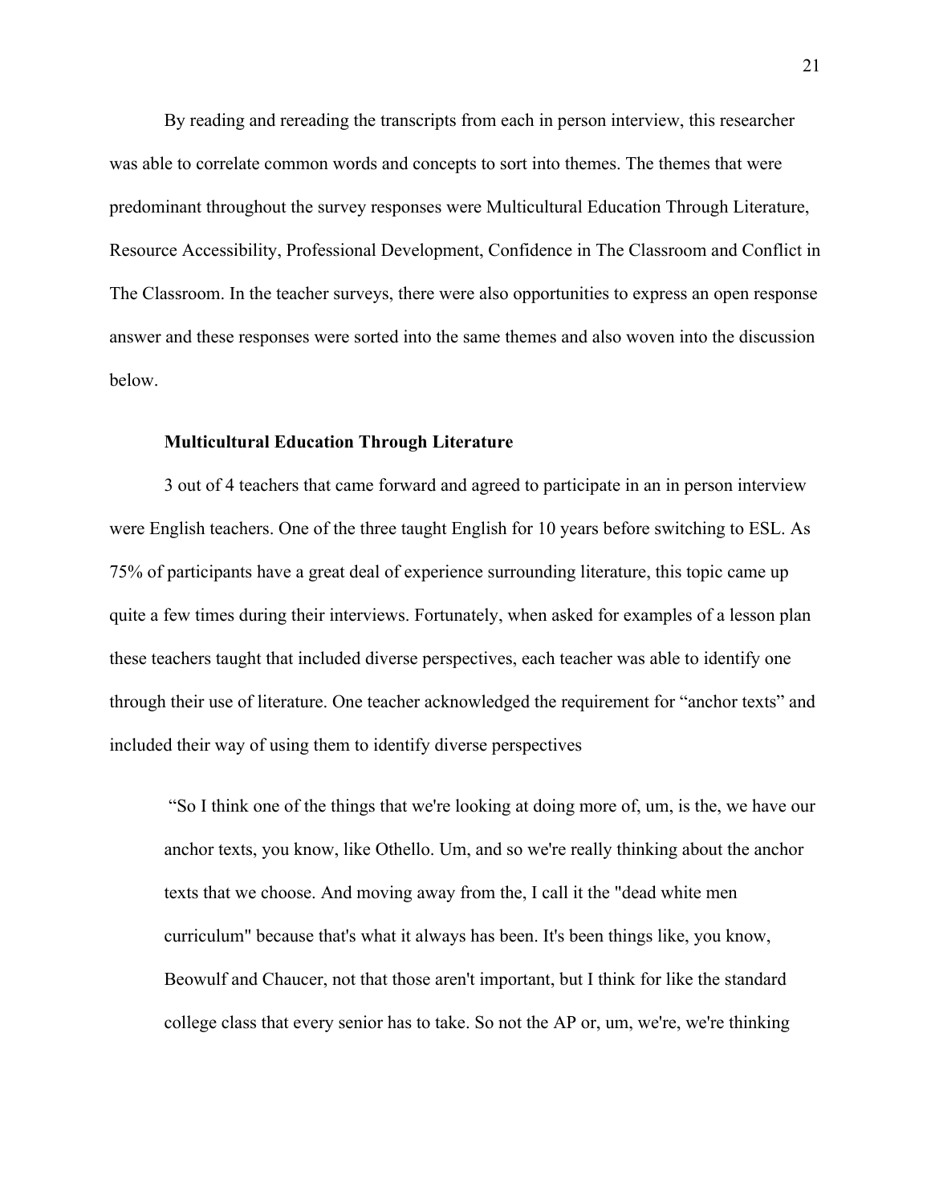By reading and rereading the transcripts from each in person interview, this researcher was able to correlate common words and concepts to sort into themes. The themes that were predominant throughout the survey responses were Multicultural Education Through Literature, Resource Accessibility, Professional Development, Confidence in The Classroom and Conflict in The Classroom. In the teacher surveys, there were also opportunities to express an open response answer and these responses were sorted into the same themes and also woven into the discussion below.

### Multicultural Education Through Literature

3 out of 4 teachers that came forward and agreed to participate in an in person interview were English teachers. One of the three taught English for 10 years before switching to ESL. As 75% of participants have a great deal of experience surrounding literature, this topic came up quite a few times during their interviews. Fortunately, when asked for examples of a lesson plan these teachers taught that included diverse perspectives, each teacher was able to identify one through their use of literature. One teacher acknowledged the requirement for "anchor texts" and included their way of using them to identify diverse perspectives

> "So I think one of the things that we're looking at doing more of, um, is the, we have our anchor texts, you know, like Othello. Um, and so we're really thinking about the anchor texts that we choose. And moving away from the, I call it the "dead white men curriculum" because that's what it always has been. It's been things like, you know, Beowulf and Chaucer, not that those aren't important, but I think for like the standard college class that every senior has to take. So not the AP or, um, we're, we're thinking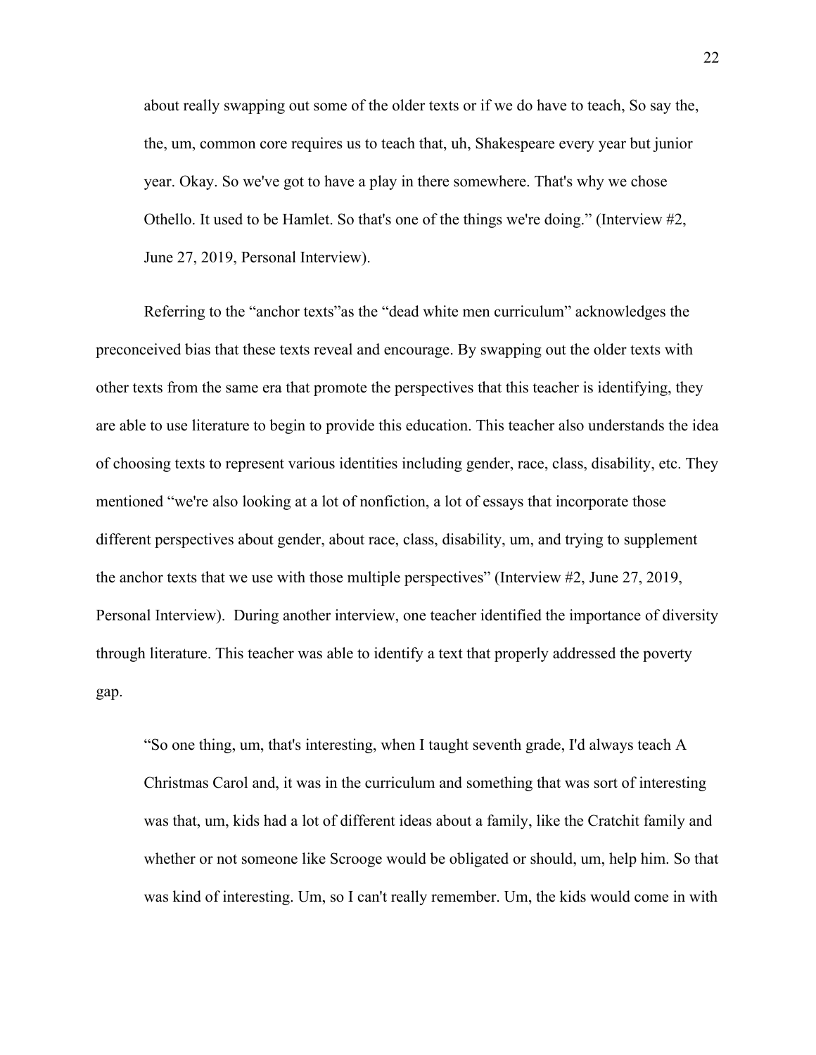> about really swapping out some of the older texts or if we do have to teach, So say the, the, um, common core requires us to teach that, uh, Shakespeare every year but junior year. Okay. So we've got to have a play in there somewhere. That's why we chose Othello. It used to be Hamlet. So that's one of the things we're doing." (Interview #2, June 27, 2019, Personal Interview).

Referring to the "anchor texts"as the "dead white men curriculum" acknowledges the preconceived bias that these texts reveal and encourage. By swapping out the older texts with other texts from the same era that promote the perspectives that this teacher is identifying, they are able to use literature to begin to provide this education. This teacher also understands the idea of choosing texts to represent various identities including gender, race, class, disability, etc. They mentioned "we're also looking at a lot of nonfiction, a lot of essays that incorporate those different perspectives about gender, about race, class, disability, um, and trying to supplement the anchor texts that we use with those multiple perspectives" (Interview #2, June 27, 2019, Personal Interview). During another interview, one teacher identified the importance of diversity through literature. This teacher was able to identify a text that properly addressed the poverty gap.

> "So one thing, um, that's interesting, when I taught seventh grade, I'd always teach A Christmas Carol and, it was in the curriculum and something that was sort of interesting was that, um, kids had a lot of different ideas about a family, like the Cratchit family and whether or not someone like Scrooge would be obligated or should, um, help him. So that was kind of interesting. Um, so I can't really remember. Um, the kids would come in with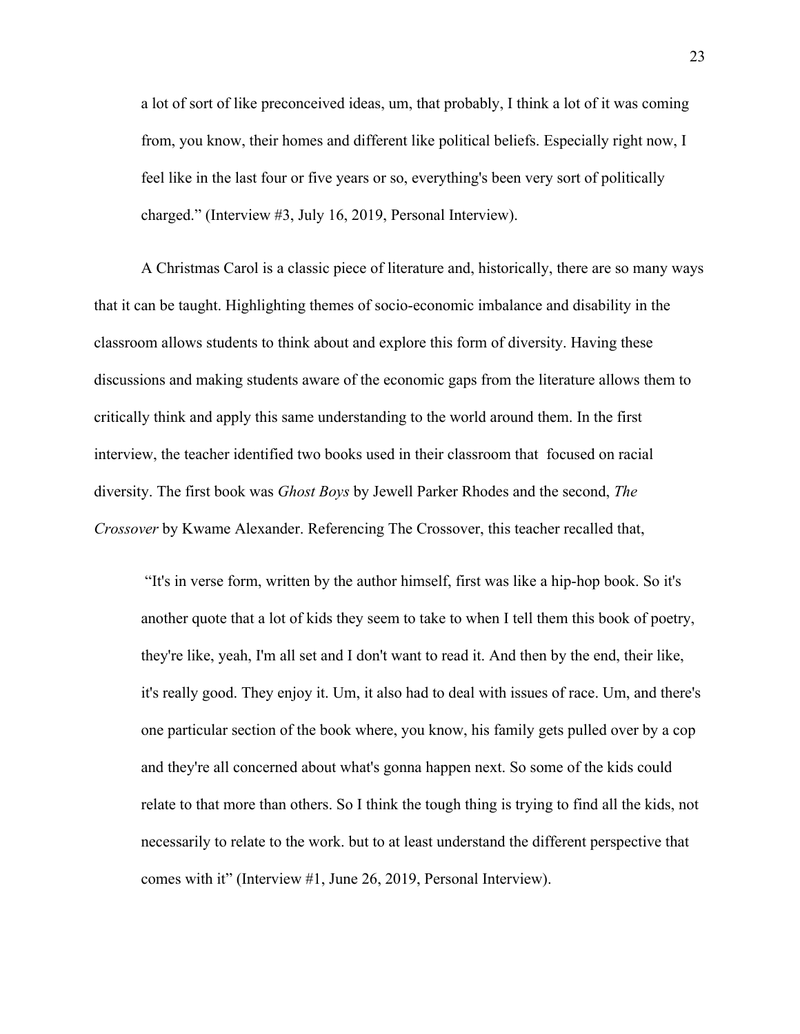> a lot of sort of like preconceived ideas, um, that probably, I think a lot of it was coming from, you know, their homes and different like political beliefs. Especially right now, I feel like in the last four or five years or so, everything's been very sort of politically charged." (Interview #3, July 16, 2019, Personal Interview).

A Christmas Carol is a classic piece of literature and, historically, there are so many ways that it can be taught. Highlighting themes of socio-economic imbalance and disability in the classroom allows students to think about and explore this form of diversity. Having these discussions and making students aware of the economic gaps from the literature allows them to critically think and apply this same understanding to the world around them. In the first interview, the teacher identified two books used in their classroom that focused on racial diversity. The first book was *Ghost Boys* by Jewell Parker Rhodes and the second, *The Crossover* by Kwame Alexander. Referencing The Crossover, this teacher recalled that,

> "It's in verse form, written by the author himself, first was like a hip-hop book. So it's another quote that a lot of kids they seem to take to when I tell them this book of poetry, they're like, yeah, I'm all set and I don't want to read it. And then by the end, their like, it's really good. They enjoy it. Um, it also had to deal with issues of race. Um, and there's one particular section of the book where, you know, his family gets pulled over by a cop and they're all concerned about what's gonna happen next. So some of the kids could relate to that more than others. So I think the tough thing is trying to find all the kids, not necessarily to relate to the work. but to at least understand the different perspective that comes with it" (Interview #1, June 26, 2019, Personal Interview).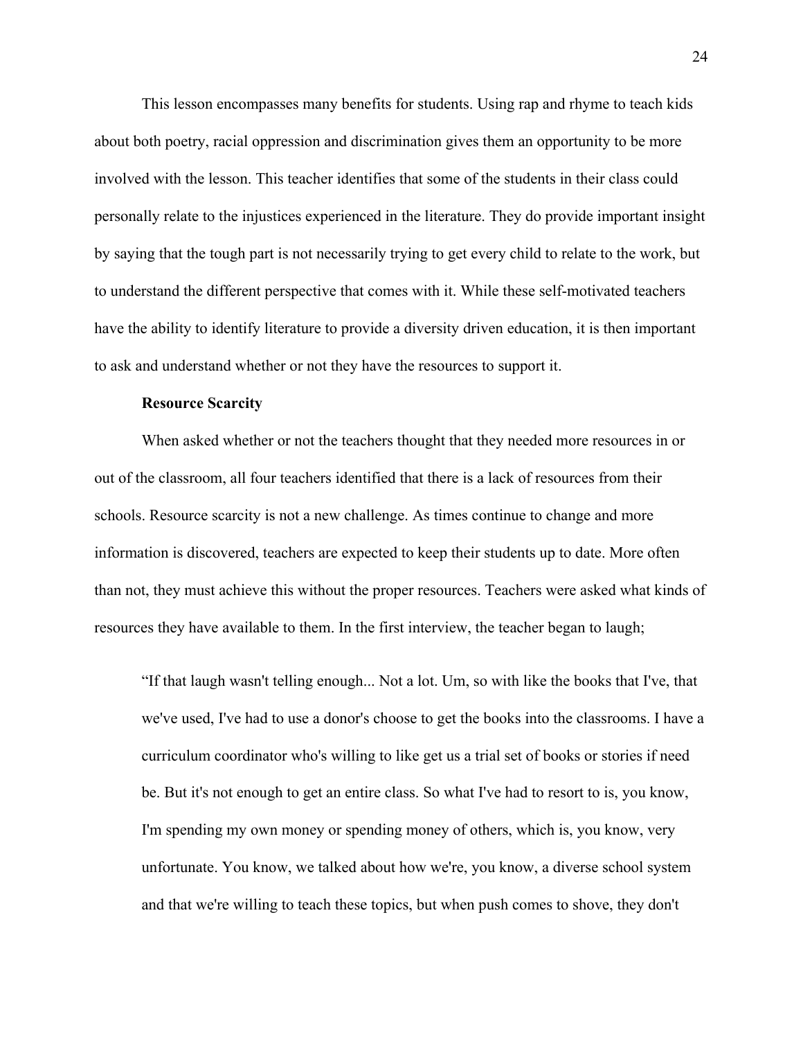This lesson encompasses many benefits for students. Using rap and rhyme to teach kids about both poetry, racial oppression and discrimination gives them an opportunity to be more involved with the lesson. This teacher identifies that some of the students in their class could personally relate to the injustices experienced in the literature. They do provide important insight by saying that the tough part is not necessarily trying to get every child to relate to the work, but to understand the different perspective that comes with it. While these self-motivated teachers have the ability to identify literature to provide a diversity driven education, it is then important to ask and understand whether or not they have the resources to support it.

**Resource Scarcity**

When asked whether or not the teachers thought that they needed more resources in or out of the classroom, all four teachers identified that there is a lack of resources from their schools. Resource scarcity is not a new challenge. As times continue to change and more information is discovered, teachers are expected to keep their students up to date. More often than not, they must achieve this without the proper resources. Teachers were asked what kinds of resources they have available to them. In the first interview, the teacher began to laugh;

> "If that laugh wasn't telling enough... Not a lot. Um, so with like the books that I've, that we've used, I've had to use a donor's choose to get the books into the classrooms. I have a curriculum coordinator who's willing to like get us a trial set of books or stories if need be. But it's not enough to get an entire class. So what I've had to resort to is, you know, I'm spending my own money or spending money of others, which is, you know, very unfortunate. You know, we talked about how we're, you know, a diverse school system and that we're willing to teach these topics, but when push comes to shove, they don't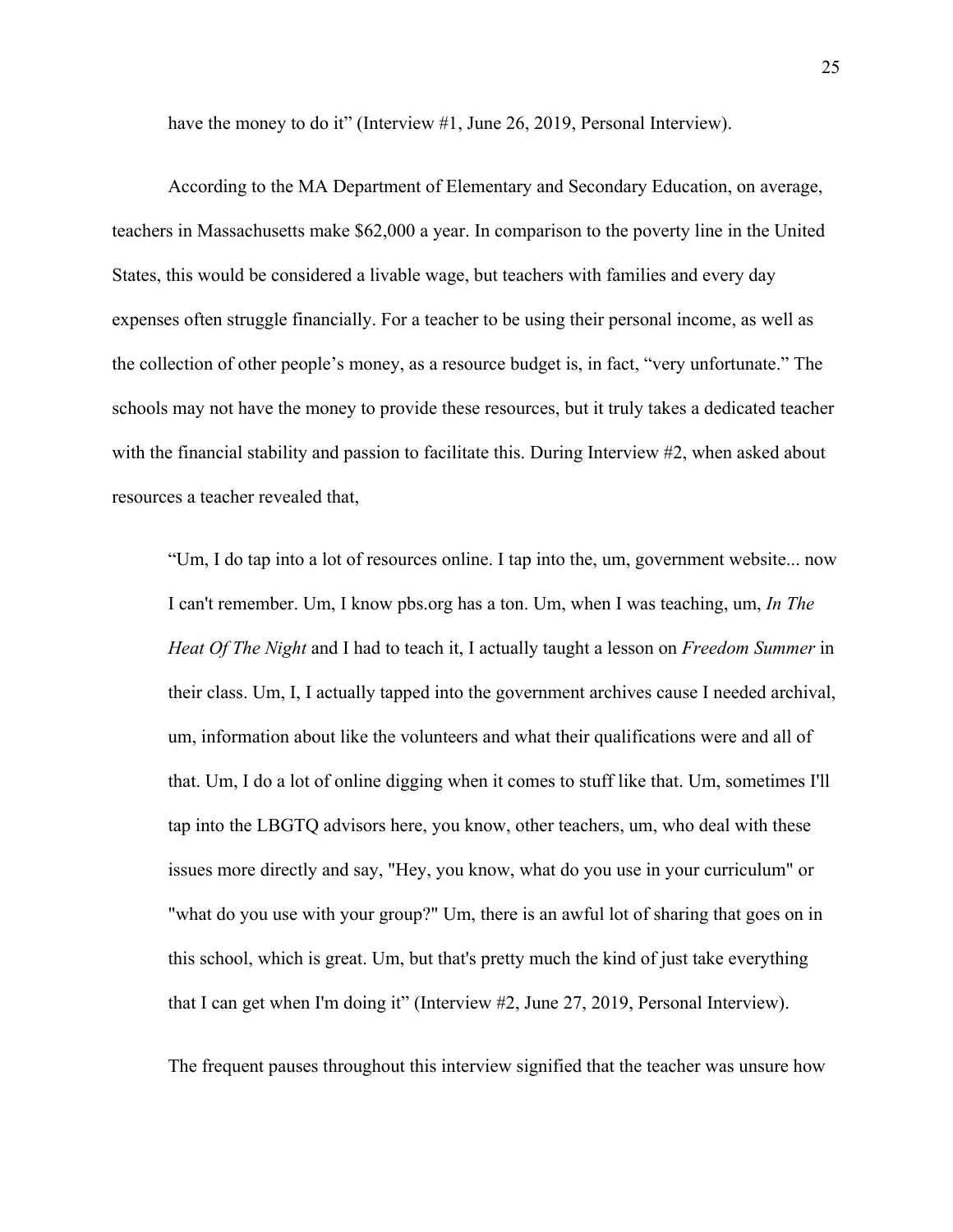have the money to do it" (Interview #1, June 26, 2019, Personal Interview).

According to the MA Department of Elementary and Secondary Education, on average, teachers in Massachusetts make $62,000 a year. In comparison to the poverty line in the United States, this would be considered a livable wage, but teachers with families and every day expenses often struggle financially. For a teacher to be using their personal income, as well as the collection of other people's money, as a resource budget is, in fact, "very unfortunate." The schools may not have the money to provide these resources, but it truly takes a dedicated teacher with the financial stability and passion to facilitate this. During Interview #2, when asked about resources a teacher revealed that,

> "Um, I do tap into a lot of resources online. I tap into the, um, government website... now I can't remember. Um, I know pbs.org has a ton. Um, when I was teaching, um, *In The Heat Of The Night* and I had to teach it, I actually taught a lesson on *Freedom Summer* in their class. Um, I, I actually tapped into the government archives cause I needed archival, um, information about like the volunteers and what their qualifications were and all of that. Um, I do a lot of online digging when it comes to stuff like that. Um, sometimes I'll tap into the LBGTQ advisors here, you know, other teachers, um, who deal with these issues more directly and say, "Hey, you know, what do you use in your curriculum" or "what do you use with your group?" Um, there is an awful lot of sharing that goes on in this school, which is great. Um, but that's pretty much the kind of just take everything that I can get when I'm doing it" (Interview #2, June 27, 2019, Personal Interview).

The frequent pauses throughout this interview signified that the teacher was unsure how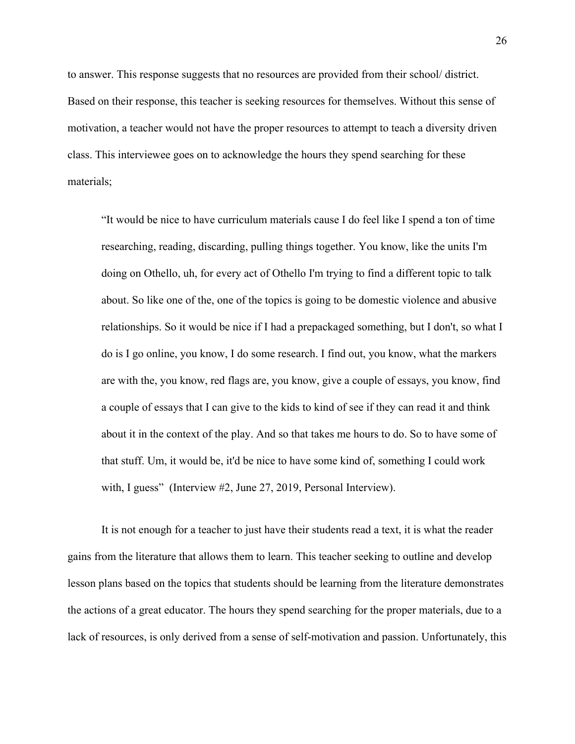to answer. This response suggests that no resources are provided from their school/ district. Based on their response, this teacher is seeking resources for themselves. Without this sense of motivation, a teacher would not have the proper resources to attempt to teach a diversity driven class. This interviewee goes on to acknowledge the hours they spend searching for these materials;

> "It would be nice to have curriculum materials cause I do feel like I spend a ton of time researching, reading, discarding, pulling things together. You know, like the units I'm doing on Othello, uh, for every act of Othello I'm trying to find a different topic to talk about. So like one of the, one of the topics is going to be domestic violence and abusive relationships. So it would be nice if I had a prepackaged something, but I don't, so what I do is I go online, you know, I do some research. I find out, you know, what the markers are with the, you know, red flags are, you know, give a couple of essays, you know, find a couple of essays that I can give to the kids to kind of see if they can read it and think about it in the context of the play. And so that takes me hours to do. So to have some of that stuff. Um, it would be, it'd be nice to have some kind of, something I could work with, I guess" (Interview #2, June 27, 2019, Personal Interview).

It is not enough for a teacher to just have their students read a text, it is what the reader gains from the literature that allows them to learn. This teacher seeking to outline and develop lesson plans based on the topics that students should be learning from the literature demonstrates the actions of a great educator. The hours they spend searching for the proper materials, due to a lack of resources, is only derived from a sense of self-motivation and passion. Unfortunately, this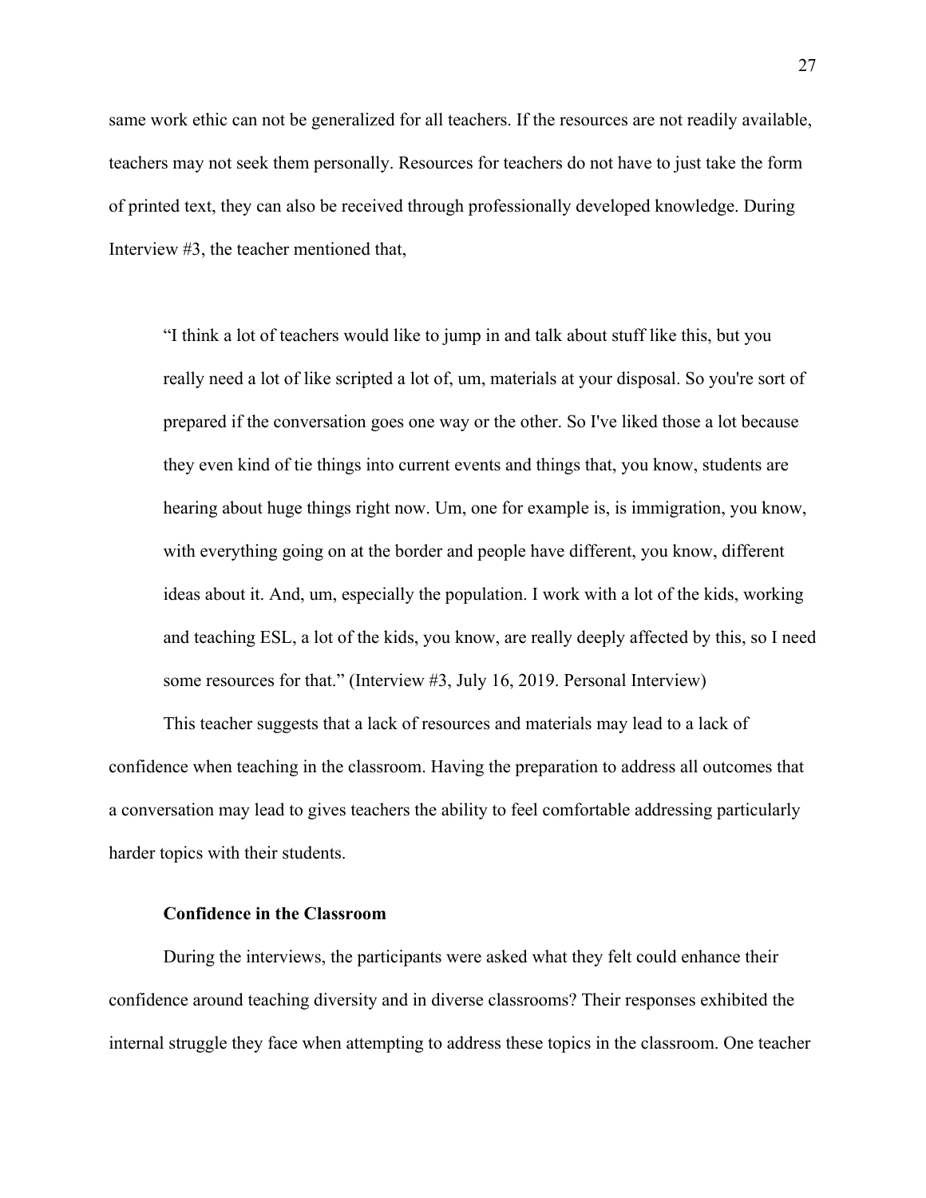same work ethic can not be generalized for all teachers. If the resources are not readily available, teachers may not seek them personally. Resources for teachers do not have to just take the form of printed text, they can also be received through professionally developed knowledge. During Interview #3, the teacher mentioned that,

> "I think a lot of teachers would like to jump in and talk about stuff like this, but you really need a lot of like scripted a lot of, um, materials at your disposal. So you're sort of prepared if the conversation goes one way or the other. So I've liked those a lot because they even kind of tie things into current events and things that, you know, students are hearing about huge things right now. Um, one for example is, is immigration, you know, with everything going on at the border and people have different, you know, different ideas about it. And, um, especially the population. I work with a lot of the kids, working and teaching ESL, a lot of the kids, you know, are really deeply affected by this, so I need some resources for that." (Interview #3, July 16, 2019. Personal Interview)

This teacher suggests that a lack of resources and materials may lead to a lack of confidence when teaching in the classroom. Having the preparation to address all outcomes that a conversation may lead to gives teachers the ability to feel comfortable addressing particularly harder topics with their students.

### Confidence in the Classroom

During the interviews, the participants were asked what they felt could enhance their confidence around teaching diversity and in diverse classrooms? Their responses exhibited the internal struggle they face when attempting to address these topics in the classroom. One teacher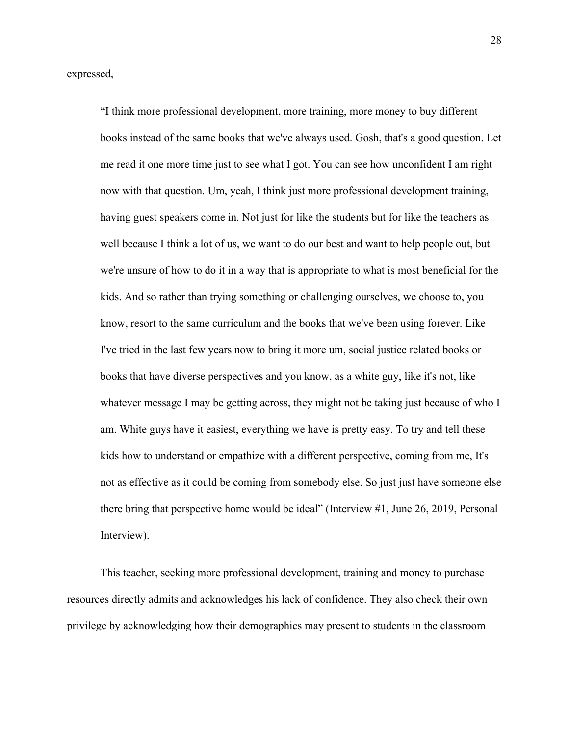expressed,

> "I think more professional development, more training, more money to buy different books instead of the same books that we've always used. Gosh, that's a good question. Let me read it one more time just to see what I got. You can see how unconfident I am right now with that question. Um, yeah, I think just more professional development training, having guest speakers come in. Not just for like the students but for like the teachers as well because I think a lot of us, we want to do our best and want to help people out, but we're unsure of how to do it in a way that is appropriate to what is most beneficial for the kids. And so rather than trying something or challenging ourselves, we choose to, you know, resort to the same curriculum and the books that we've been using forever. Like I've tried in the last few years now to bring it more um, social justice related books or books that have diverse perspectives and you know, as a white guy, like it's not, like whatever message I may be getting across, they might not be taking just because of who I am. White guys have it easiest, everything we have is pretty easy. To try and tell these kids how to understand or empathize with a different perspective, coming from me, It's not as effective as it could be coming from somebody else. So just just have someone else there bring that perspective home would be ideal" (Interview #1, June 26, 2019, Personal Interview).

This teacher, seeking more professional development, training and money to purchase resources directly admits and acknowledges his lack of confidence. They also check their own privilege by acknowledging how their demographics may present to students in the classroom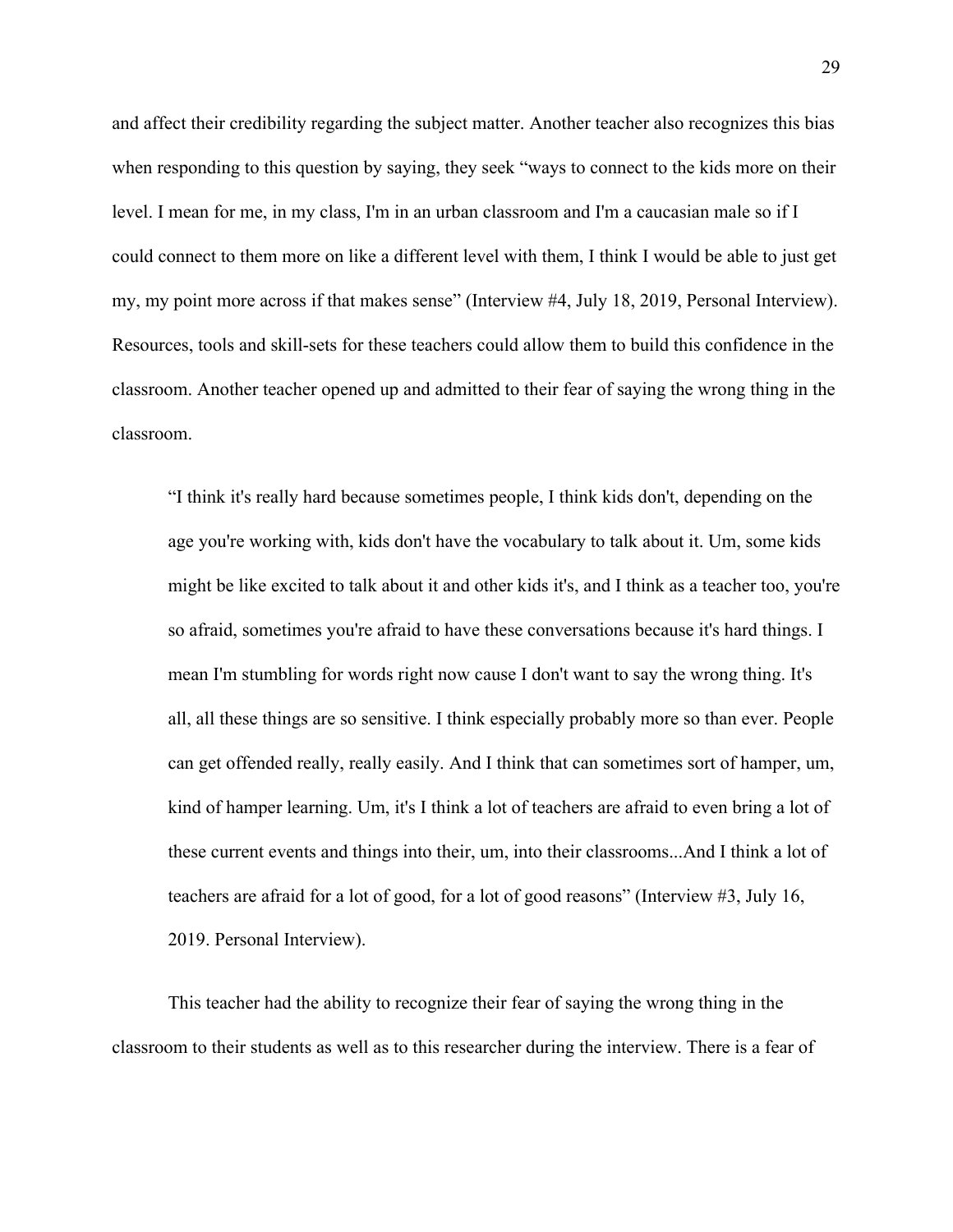and affect their credibility regarding the subject matter. Another teacher also recognizes this bias when responding to this question by saying, they seek "ways to connect to the kids more on their level. I mean for me, in my class, I'm in an urban classroom and I'm a caucasian male so if I could connect to them more on like a different level with them, I think I would be able to just get my, my point more across if that makes sense" (Interview #4, July 18, 2019, Personal Interview). Resources, tools and skill-sets for these teachers could allow them to build this confidence in the classroom. Another teacher opened up and admitted to their fear of saying the wrong thing in the classroom.

> "I think it's really hard because sometimes people, I think kids don't, depending on the age you're working with, kids don't have the vocabulary to talk about it. Um, some kids might be like excited to talk about it and other kids it's, and I think as a teacher too, you're so afraid, sometimes you're afraid to have these conversations because it's hard things. I mean I'm stumbling for words right now cause I don't want to say the wrong thing. It's all, all these things are so sensitive. I think especially probably more so than ever. People can get offended really, really easily. And I think that can sometimes sort of hamper, um, kind of hamper learning. Um, it's I think a lot of teachers are afraid to even bring a lot of these current events and things into their, um, into their classrooms...And I think a lot of teachers are afraid for a lot of good, for a lot of good reasons" (Interview #3, July 16, 2019. Personal Interview).

This teacher had the ability to recognize their fear of saying the wrong thing in the classroom to their students as well as to this researcher during the interview. There is a fear of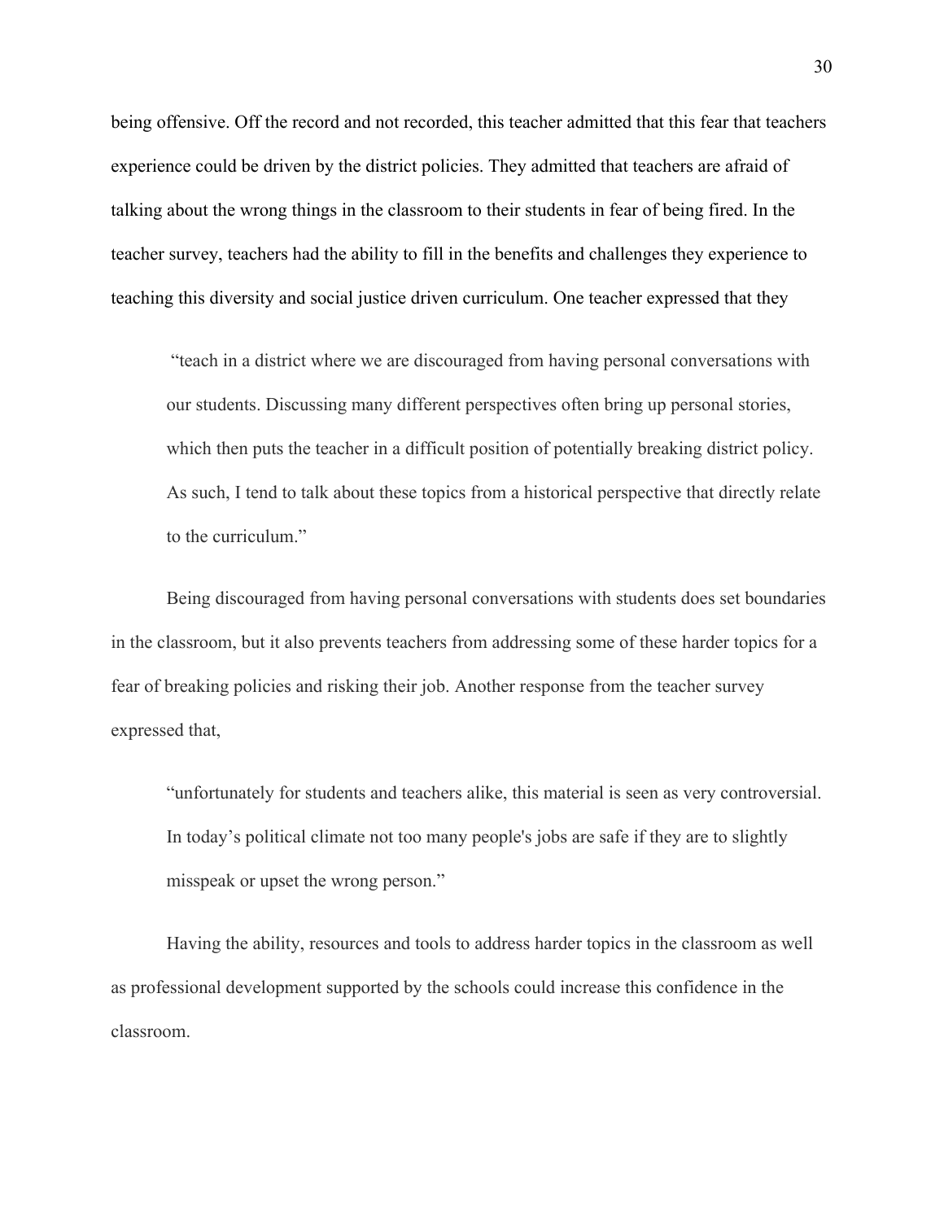being offensive. Off the record and not recorded, this teacher admitted that this fear that teachers experience could be driven by the district policies. They admitted that teachers are afraid of talking about the wrong things in the classroom to their students in fear of being fired. In the teacher survey, teachers had the ability to fill in the benefits and challenges they experience to teaching this diversity and social justice driven curriculum. One teacher expressed that they

> "teach in a district where we are discouraged from having personal conversations with our students. Discussing many different perspectives often bring up personal stories, which then puts the teacher in a difficult position of potentially breaking district policy. As such, I tend to talk about these topics from a historical perspective that directly relate to the curriculum."

Being discouraged from having personal conversations with students does set boundaries in the classroom, but it also prevents teachers from addressing some of these harder topics for a fear of breaking policies and risking their job. Another response from the teacher survey expressed that,

> "unfortunately for students and teachers alike, this material is seen as very controversial. In today's political climate not too many people's jobs are safe if they are to slightly misspeak or upset the wrong person."

Having the ability, resources and tools to address harder topics in the classroom as well as professional development supported by the schools could increase this confidence in the classroom.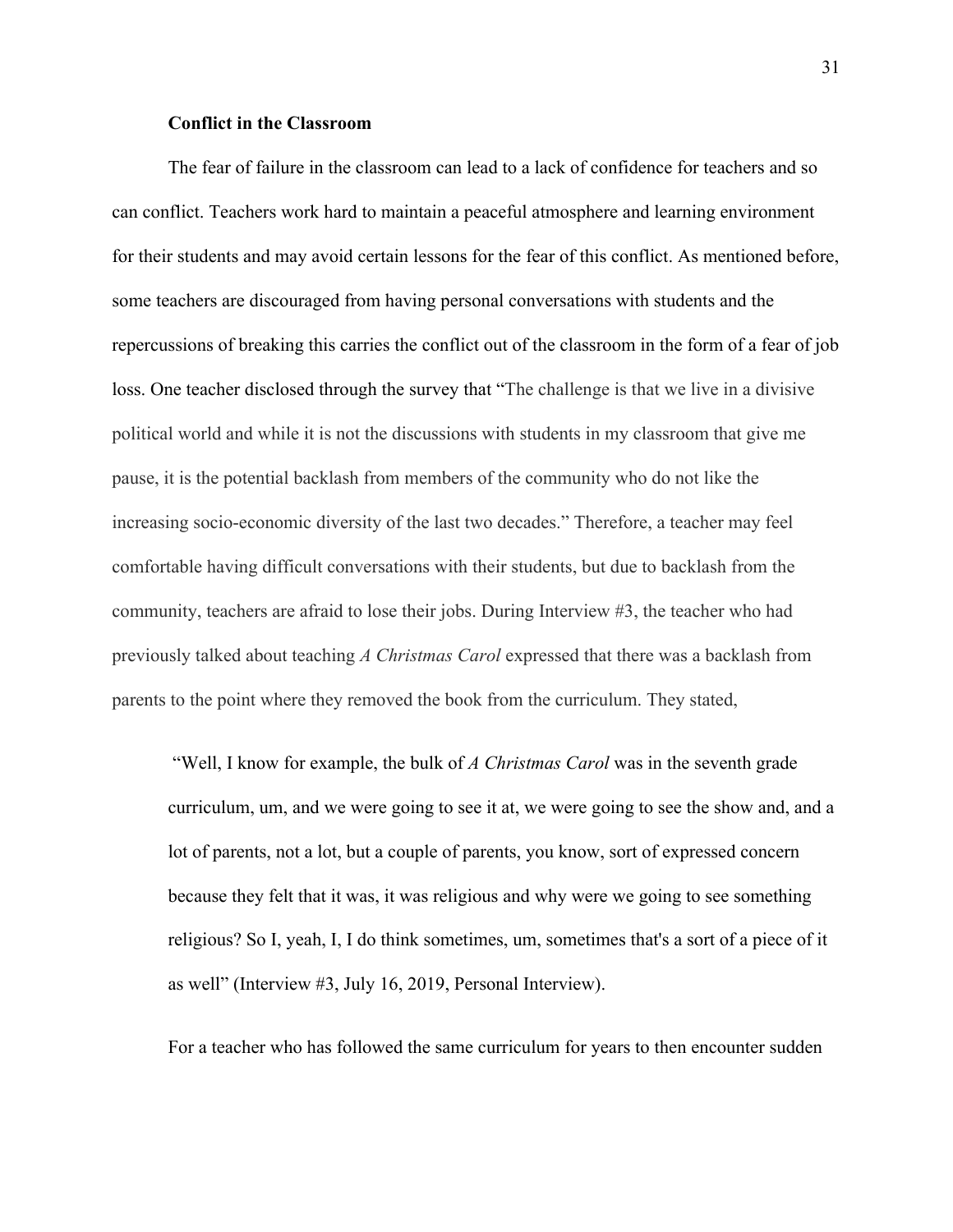**Conflict in the Classroom**

The fear of failure in the classroom can lead to a lack of confidence for teachers and so can conflict. Teachers work hard to maintain a peaceful atmosphere and learning environment for their students and may avoid certain lessons for the fear of this conflict. As mentioned before, some teachers are discouraged from having personal conversations with students and the repercussions of breaking this carries the conflict out of the classroom in the form of a fear of job loss. One teacher disclosed through the survey that "The challenge is that we live in a divisive political world and while it is not the discussions with students in my classroom that give me pause, it is the potential backlash from members of the community who do not like the increasing socio-economic diversity of the last two decades." Therefore, a teacher may feel comfortable having difficult conversations with their students, but due to backlash from the community, teachers are afraid to lose their jobs. During Interview #3, the teacher who had previously talked about teaching *A Christmas Carol* expressed that there was a backlash from parents to the point where they removed the book from the curriculum. They stated,

> "Well, I know for example, the bulk of *A Christmas Carol* was in the seventh grade curriculum, um, and we were going to see it at, we were going to see the show and, and a lot of parents, not a lot, but a couple of parents, you know, sort of expressed concern because they felt that it was, it was religious and why were we going to see something religious? So I, yeah, I, I do think sometimes, um, sometimes that's a sort of a piece of it as well" (Interview #3, July 16, 2019, Personal Interview).

For a teacher who has followed the same curriculum for years to then encounter sudden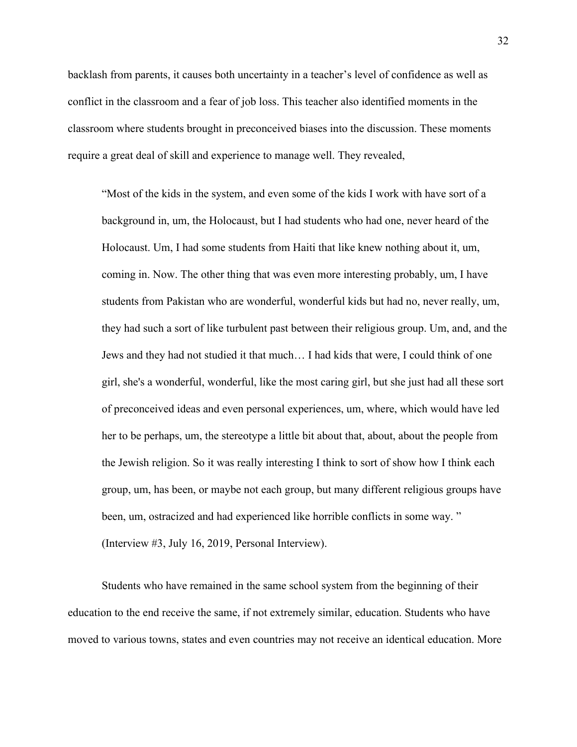backlash from parents, it causes both uncertainty in a teacher's level of confidence as well as conflict in the classroom and a fear of job loss. This teacher also identified moments in the classroom where students brought in preconceived biases into the discussion. These moments require a great deal of skill and experience to manage well. They revealed,

> "Most of the kids in the system, and even some of the kids I work with have sort of a background in, um, the Holocaust, but I had students who had one, never heard of the Holocaust. Um, I had some students from Haiti that like knew nothing about it, um, coming in. Now. The other thing that was even more interesting probably, um, I have students from Pakistan who are wonderful, wonderful kids but had no, never really, um, they had such a sort of like turbulent past between their religious group. Um, and, and the Jews and they had not studied it that much… I had kids that were, I could think of one girl, she's a wonderful, wonderful, like the most caring girl, but she just had all these sort of preconceived ideas and even personal experiences, um, where, which would have led her to be perhaps, um, the stereotype a little bit about that, about, about the people from the Jewish religion. So it was really interesting I think to sort of show how I think each group, um, has been, or maybe not each group, but many different religious groups have been, um, ostracized and had experienced like horrible conflicts in some way. " (Interview #3, July 16, 2019, Personal Interview).

Students who have remained in the same school system from the beginning of their education to the end receive the same, if not extremely similar, education. Students who have moved to various towns, states and even countries may not receive an identical education. More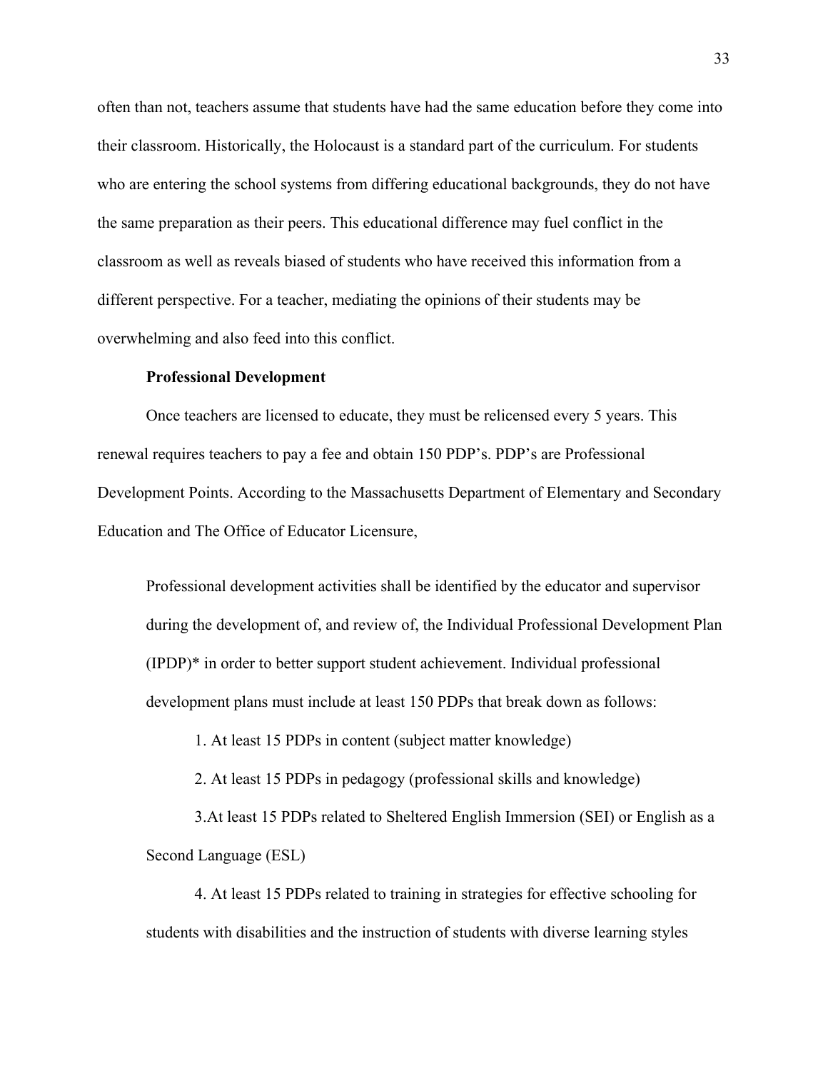often than not, teachers assume that students have had the same education before they come into their classroom. Historically, the Holocaust is a standard part of the curriculum. For students who are entering the school systems from differing educational backgrounds, they do not have the same preparation as their peers. This educational difference may fuel conflict in the classroom as well as reveals biased of students who have received this information from a different perspective. For a teacher, mediating the opinions of their students may be overwhelming and also feed into this conflict.

### Professional Development

Once teachers are licensed to educate, they must be relicensed every 5 years. This renewal requires teachers to pay a fee and obtain 150 PDP's. PDP's are Professional Development Points. According to the Massachusetts Department of Elementary and Secondary Education and The Office of Educator Licensure,

> Professional development activities shall be identified by the educator and supervisor during the development of, and review of, the Individual Professional Development Plan (IPDP)* in order to better support student achievement. Individual professional development plans must include at least 150 PDPs that break down as follows:
>
> 1. At least 15 PDPs in content (subject matter knowledge)
> 2. At least 15 PDPs in pedagogy (professional skills and knowledge)
> 3. At least 15 PDPs related to Sheltered English Immersion (SEI) or English as a Second Language (ESL)
> 4. At least 15 PDPs related to training in strategies for effective schooling for students with disabilities and the instruction of students with diverse learning styles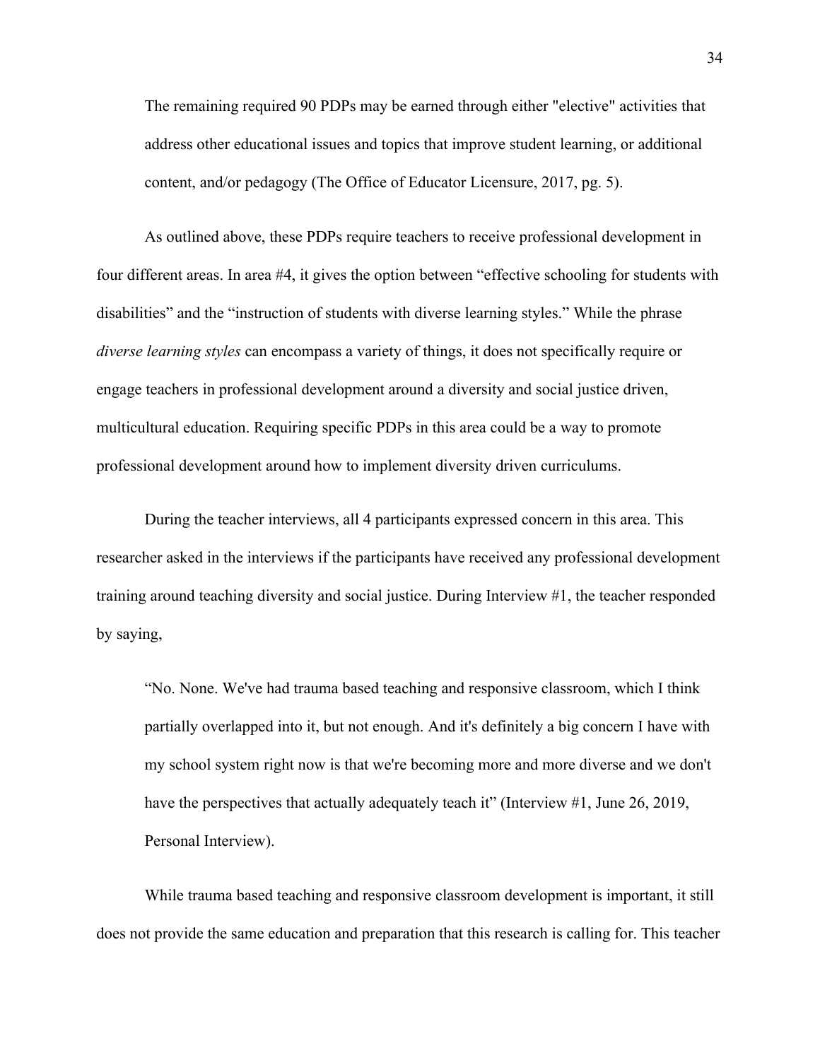> The remaining required 90 PDPs may be earned through either "elective" activities that address other educational issues and topics that improve student learning, or additional content, and/or pedagogy (The Office of Educator Licensure, 2017, pg. 5).

As outlined above, these PDPs require teachers to receive professional development in four different areas. In area #4, it gives the option between “effective schooling for students with disabilities” and the “instruction of students with diverse learning styles.” While the phrase *diverse learning styles* can encompass a variety of things, it does not specifically require or engage teachers in professional development around a diversity and social justice driven, multicultural education. Requiring specific PDPs in this area could be a way to promote professional development around how to implement diversity driven curriculums.

During the teacher interviews, all 4 participants expressed concern in this area. This researcher asked in the interviews if the participants have received any professional development training around teaching diversity and social justice. During Interview #1, the teacher responded by saying,

> “No. None. We've had trauma based teaching and responsive classroom, which I think partially overlapped into it, but not enough. And it's definitely a big concern I have with my school system right now is that we're becoming more and more diverse and we don't have the perspectives that actually adequately teach it” (Interview #1, June 26, 2019, Personal Interview).

While trauma based teaching and responsive classroom development is important, it still does not provide the same education and preparation that this research is calling for. This teacher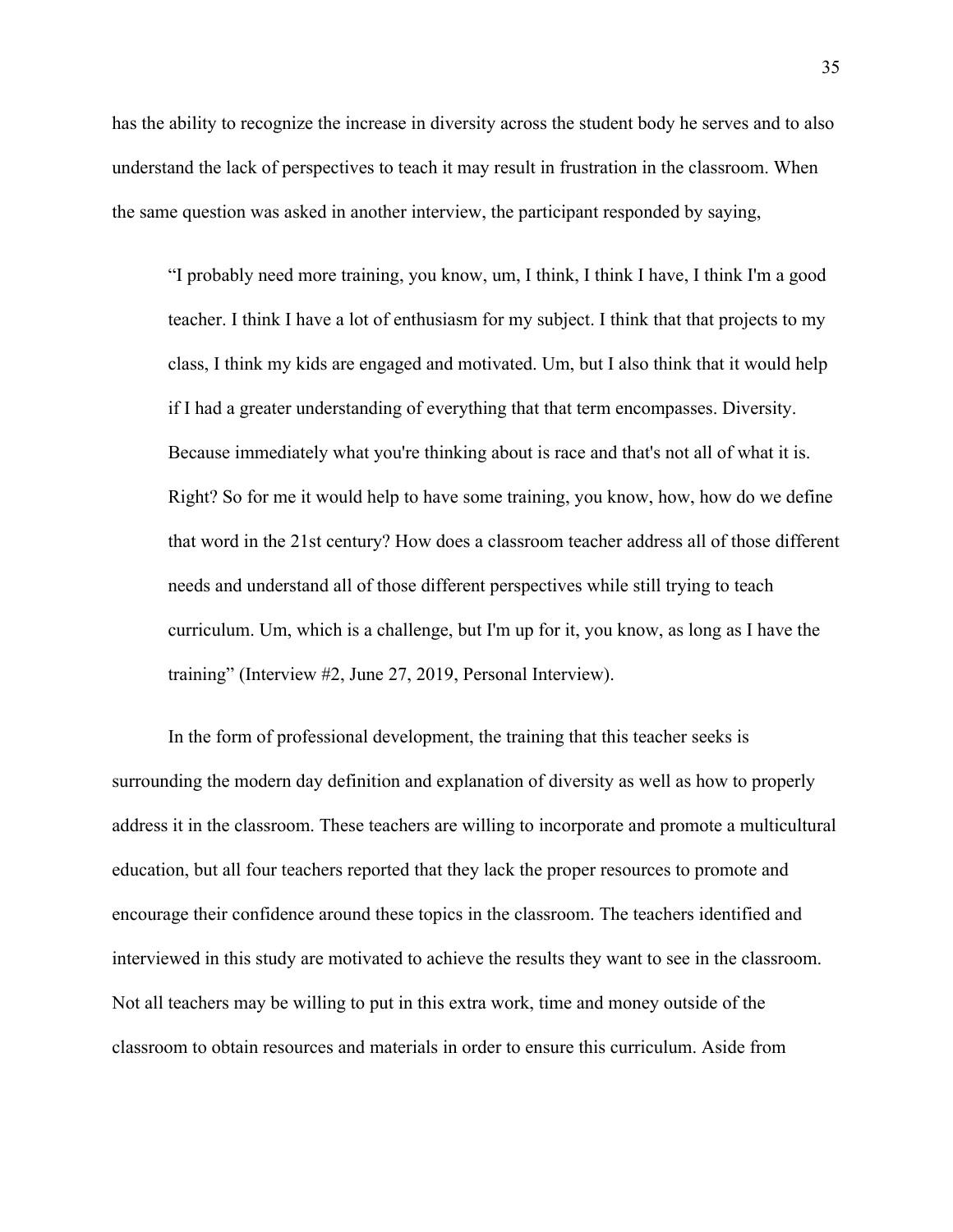has the ability to recognize the increase in diversity across the student body he serves and to also understand the lack of perspectives to teach it may result in frustration in the classroom. When the same question was asked in another interview, the participant responded by saying,

> "I probably need more training, you know, um, I think, I think I have, I think I'm a good teacher. I think I have a lot of enthusiasm for my subject. I think that that projects to my class, I think my kids are engaged and motivated. Um, but I also think that it would help if I had a greater understanding of everything that that term encompasses. Diversity. Because immediately what you're thinking about is race and that's not all of what it is. Right? So for me it would help to have some training, you know, how, how do we define that word in the 21st century? How does a classroom teacher address all of those different needs and understand all of those different perspectives while still trying to teach curriculum. Um, which is a challenge, but I'm up for it, you know, as long as I have the training" (Interview #2, June 27, 2019, Personal Interview).

In the form of professional development, the training that this teacher seeks is surrounding the modern day definition and explanation of diversity as well as how to properly address it in the classroom. These teachers are willing to incorporate and promote a multicultural education, but all four teachers reported that they lack the proper resources to promote and encourage their confidence around these topics in the classroom. The teachers identified and interviewed in this study are motivated to achieve the results they want to see in the classroom. Not all teachers may be willing to put in this extra work, time and money outside of the classroom to obtain resources and materials in order to ensure this curriculum. Aside from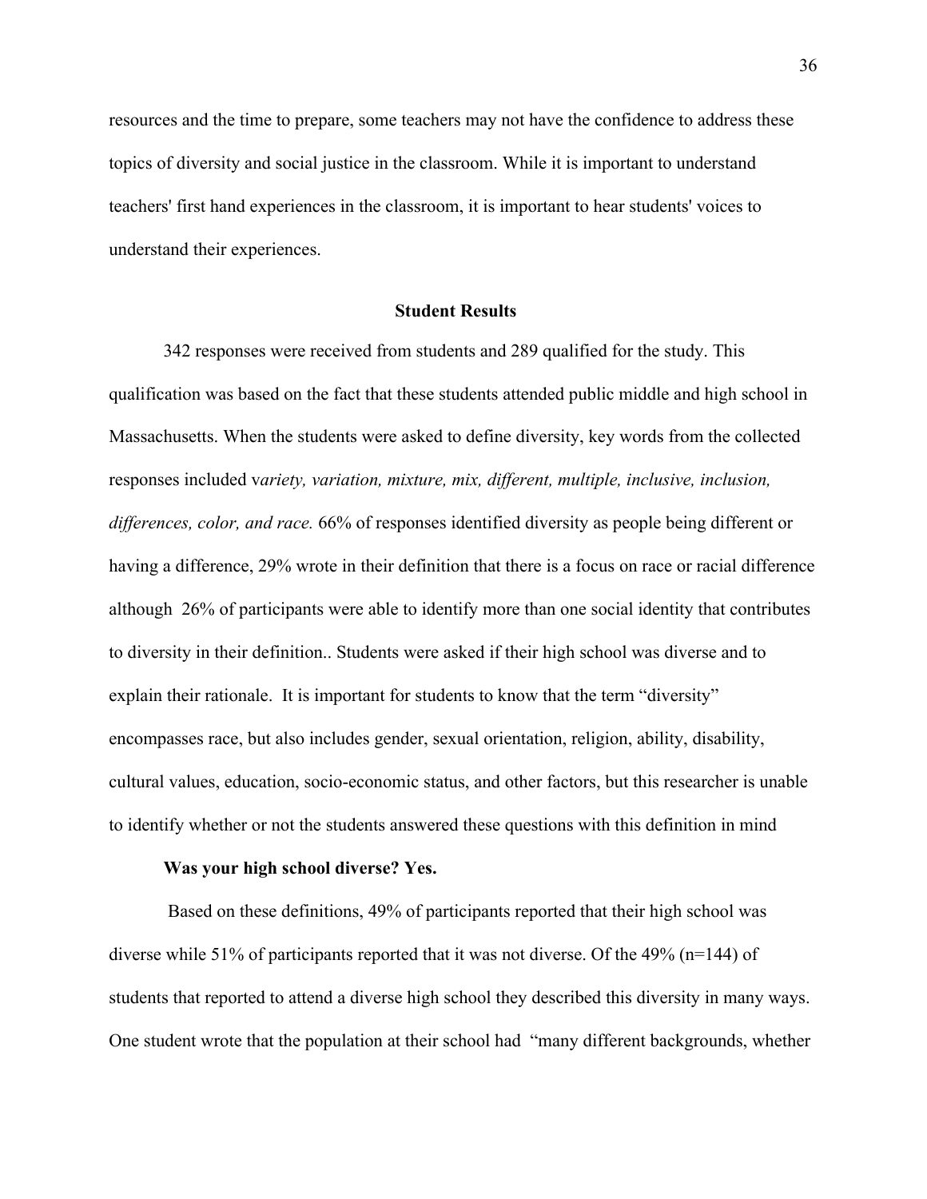resources and the time to prepare, some teachers may not have the confidence to address these topics of diversity and social justice in the classroom. While it is important to understand teachers' first hand experiences in the classroom, it is important to hear students' voices to understand their experiences.

## Student Results

342 responses were received from students and 289 qualified for the study. This qualification was based on the fact that these students attended public middle and high school in Massachusetts. When the students were asked to define diversity, key words from the collected responses included v*ariety, variation, mixture, mix, different, multiple, inclusive, inclusion, differences, color, and race.* 66% of responses identified diversity as people being different or having a difference, 29% wrote in their definition that there is a focus on race or racial difference although 26% of participants were able to identify more than one social identity that contributes to diversity in their definition.. Students were asked if their high school was diverse and to explain their rationale. It is important for students to know that the term "diversity" encompasses race, but also includes gender, sexual orientation, religion, ability, disability, cultural values, education, socio-economic status, and other factors, but this researcher is unable to identify whether or not the students answered these questions with this definition in mind

**Was your high school diverse? Yes.**

Based on these definitions, 49% of participants reported that their high school was diverse while 51% of participants reported that it was not diverse. Of the 49% (n=144) of students that reported to attend a diverse high school they described this diversity in many ways. One student wrote that the population at their school had "many different backgrounds, whether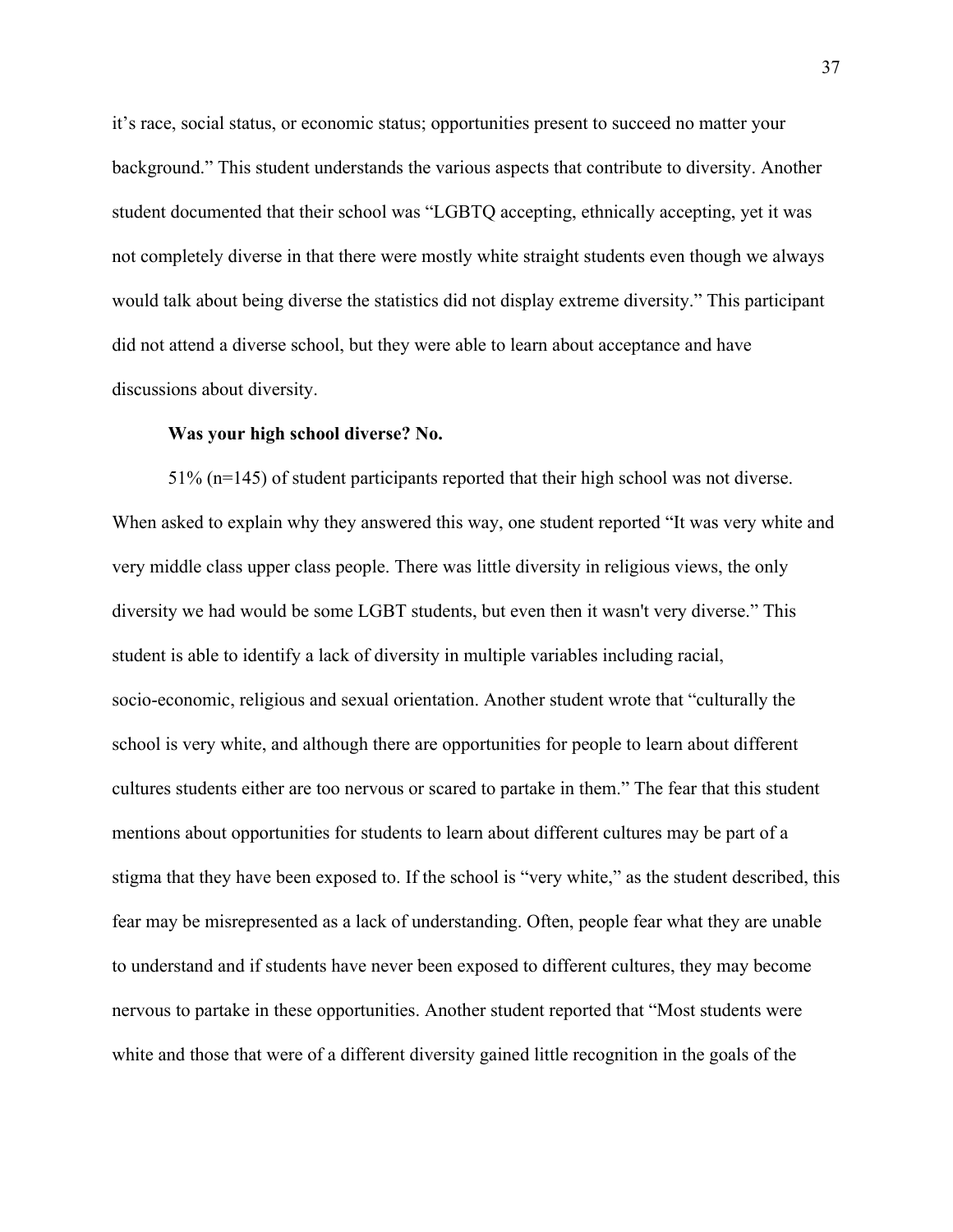it's race, social status, or economic status; opportunities present to succeed no matter your background." This student understands the various aspects that contribute to diversity. Another student documented that their school was "LGBTQ accepting, ethnically accepting, yet it was not completely diverse in that there were mostly white straight students even though we always would talk about being diverse the statistics did not display extreme diversity." This participant did not attend a diverse school, but they were able to learn about acceptance and have discussions about diversity.

**Was your high school diverse? No.**

51% (n=145) of student participants reported that their high school was not diverse. When asked to explain why they answered this way, one student reported "It was very white and very middle class upper class people. There was little diversity in religious views, the only diversity we had would be some LGBT students, but even then it wasn't very diverse." This student is able to identify a lack of diversity in multiple variables including racial, socio-economic, religious and sexual orientation. Another student wrote that "culturally the school is very white, and although there are opportunities for people to learn about different cultures students either are too nervous or scared to partake in them." The fear that this student mentions about opportunities for students to learn about different cultures may be part of a stigma that they have been exposed to. If the school is "very white," as the student described, this fear may be misrepresented as a lack of understanding. Often, people fear what they are unable to understand and if students have never been exposed to different cultures, they may become nervous to partake in these opportunities. Another student reported that "Most students were white and those that were of a different diversity gained little recognition in the goals of the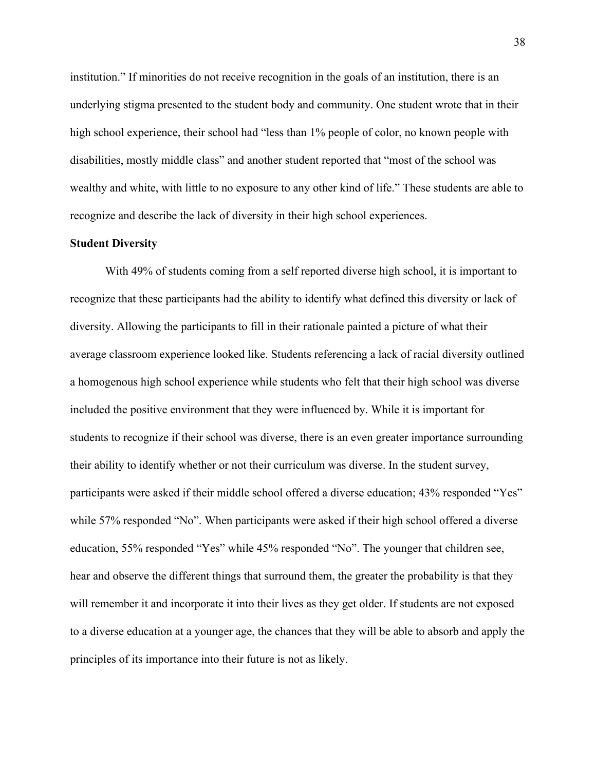institution." If minorities do not receive recognition in the goals of an institution, there is an underlying stigma presented to the student body and community. One student wrote that in their high school experience, their school had "less than 1% people of color, no known people with disabilities, mostly middle class" and another student reported that "most of the school was wealthy and white, with little to no exposure to any other kind of life." These students are able to recognize and describe the lack of diversity in their high school experiences.

## Student Diversity

With 49% of students coming from a self reported diverse high school, it is important to recognize that these participants had the ability to identify what defined this diversity or lack of diversity. Allowing the participants to fill in their rationale painted a picture of what their average classroom experience looked like. Students referencing a lack of racial diversity outlined a homogenous high school experience while students who felt that their high school was diverse included the positive environment that they were influenced by. While it is important for students to recognize if their school was diverse, there is an even greater importance surrounding their ability to identify whether or not their curriculum was diverse. In the student survey, participants were asked if their middle school offered a diverse education; 43% responded "Yes" while 57% responded "No". When participants were asked if their high school offered a diverse education, 55% responded "Yes" while 45% responded "No". The younger that children see, hear and observe the different things that surround them, the greater the probability is that they will remember it and incorporate it into their lives as they get older. If students are not exposed to a diverse education at a younger age, the chances that they will be able to absorb and apply the principles of its importance into their future is not as likely.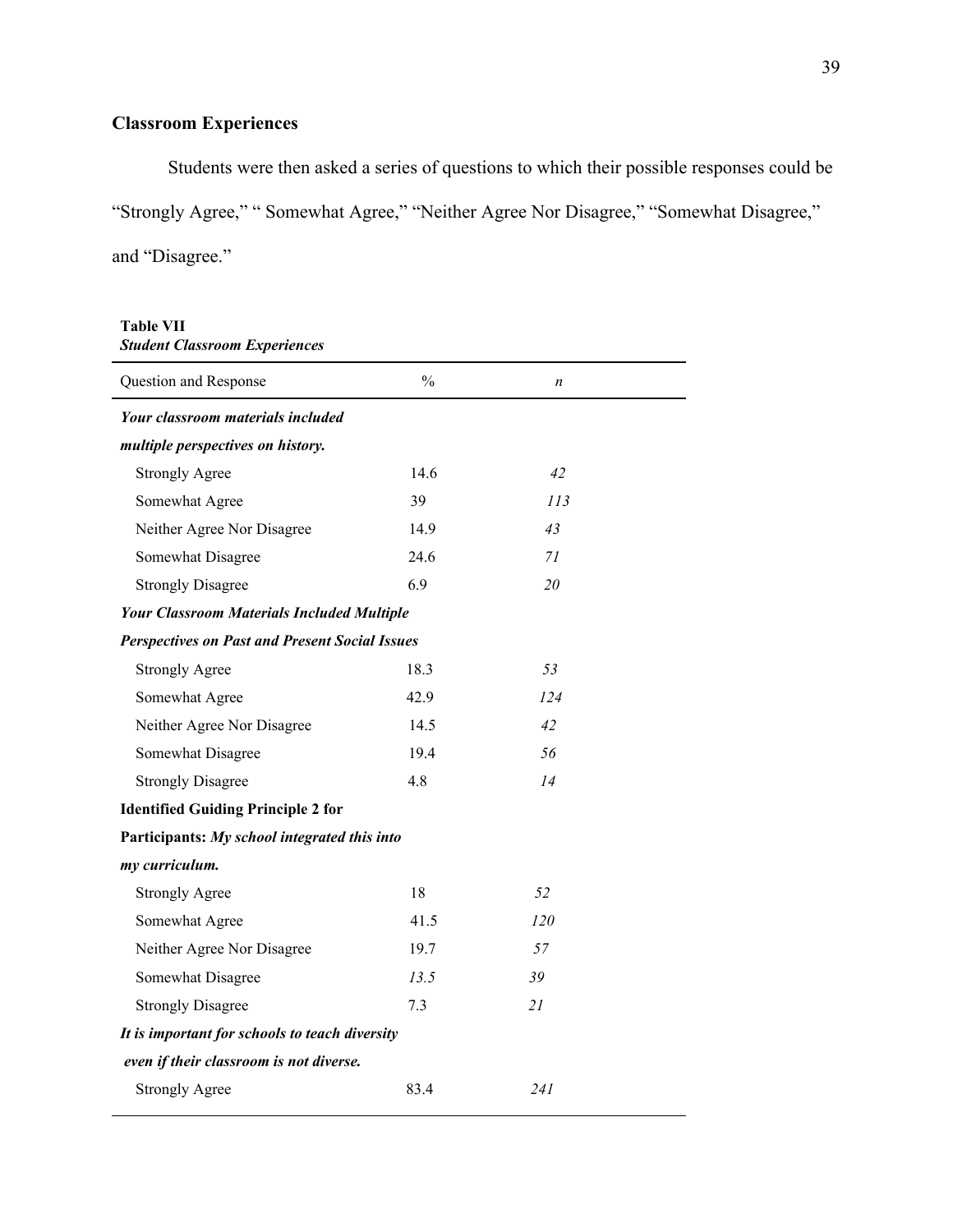## Classroom Experiences

Students were then asked a series of questions to which their possible responses could be “Strongly Agree,” “ Somewhat Agree,” “Neither Agree Nor Disagree,” “Somewhat Disagree,” and “Disagree.”

**Table VII**
***Student Classroom Experiences***

| Question and Response | % | *n* |
|---|---|---|
| ***Your classroom materials included multiple perspectives on history.*** | | |
| Strongly Agree | 14.6 | *42* |
| Somewhat Agree | 39 | *113* |
| Neither Agree Nor Disagree | 14.9 | *43* |
| Somewhat Disagree | 24.6 | *71* |
| Strongly Disagree | 6.9 | *20* |
| ***Your Classroom Materials Included Multiple Perspectives on Past and Present Social Issues*** | | |
| Strongly Agree | 18.3 | *53* |
| Somewhat Agree | 42.9 | *124* |
| Neither Agree Nor Disagree | 14.5 | *42* |
| Somewhat Disagree | 19.4 | *56* |
| Strongly Disagree | 4.8 | *14* |
| **Identified Guiding Principle 2 for Participants:** ***My school integrated this into my curriculum.*** | | |
| Strongly Agree | 18 | *52* |
| Somewhat Agree | 41.5 | *120* |
| Neither Agree Nor Disagree | 19.7 | *57* |
| Somewhat Disagree | *13.5* | *39* |
| Strongly Disagree | 7.3 | *21* |
| ***It is important for schools to teach diversity even if their classroom is not diverse.*** | | |
| Strongly Agree | 83.4 | *241* |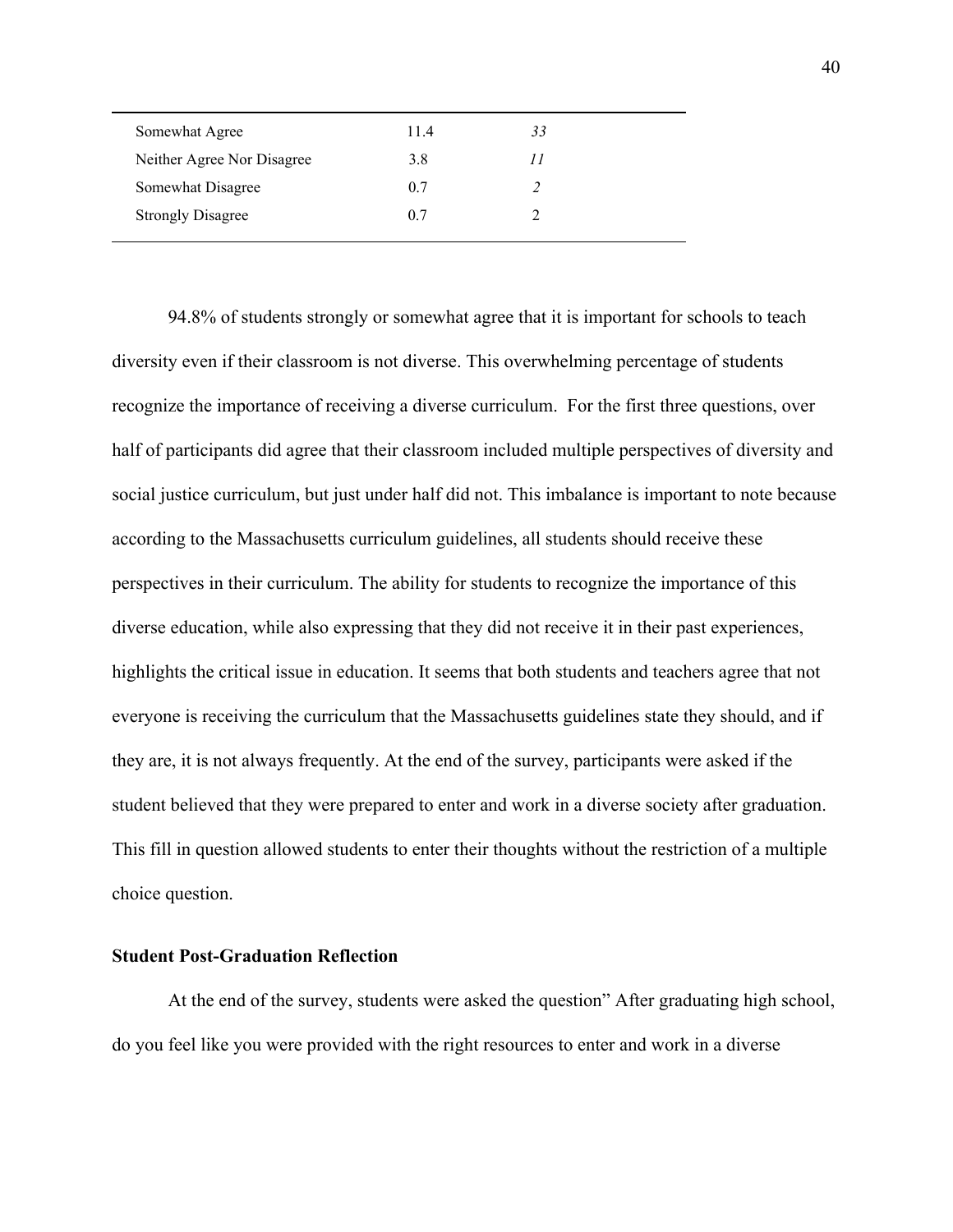| | | |
|---|---|---|
| Somewhat Agree | 11.4 | *33* |
| Neither Agree Nor Disagree | 3.8 | *11* |
| Somewhat Disagree | 0.7 | *2* |
| Strongly Disagree | 0.7 | 2 |

94.8% of students strongly or somewhat agree that it is important for schools to teach diversity even if their classroom is not diverse. This overwhelming percentage of students recognize the importance of receiving a diverse curriculum.  For the first three questions, over half of participants did agree that their classroom included multiple perspectives of diversity and social justice curriculum, but just under half did not. This imbalance is important to note because according to the Massachusetts curriculum guidelines, all students should receive these perspectives in their curriculum. The ability for students to recognize the importance of this diverse education, while also expressing that they did not receive it in their past experiences, highlights the critical issue in education. It seems that both students and teachers agree that not everyone is receiving the curriculum that the Massachusetts guidelines state they should, and if they are, it is not always frequently. At the end of the survey, participants were asked if the student believed that they were prepared to enter and work in a diverse society after graduation. This fill in question allowed students to enter their thoughts without the restriction of a multiple choice question.

**Student Post-Graduation Reflection**

At the end of the survey, students were asked the question" After graduating high school, do you feel like you were provided with the right resources to enter and work in a diverse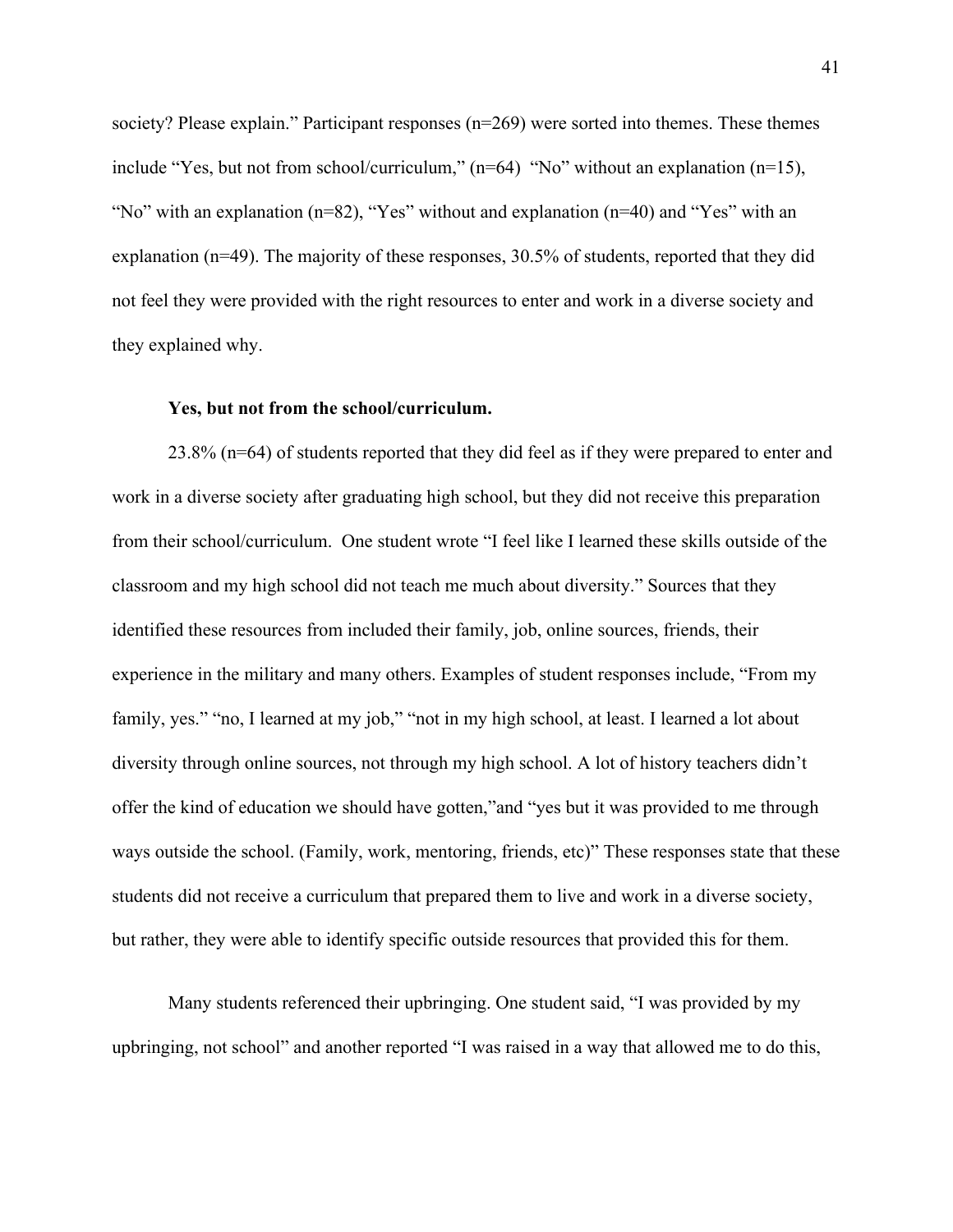society? Please explain." Participant responses (n=269) were sorted into themes. These themes include "Yes, but not from school/curriculum," (n=64) "No" without an explanation (n=15), "No" with an explanation (n=82), "Yes" without and explanation (n=40) and "Yes" with an explanation (n=49). The majority of these responses, 30.5% of students, reported that they did not feel they were provided with the right resources to enter and work in a diverse society and they explained why.

**Yes, but not from the school/curriculum.**

23.8% (n=64) of students reported that they did feel as if they were prepared to enter and work in a diverse society after graduating high school, but they did not receive this preparation from their school/curriculum. One student wrote "I feel like I learned these skills outside of the classroom and my high school did not teach me much about diversity." Sources that they identified these resources from included their family, job, online sources, friends, their experience in the military and many others. Examples of student responses include, "From my family, yes." "no, I learned at my job," "not in my high school, at least. I learned a lot about diversity through online sources, not through my high school. A lot of history teachers didn't offer the kind of education we should have gotten,"and "yes but it was provided to me through ways outside the school. (Family, work, mentoring, friends, etc)" These responses state that these students did not receive a curriculum that prepared them to live and work in a diverse society, but rather, they were able to identify specific outside resources that provided this for them.

Many students referenced their upbringing. One student said, "I was provided by my upbringing, not school" and another reported "I was raised in a way that allowed me to do this,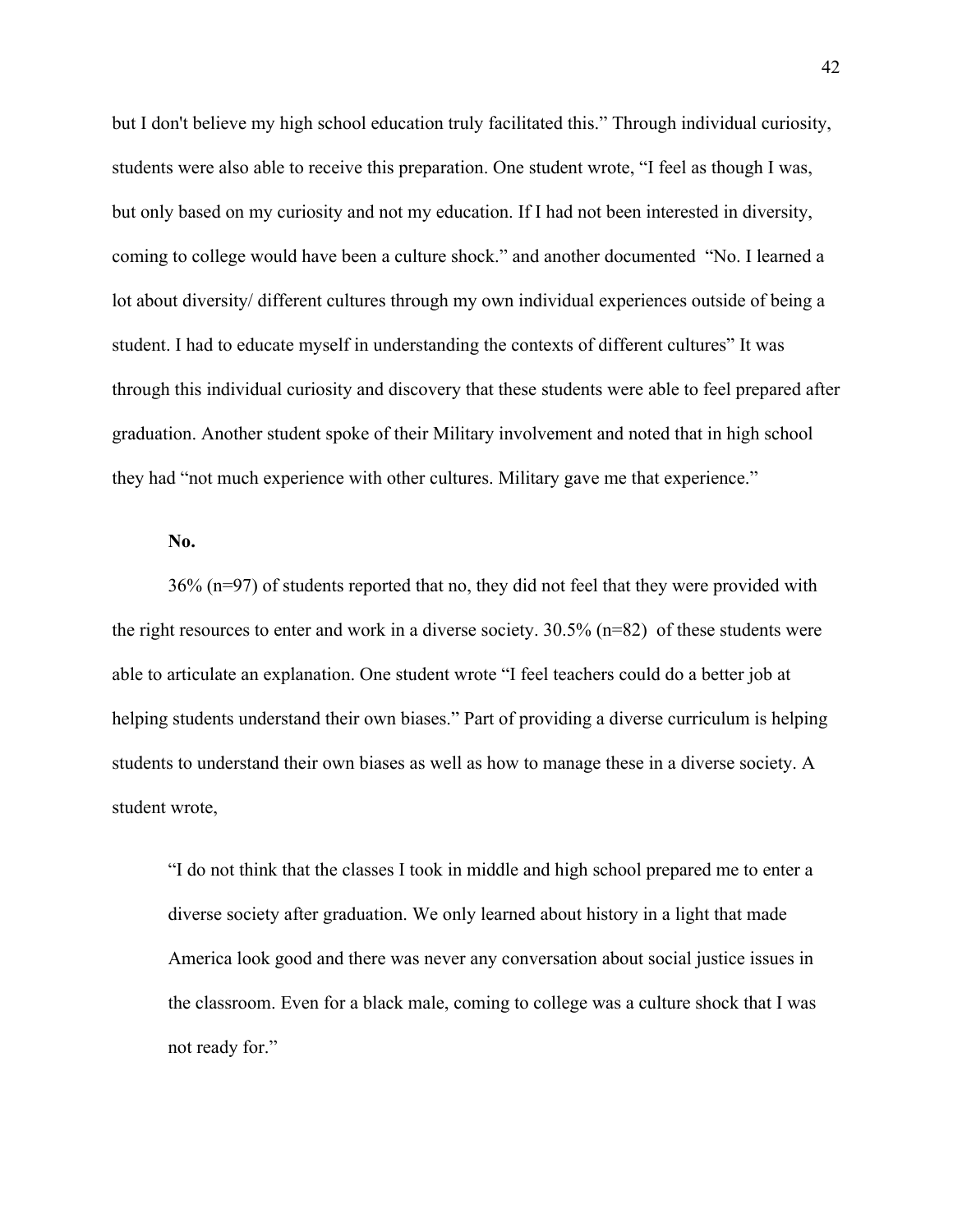but I don't believe my high school education truly facilitated this." Through individual curiosity, students were also able to receive this preparation. One student wrote, "I feel as though I was, but only based on my curiosity and not my education. If I had not been interested in diversity, coming to college would have been a culture shock." and another documented "No. I learned a lot about diversity/ different cultures through my own individual experiences outside of being a student. I had to educate myself in understanding the contexts of different cultures" It was through this individual curiosity and discovery that these students were able to feel prepared after graduation. Another student spoke of their Military involvement and noted that in high school they had "not much experience with other cultures. Military gave me that experience."

**No.**

36% (n=97) of students reported that no, they did not feel that they were provided with the right resources to enter and work in a diverse society. 30.5% (n=82) of these students were able to articulate an explanation. One student wrote "I feel teachers could do a better job at helping students understand their own biases." Part of providing a diverse curriculum is helping students to understand their own biases as well as how to manage these in a diverse society. A student wrote,

> "I do not think that the classes I took in middle and high school prepared me to enter a diverse society after graduation. We only learned about history in a light that made America look good and there was never any conversation about social justice issues in the classroom. Even for a black male, coming to college was a culture shock that I was not ready for."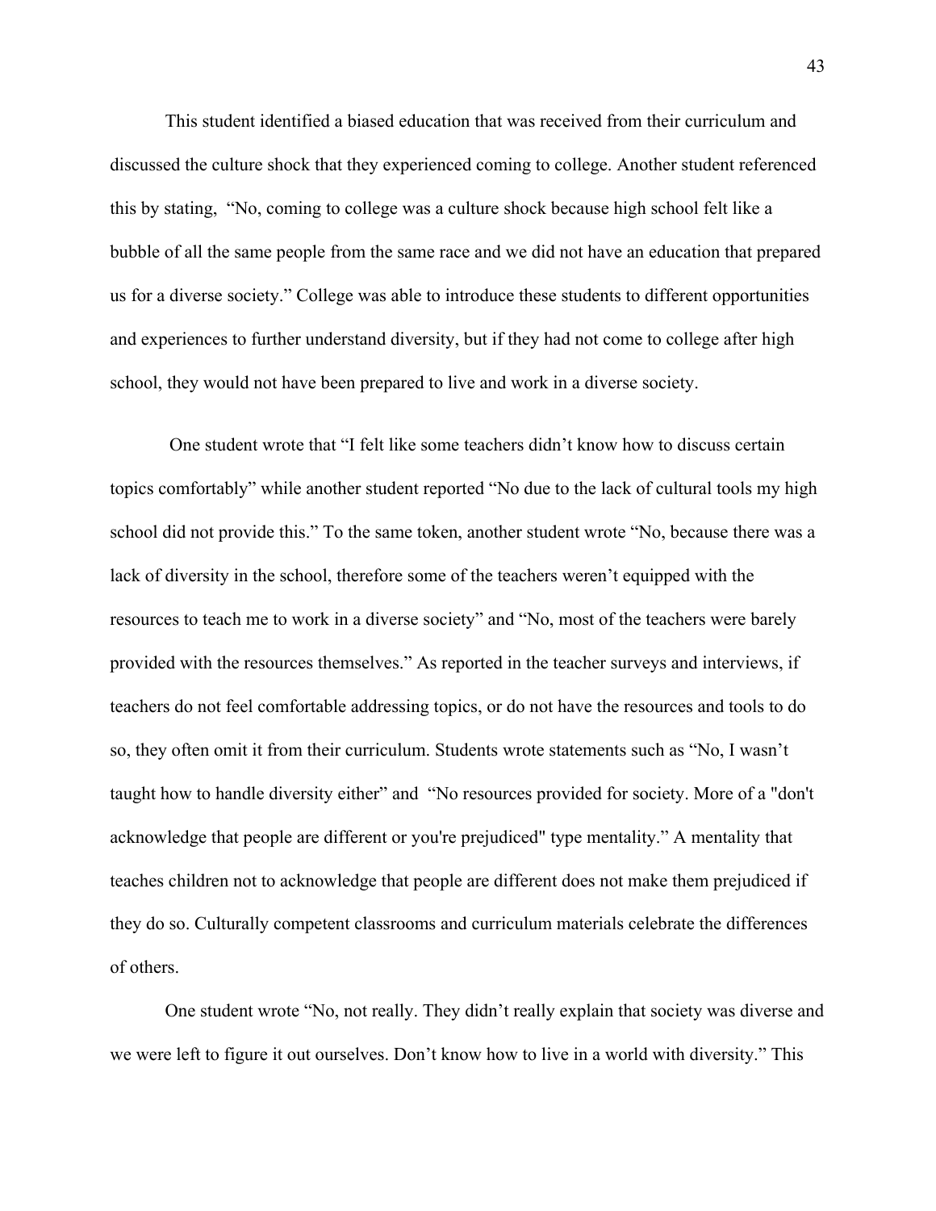This student identified a biased education that was received from their curriculum and discussed the culture shock that they experienced coming to college. Another student referenced this by stating, "No, coming to college was a culture shock because high school felt like a bubble of all the same people from the same race and we did not have an education that prepared us for a diverse society." College was able to introduce these students to different opportunities and experiences to further understand diversity, but if they had not come to college after high school, they would not have been prepared to live and work in a diverse society.

One student wrote that "I felt like some teachers didn't know how to discuss certain topics comfortably" while another student reported "No due to the lack of cultural tools my high school did not provide this." To the same token, another student wrote "No, because there was a lack of diversity in the school, therefore some of the teachers weren't equipped with the resources to teach me to work in a diverse society" and "No, most of the teachers were barely provided with the resources themselves." As reported in the teacher surveys and interviews, if teachers do not feel comfortable addressing topics, or do not have the resources and tools to do so, they often omit it from their curriculum. Students wrote statements such as "No, I wasn't taught how to handle diversity either" and "No resources provided for society. More of a "don't acknowledge that people are different or you're prejudiced" type mentality." A mentality that teaches children not to acknowledge that people are different does not make them prejudiced if they do so. Culturally competent classrooms and curriculum materials celebrate the differences of others.

One student wrote "No, not really. They didn't really explain that society was diverse and we were left to figure it out ourselves. Don't know how to live in a world with diversity." This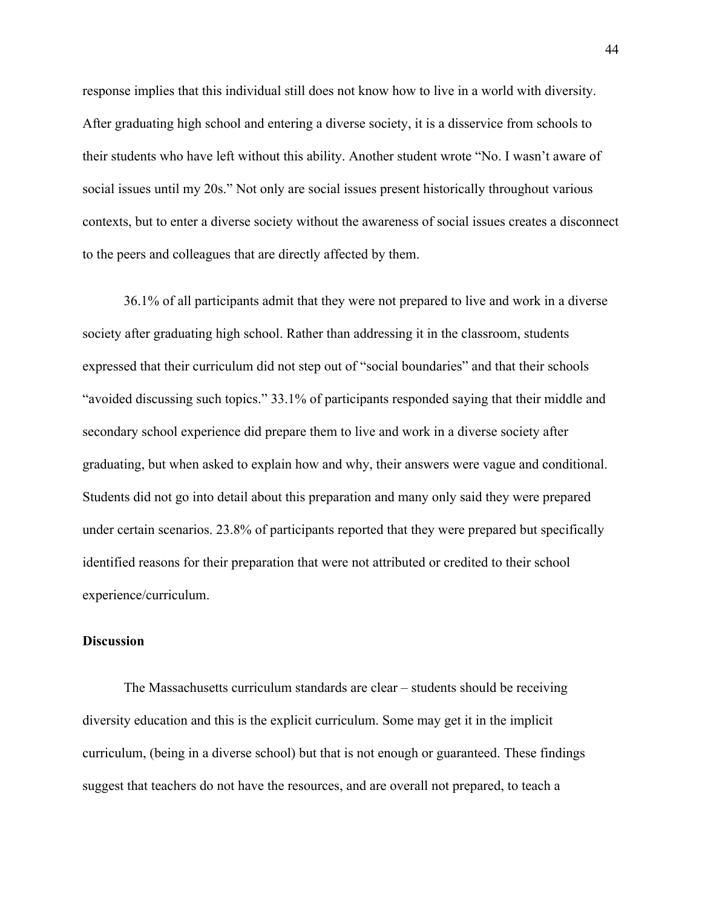response implies that this individual still does not know how to live in a world with diversity. After graduating high school and entering a diverse society, it is a disservice from schools to their students who have left without this ability. Another student wrote "No. I wasn't aware of social issues until my 20s." Not only are social issues present historically throughout various contexts, but to enter a diverse society without the awareness of social issues creates a disconnect to the peers and colleagues that are directly affected by them.

36.1% of all participants admit that they were not prepared to live and work in a diverse society after graduating high school. Rather than addressing it in the classroom, students expressed that their curriculum did not step out of "social boundaries" and that their schools "avoided discussing such topics." 33.1% of participants responded saying that their middle and secondary school experience did prepare them to live and work in a diverse society after graduating, but when asked to explain how and why, their answers were vague and conditional. Students did not go into detail about this preparation and many only said they were prepared under certain scenarios. 23.8% of participants reported that they were prepared but specifically identified reasons for their preparation that were not attributed or credited to their school experience/curriculum.

**Discussion**

The Massachusetts curriculum standards are clear – students should be receiving diversity education and this is the explicit curriculum. Some may get it in the implicit curriculum, (being in a diverse school) but that is not enough or guaranteed. These findings suggest that teachers do not have the resources, and are overall not prepared, to teach a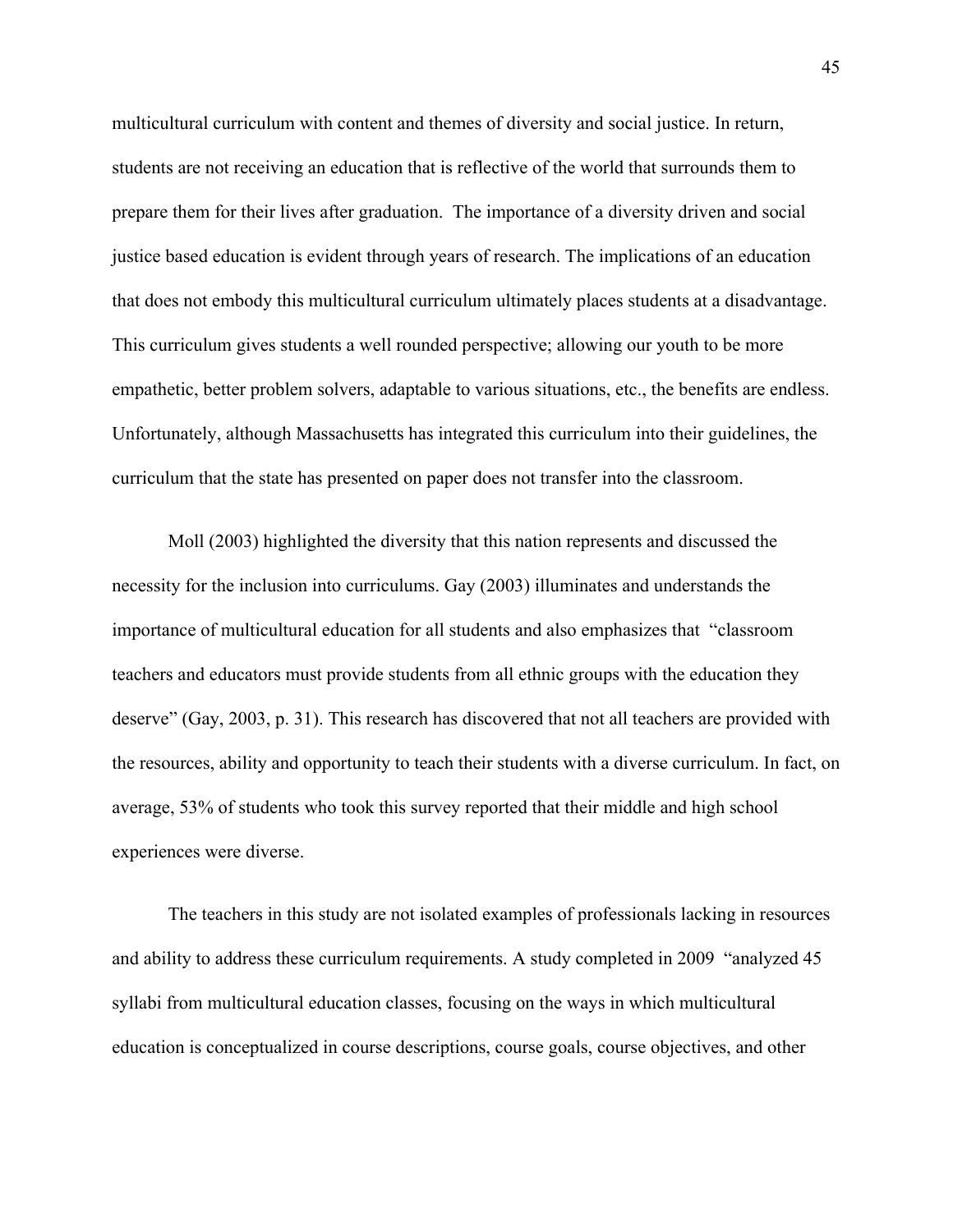multicultural curriculum with content and themes of diversity and social justice. In return, students are not receiving an education that is reflective of the world that surrounds them to prepare them for their lives after graduation. The importance of a diversity driven and social justice based education is evident through years of research. The implications of an education that does not embody this multicultural curriculum ultimately places students at a disadvantage. This curriculum gives students a well rounded perspective; allowing our youth to be more empathetic, better problem solvers, adaptable to various situations, etc., the benefits are endless. Unfortunately, although Massachusetts has integrated this curriculum into their guidelines, the curriculum that the state has presented on paper does not transfer into the classroom.

Moll (2003) highlighted the diversity that this nation represents and discussed the necessity for the inclusion into curriculums. Gay (2003) illuminates and understands the importance of multicultural education for all students and also emphasizes that "classroom teachers and educators must provide students from all ethnic groups with the education they deserve" (Gay, 2003, p. 31). This research has discovered that not all teachers are provided with the resources, ability and opportunity to teach their students with a diverse curriculum. In fact, on average, 53% of students who took this survey reported that their middle and high school experiences were diverse.

The teachers in this study are not isolated examples of professionals lacking in resources and ability to address these curriculum requirements. A study completed in 2009 "analyzed 45 syllabi from multicultural education classes, focusing on the ways in which multicultural education is conceptualized in course descriptions, course goals, course objectives, and other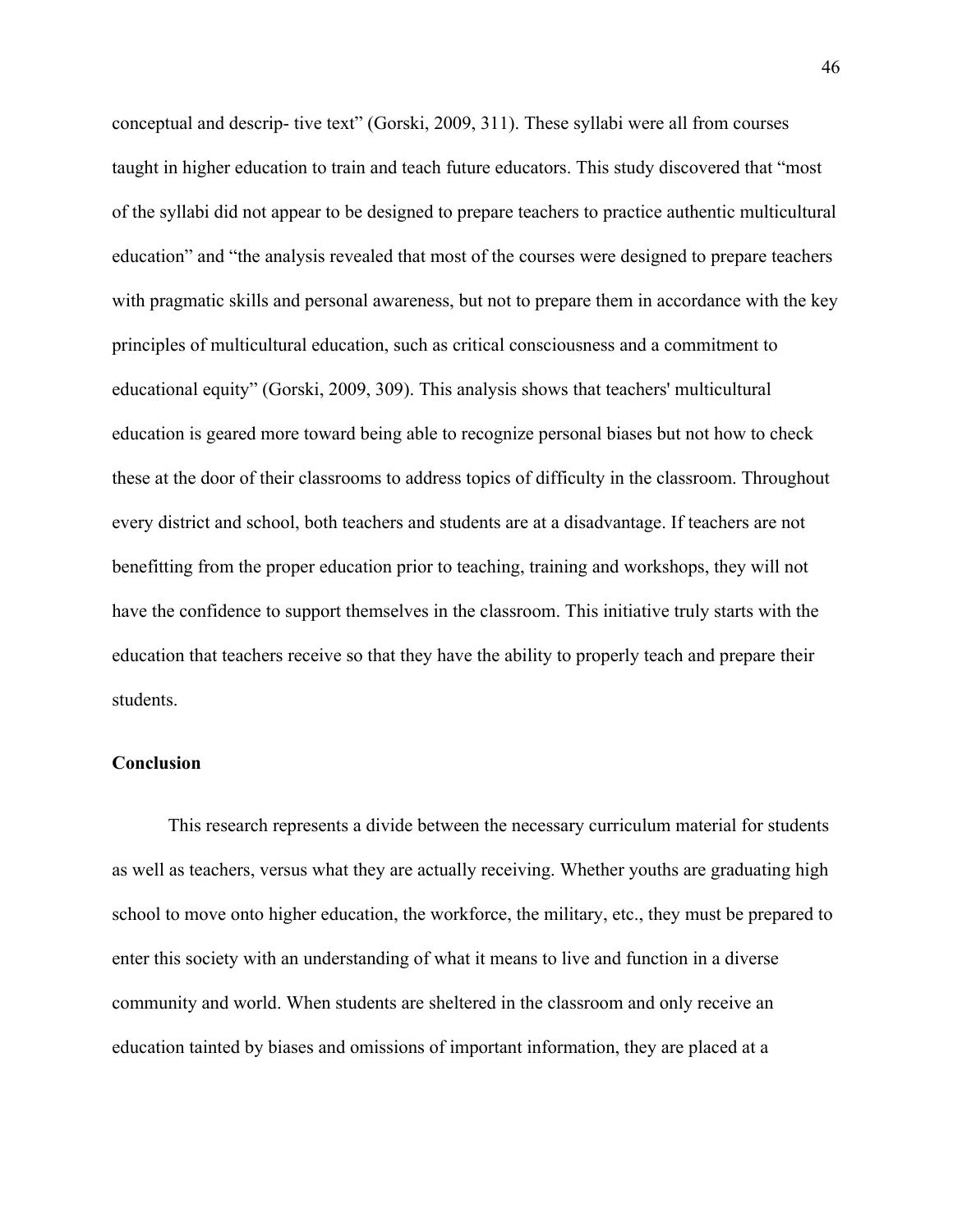conceptual and descrip- tive text" (Gorski, 2009, 311). These syllabi were all from courses taught in higher education to train and teach future educators. This study discovered that "most of the syllabi did not appear to be designed to prepare teachers to practice authentic multicultural education" and "the analysis revealed that most of the courses were designed to prepare teachers with pragmatic skills and personal awareness, but not to prepare them in accordance with the key principles of multicultural education, such as critical consciousness and a commitment to educational equity" (Gorski, 2009, 309). This analysis shows that teachers' multicultural education is geared more toward being able to recognize personal biases but not how to check these at the door of their classrooms to address topics of difficulty in the classroom. Throughout every district and school, both teachers and students are at a disadvantage. If teachers are not benefitting from the proper education prior to teaching, training and workshops, they will not have the confidence to support themselves in the classroom. This initiative truly starts with the education that teachers receive so that they have the ability to properly teach and prepare their students.

**Conclusion**

This research represents a divide between the necessary curriculum material for students as well as teachers, versus what they are actually receiving. Whether youths are graduating high school to move onto higher education, the workforce, the military, etc., they must be prepared to enter this society with an understanding of what it means to live and function in a diverse community and world. When students are sheltered in the classroom and only receive an education tainted by biases and omissions of important information, they are placed at a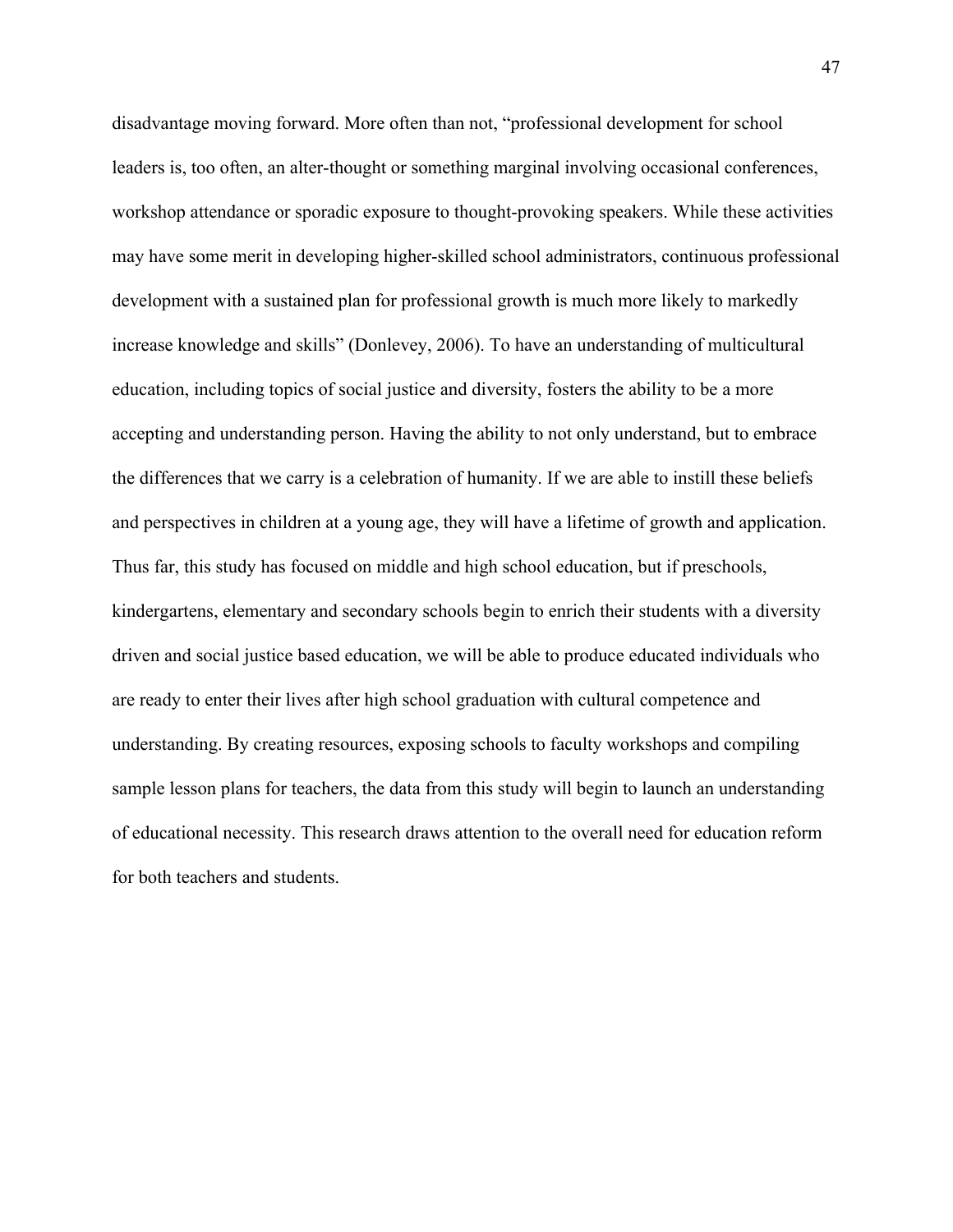disadvantage moving forward. More often than not, "professional development for school leaders is, too often, an alter-thought or something marginal involving occasional conferences, workshop attendance or sporadic exposure to thought-provoking speakers. While these activities may have some merit in developing higher-skilled school administrators, continuous professional development with a sustained plan for professional growth is much more likely to markedly increase knowledge and skills" (Donlevey, 2006). To have an understanding of multicultural education, including topics of social justice and diversity, fosters the ability to be a more accepting and understanding person. Having the ability to not only understand, but to embrace the differences that we carry is a celebration of humanity. If we are able to instill these beliefs and perspectives in children at a young age, they will have a lifetime of growth and application. Thus far, this study has focused on middle and high school education, but if preschools, kindergartens, elementary and secondary schools begin to enrich their students with a diversity driven and social justice based education, we will be able to produce educated individuals who are ready to enter their lives after high school graduation with cultural competence and understanding. By creating resources, exposing schools to faculty workshops and compiling sample lesson plans for teachers, the data from this study will begin to launch an understanding of educational necessity. This research draws attention to the overall need for education reform for both teachers and students.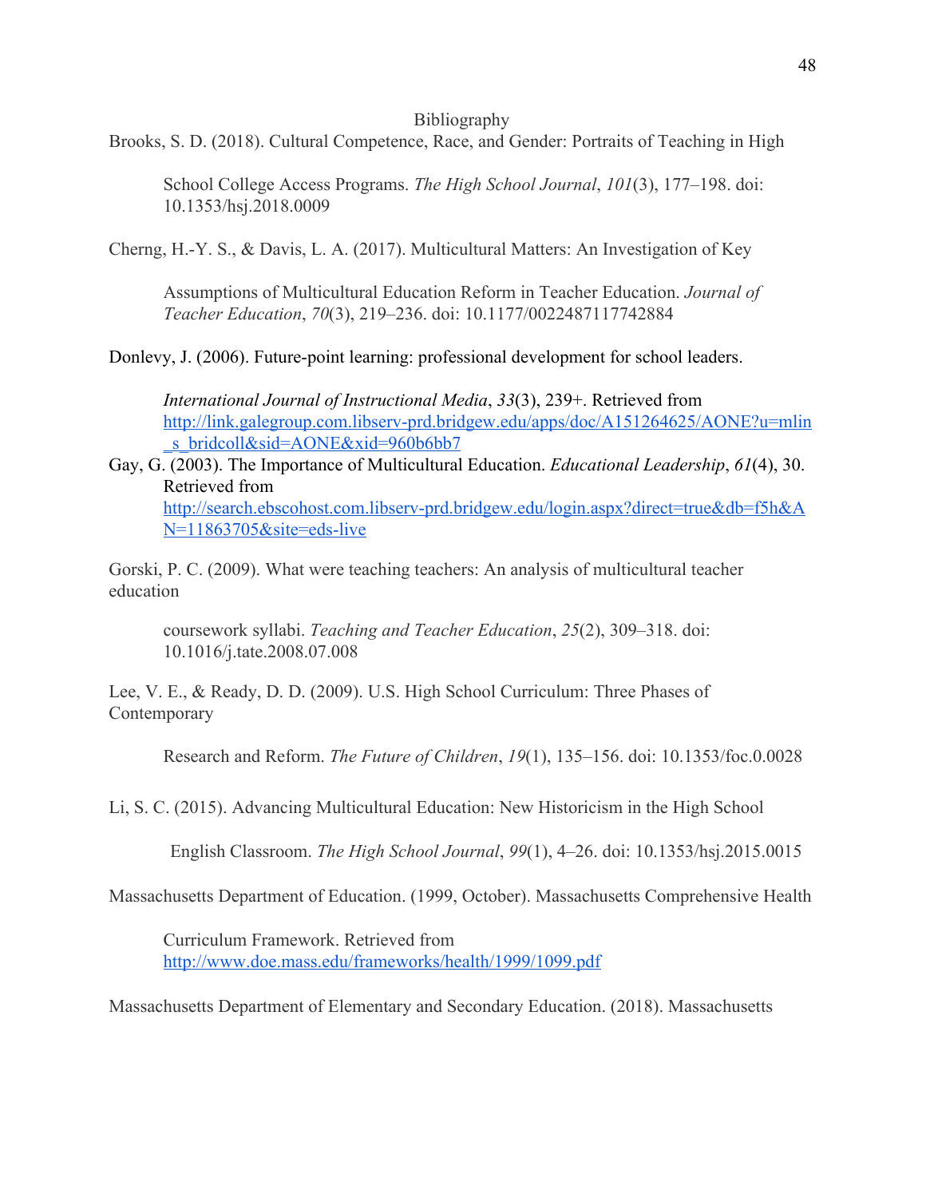# Bibliography

Brooks, S. D. (2018). Cultural Competence, Race, and Gender: Portraits of Teaching in High School College Access Programs. *The High School Journal*, *101*(3), 177–198. doi: 10.1353/hsj.2018.0009

Cherng, H.-Y. S., & Davis, L. A. (2017). Multicultural Matters: An Investigation of Key Assumptions of Multicultural Education Reform in Teacher Education. *Journal of Teacher Education*, *70*(3), 219–236. doi: 10.1177/0022487117742884

Donlevy, J. (2006). Future-point learning: professional development for school leaders. *International Journal of Instructional Media*, *33*(3), 239+. Retrieved from http://link.galegroup.com.libserv-prd.bridgew.edu/apps/doc/A151264625/AONE?u=mlin_s_bridcoll&sid=AONE&xid=960b6bb7

Gay, G. (2003). The Importance of Multicultural Education. *Educational Leadership*, *61*(4), 30. Retrieved from http://search.ebscohost.com.libserv-prd.bridgew.edu/login.aspx?direct=true&db=f5h&AN=11863705&site=eds-live

Gorski, P. C. (2009). What were teaching teachers: An analysis of multicultural teacher education coursework syllabi. *Teaching and Teacher Education*, *25*(2), 309–318. doi: 10.1016/j.tate.2008.07.008

Lee, V. E., & Ready, D. D. (2009). U.S. High School Curriculum: Three Phases of Contemporary Research and Reform. *The Future of Children*, *19*(1), 135–156. doi: 10.1353/foc.0.0028

Li, S. C. (2015). Advancing Multicultural Education: New Historicism in the High School English Classroom. *The High School Journal*, *99*(1), 4–26. doi: 10.1353/hsj.2015.0015

Massachusetts Department of Education. (1999, October). Massachusetts Comprehensive Health Curriculum Framework. Retrieved from http://www.doe.mass.edu/frameworks/health/1999/1099.pdf

Massachusetts Department of Elementary and Secondary Education. (2018). Massachusetts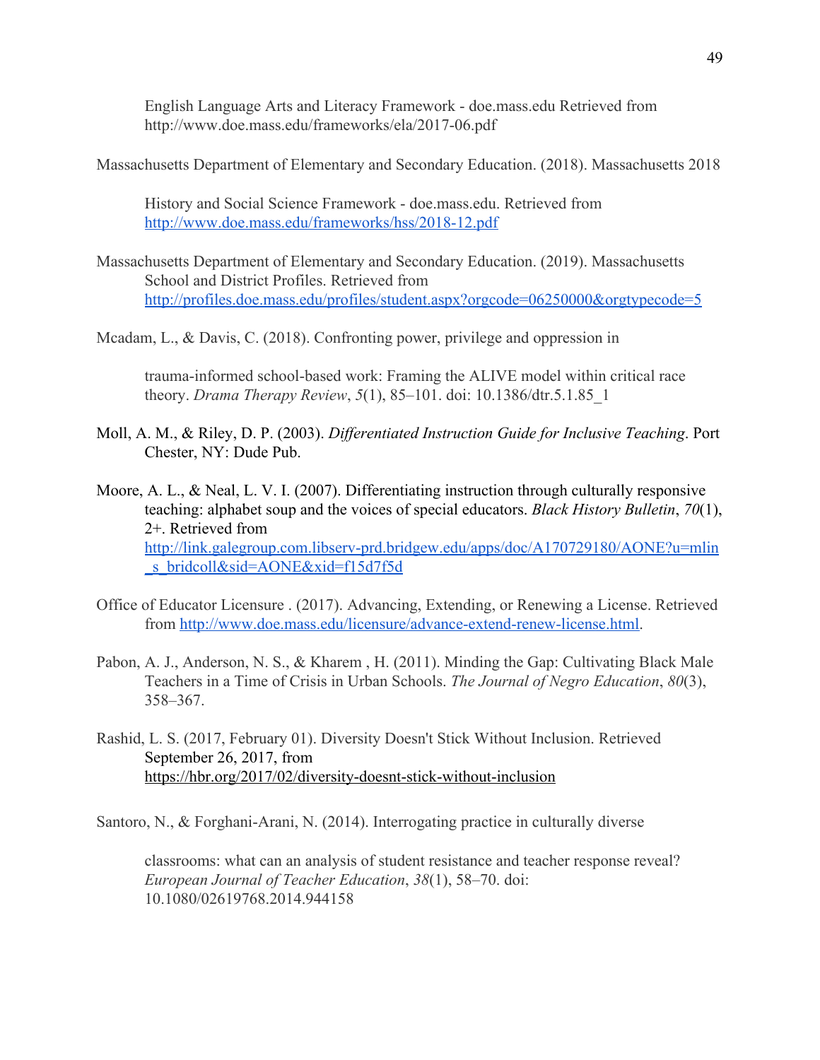English Language Arts and Literacy Framework - doe.mass.edu Retrieved from http://www.doe.mass.edu/frameworks/ela/2017-06.pdf

Massachusetts Department of Elementary and Secondary Education. (2018). Massachusetts 2018 History and Social Science Framework - doe.mass.edu. Retrieved from http://www.doe.mass.edu/frameworks/hss/2018-12.pdf

Massachusetts Department of Elementary and Secondary Education. (2019). Massachusetts School and District Profiles. Retrieved from http://profiles.doe.mass.edu/profiles/student.aspx?orgcode=06250000&orgtypecode=5

Mcadam, L., & Davis, C. (2018). Confronting power, privilege and oppression in trauma-informed school-based work: Framing the ALIVE model within critical race theory. *Drama Therapy Review*, *5*(1), 85–101. doi: 10.1386/dtr.5.1.85_1

Moll, A. M., & Riley, D. P. (2003). *Differentiated Instruction Guide for Inclusive Teaching*. Port Chester, NY: Dude Pub.

Moore, A. L., & Neal, L. V. I. (2007). Differentiating instruction through culturally responsive teaching: alphabet soup and the voices of special educators. *Black History Bulletin*, *70*(1), 2+. Retrieved from http://link.galegroup.com.libserv-prd.bridgew.edu/apps/doc/A170729180/AONE?u=mlin_s_bridcoll&sid=AONE&xid=f15d7f5d

Office of Educator Licensure . (2017). Advancing, Extending, or Renewing a License. Retrieved from http://www.doe.mass.edu/licensure/advance-extend-renew-license.html.

Pabon, A. J., Anderson, N. S., & Kharem , H. (2011). Minding the Gap: Cultivating Black Male Teachers in a Time of Crisis in Urban Schools. *The Journal of Negro Education*, *80*(3), 358–367.

Rashid, L. S. (2017, February 01). Diversity Doesn't Stick Without Inclusion. Retrieved September 26, 2017, from https://hbr.org/2017/02/diversity-doesnt-stick-without-inclusion

Santoro, N., & Forghani-Arani, N. (2014). Interrogating practice in culturally diverse classrooms: what can an analysis of student resistance and teacher response reveal? *European Journal of Teacher Education*, *38*(1), 58–70. doi: 10.1080/02619768.2014.944158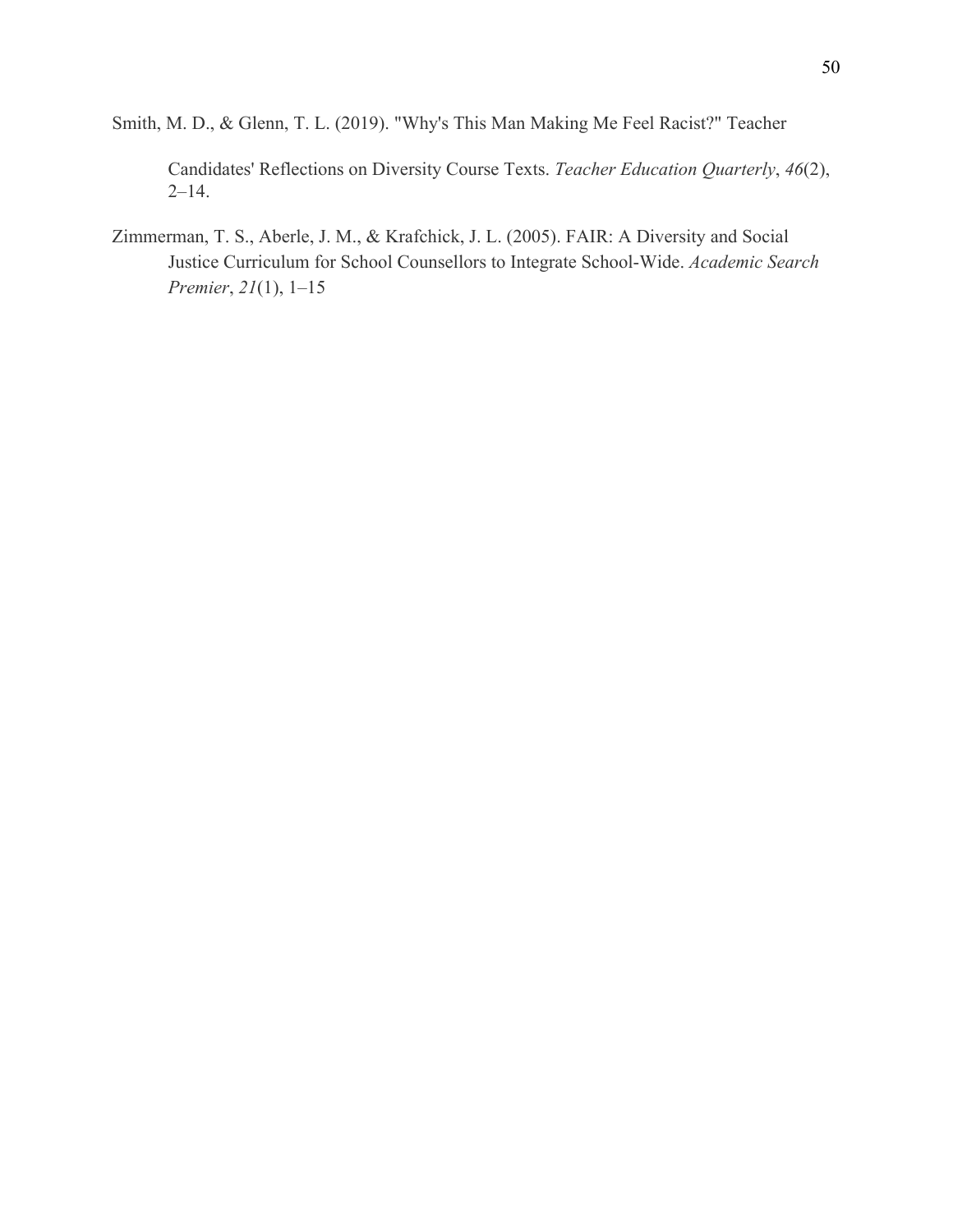Smith, M. D., & Glenn, T. L. (2019). "Why's This Man Making Me Feel Racist?" Teacher Candidates' Reflections on Diversity Course Texts. *Teacher Education Quarterly*, *46*(2), 2–14.

Zimmerman, T. S., Aberle, J. M., & Krafchick, J. L. (2005). FAIR: A Diversity and Social Justice Curriculum for School Counsellors to Integrate School-Wide. *Academic Search Premier*, *21*(1), 1–15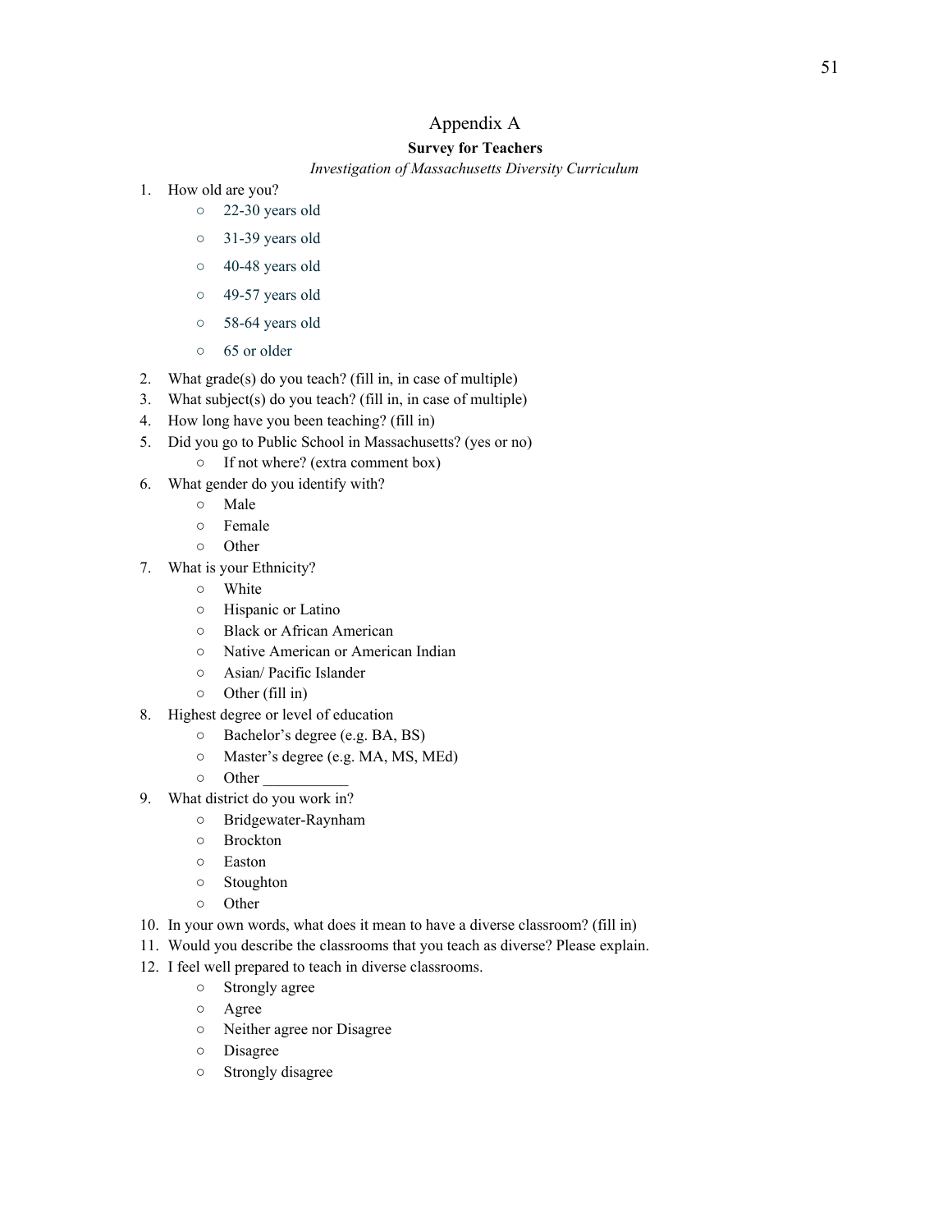# Appendix A

**Survey for Teachers**

*Investigation of Massachusetts Diversity Curriculum*

1. How old are you?
   - 22-30 years old
   - 31-39 years old
   - 40-48 years old
   - 49-57 years old
   - 58-64 years old
   - 65 or older
2. What grade(s) do you teach? (fill in, in case of multiple)
3. What subject(s) do you teach? (fill in, in case of multiple)
4. How long have you been teaching? (fill in)
5. Did you go to Public School in Massachusetts? (yes or no)
   - If not where? (extra comment box)
6. What gender do you identify with?
   - Male
   - Female
   - Other
7. What is your Ethnicity?
   - White
   - Hispanic or Latino
   - Black or African American
   - Native American or American Indian
   - Asian/ Pacific Islander
   - Other (fill in)
8. Highest degree or level of education
   - Bachelor's degree (e.g. BA, BS)
   - Master's degree (e.g. MA, MS, MEd)
   - Other ___________
9. What district do you work in?
   - Bridgewater-Raynham
   - Brockton
   - Easton
   - Stoughton
   - Other
10. In your own words, what does it mean to have a diverse classroom? (fill in)
11. Would you describe the classrooms that you teach as diverse? Please explain.
12. I feel well prepared to teach in diverse classrooms.
    - Strongly agree
    - Agree
    - Neither agree nor Disagree
    - Disagree
    - Strongly disagree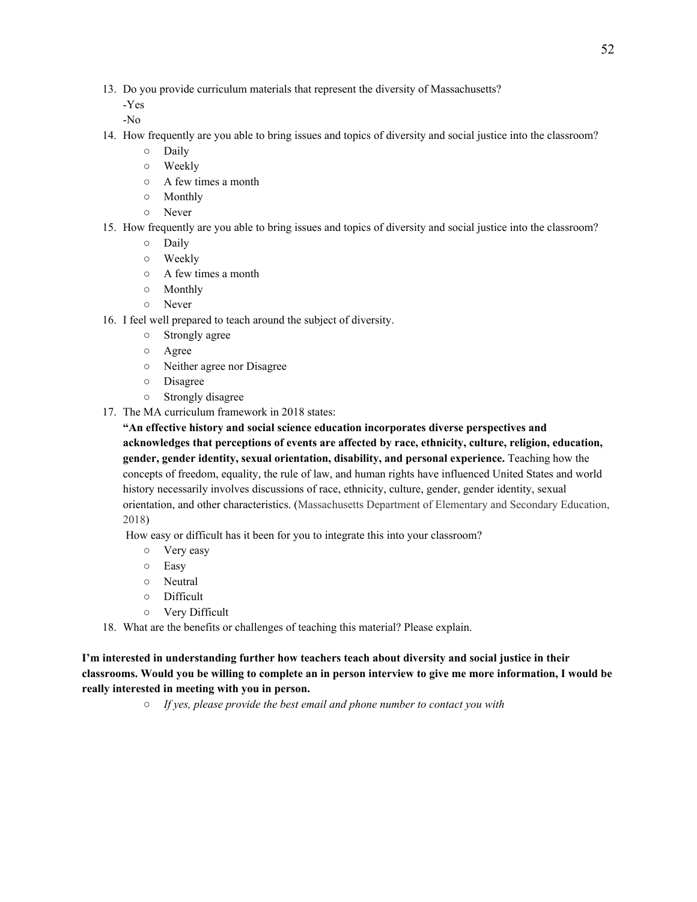13. Do you provide curriculum materials that represent the diversity of Massachusetts?
    -Yes
    -No
14. How frequently are you able to bring issues and topics of diversity and social justice into the classroom?
    - Daily
    - Weekly
    - A few times a month
    - Monthly
    - Never
15. How frequently are you able to bring issues and topics of diversity and social justice into the classroom?
    - Daily
    - Weekly
    - A few times a month
    - Monthly
    - Never
16. I feel well prepared to teach around the subject of diversity.
    - Strongly agree
    - Agree
    - Neither agree nor Disagree
    - Disagree
    - Strongly disagree
17. The MA curriculum framework in 2018 states:
    **"An effective history and social science education incorporates diverse perspectives and acknowledges that perceptions of events are affected by race, ethnicity, culture, religion, education, gender, gender identity, sexual orientation, disability, and personal experience.** Teaching how the concepts of freedom, equality, the rule of law, and human rights have influenced United States and world history necessarily involves discussions of race, ethnicity, culture, gender, gender identity, sexual orientation, and other characteristics. (Massachusetts Department of Elementary and Secondary Education, 2018)

    How easy or difficult has it been for you to integrate this into your classroom?
    - Very easy
    - Easy
    - Neutral
    - Difficult
    - Very Difficult
18. What are the benefits or challenges of teaching this material? Please explain.

**I'm interested in understanding further how teachers teach about diversity and social justice in their classrooms. Would you be willing to complete an in person interview to give me more information, I would be really interested in meeting with you in person.**

- *If yes, please provide the best email and phone number to contact you with*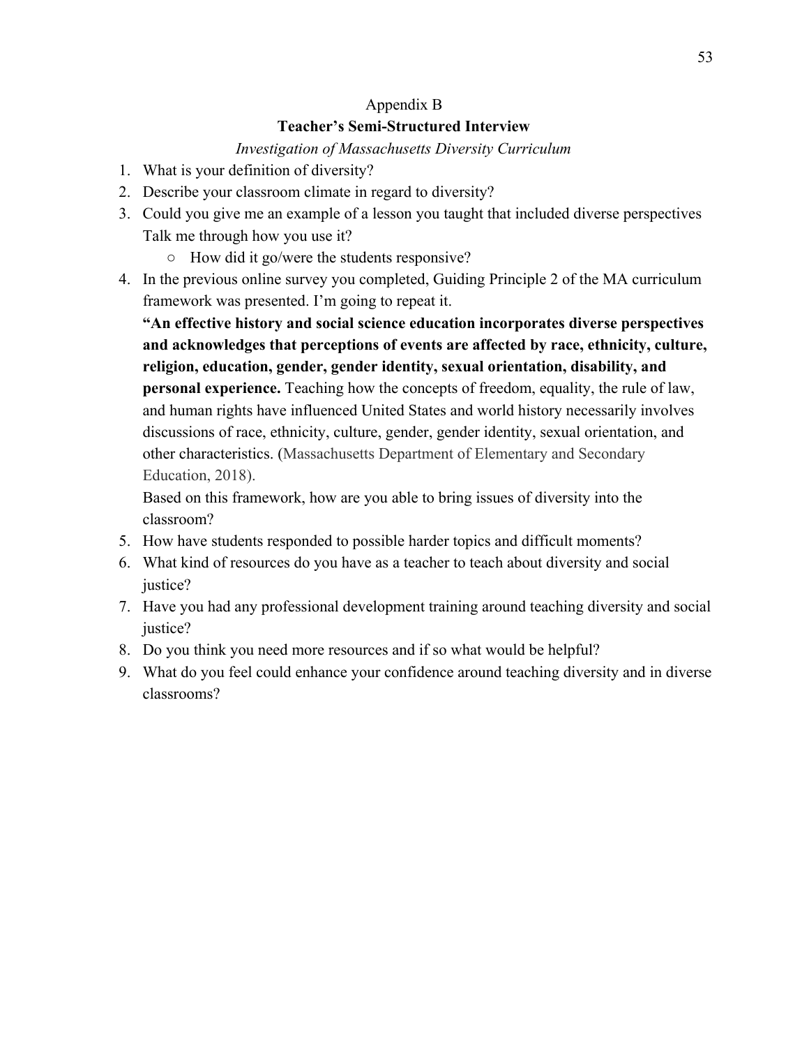Appendix B

## Teacher's Semi-Structured Interview

*Investigation of Massachusetts Diversity Curriculum*

1. What is your definition of diversity?
2. Describe your classroom climate in regard to diversity?
3. Could you give me an example of a lesson you taught that included diverse perspectives Talk me through how you use it?
    - How did it go/were the students responsive?
4. In the previous online survey you completed, Guiding Principle 2 of the MA curriculum framework was presented. I'm going to repeat it.

   **"An effective history and social science education incorporates diverse perspectives and acknowledges that perceptions of events are affected by race, ethnicity, culture, religion, education, gender, gender identity, sexual orientation, disability, and personal experience.** Teaching how the concepts of freedom, equality, the rule of law, and human rights have influenced United States and world history necessarily involves discussions of race, ethnicity, culture, gender, gender identity, sexual orientation, and other characteristics. (Massachusetts Department of Elementary and Secondary Education, 2018).

   Based on this framework, how are you able to bring issues of diversity into the classroom?
5. How have students responded to possible harder topics and difficult moments?
6. What kind of resources do you have as a teacher to teach about diversity and social justice?
7. Have you had any professional development training around teaching diversity and social justice?
8. Do you think you need more resources and if so what would be helpful?
9. What do you feel could enhance your confidence around teaching diversity and in diverse classrooms?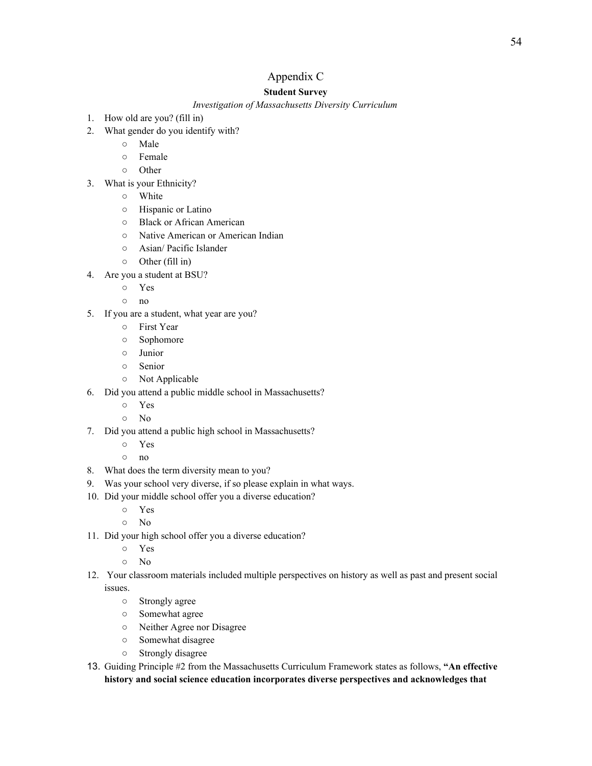# Appendix C

## Student Survey

*Investigation of Massachusetts Diversity Curriculum*

1. How old are you? (fill in)
2. What gender do you identify with?
   - Male
   - Female
   - Other
3. What is your Ethnicity?
   - White
   - Hispanic or Latino
   - Black or African American
   - Native American or American Indian
   - Asian/ Pacific Islander
   - Other (fill in)
4. Are you a student at BSU?
   - Yes
   - no
5. If you are a student, what year are you?
   - First Year
   - Sophomore
   - Junior
   - Senior
   - Not Applicable
6. Did you attend a public middle school in Massachusetts?
   - Yes
   - No
7. Did you attend a public high school in Massachusetts?
   - Yes
   - no
8. What does the term diversity mean to you?
9. Was your school very diverse, if so please explain in what ways.
10. Did your middle school offer you a diverse education?
    - Yes
    - No
11. Did your high school offer you a diverse education?
    - Yes
    - No
12. Your classroom materials included multiple perspectives on history as well as past and present social issues.
    - Strongly agree
    - Somewhat agree
    - Neither Agree nor Disagree
    - Somewhat disagree
    - Strongly disagree
13. Guiding Principle #2 from the Massachusetts Curriculum Framework states as follows, **"An effective history and social science education incorporates diverse perspectives and acknowledges that**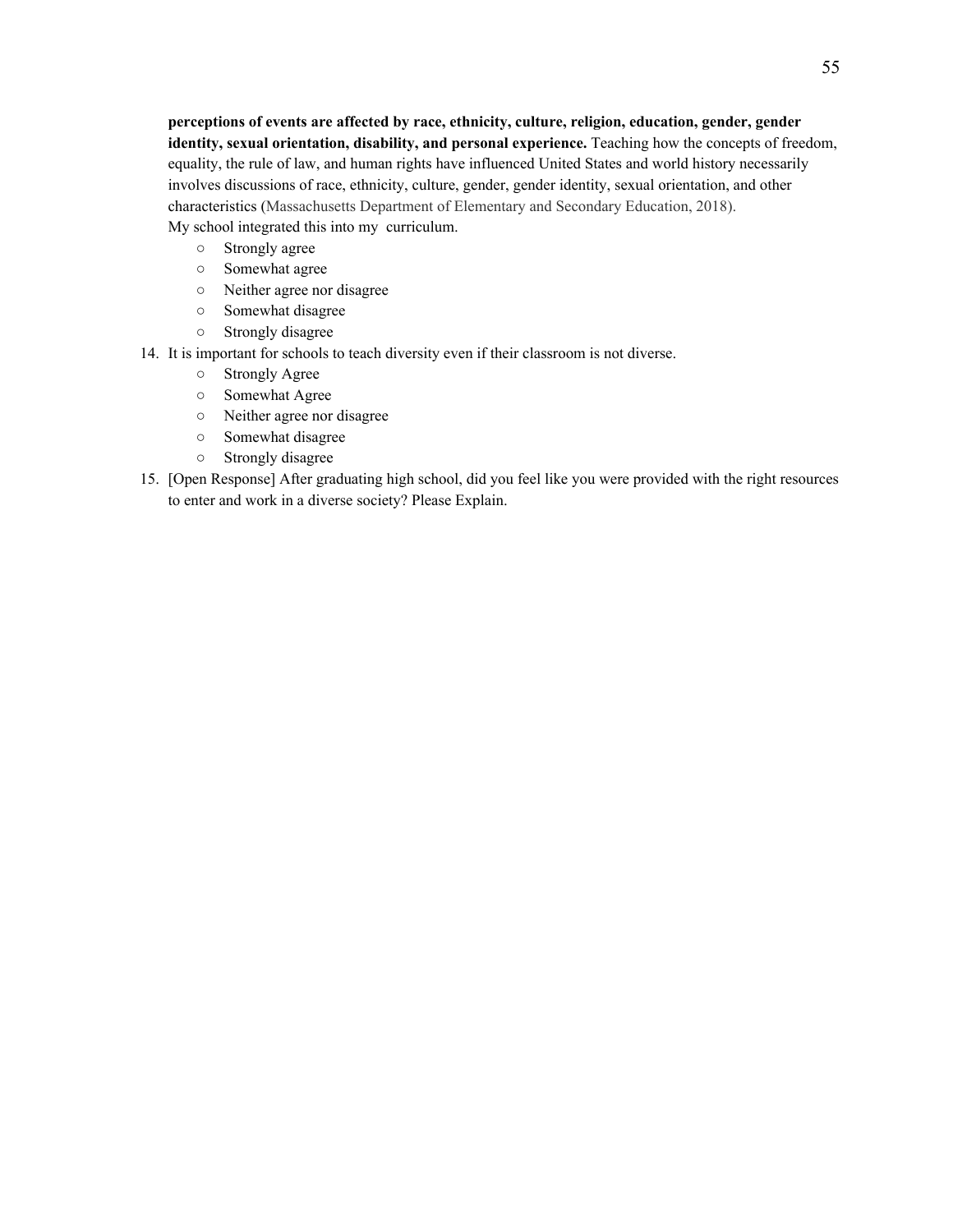**perceptions of events are affected by race, ethnicity, culture, religion, education, gender, gender identity, sexual orientation, disability, and personal experience.** Teaching how the concepts of freedom, equality, the rule of law, and human rights have influenced United States and world history necessarily involves discussions of race, ethnicity, culture, gender, gender identity, sexual orientation, and other characteristics (Massachusetts Department of Elementary and Secondary Education, 2018).
My school integrated this into my curriculum.
    - Strongly agree
    - Somewhat agree
    - Neither agree nor disagree
    - Somewhat disagree
    - Strongly disagree

14. It is important for schools to teach diversity even if their classroom is not diverse.
    - Strongly Agree
    - Somewhat Agree
    - Neither agree nor disagree
    - Somewhat disagree
    - Strongly disagree
15. [Open Response] After graduating high school, did you feel like you were provided with the right resources to enter and work in a diverse society? Please Explain.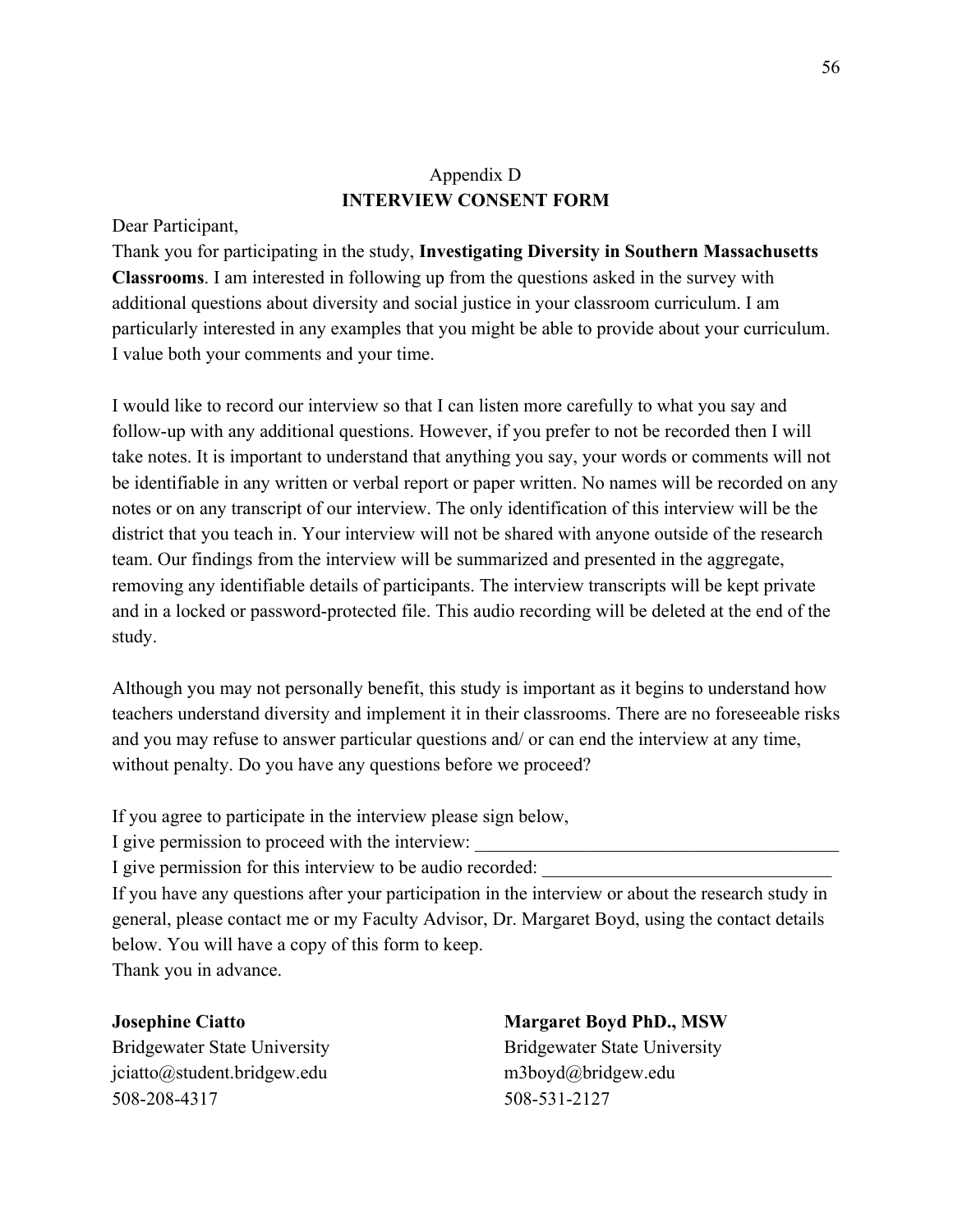Appendix D

## INTERVIEW CONSENT FORM

Dear Participant,

Thank you for participating in the study, **Investigating Diversity in Southern Massachusetts Classrooms**. I am interested in following up from the questions asked in the survey with additional questions about diversity and social justice in your classroom curriculum. I am particularly interested in any examples that you might be able to provide about your curriculum. I value both your comments and your time.

I would like to record our interview so that I can listen more carefully to what you say and follow-up with any additional questions. However, if you prefer to not be recorded then I will take notes. It is important to understand that anything you say, your words or comments will not be identifiable in any written or verbal report or paper written. No names will be recorded on any notes or on any transcript of our interview. The only identification of this interview will be the district that you teach in. Your interview will not be shared with anyone outside of the research team. Our findings from the interview will be summarized and presented in the aggregate, removing any identifiable details of participants. The interview transcripts will be kept private and in a locked or password-protected file. This audio recording will be deleted at the end of the study.

Although you may not personally benefit, this study is important as it begins to understand how teachers understand diversity and implement it in their classrooms. There are no foreseeable risks and you may refuse to answer particular questions and/ or can end the interview at any time, without penalty. Do you have any questions before we proceed?

If you agree to participate in the interview please sign below,

I give permission to proceed with the interview: ________________________________________

I give permission for this interview to be audio recorded: ________________________________

If you have any questions after your participation in the interview or about the research study in general, please contact me or my Faculty Advisor, Dr. Margaret Boyd, using the contact details below. You will have a copy of this form to keep.

Thank you in advance.

**Josephine Ciatto**
Bridgewater State University
jciatto@student.bridgew.edu
508-208-4317

**Margaret Boyd PhD., MSW**
Bridgewater State University
m3boyd@bridgew.edu
508-531-2127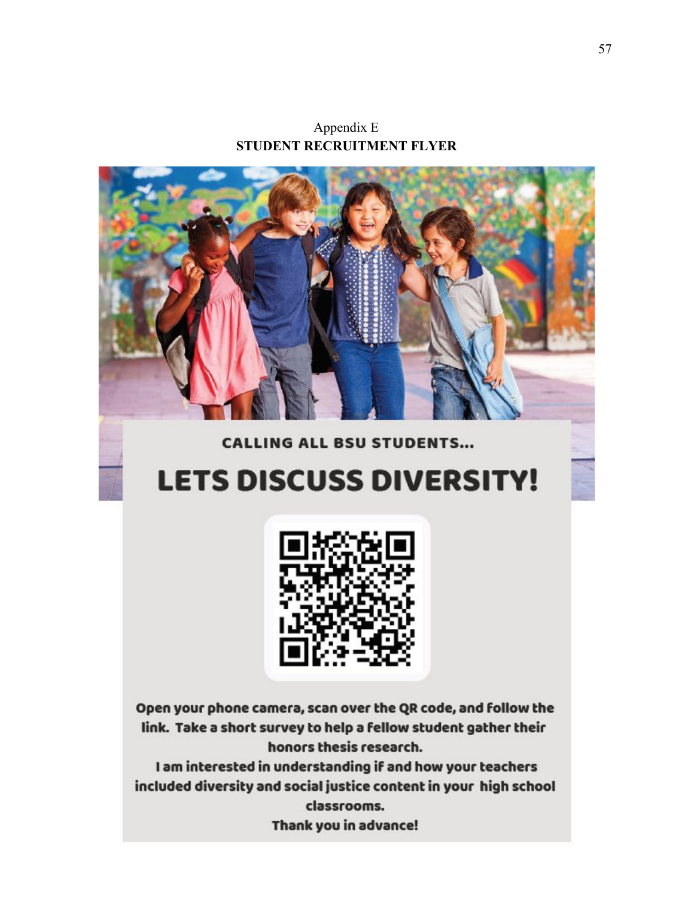Appendix E

**STUDENT RECRUITMENT FLYER**

CALLING ALL BSU STUDENTS...

**LETS DISCUSS DIVERSITY!**

Open your phone camera, scan over the QR code, and follow the link. Take a short survey to help a fellow student gather their honors thesis research.

I am interested in understanding if and how your teachers included diversity and social justice content in your high school classrooms.

Thank you in advance!